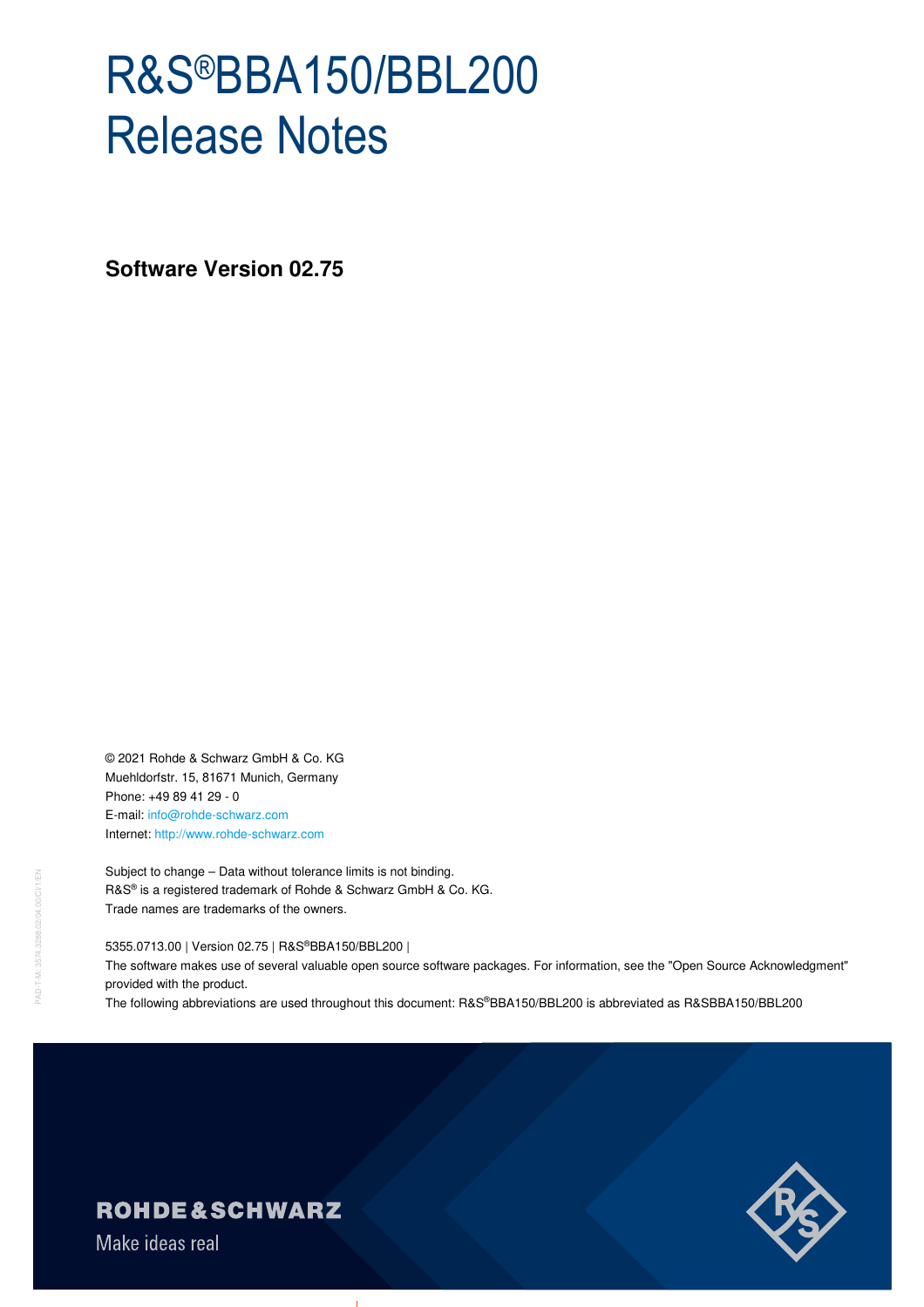# R&S®BBA150/BBL200 Release Notes

**Software Version 02.75**

© 2021 Rohde & Schwarz GmbH & Co. KG
Muehldorfstr. 15, 81671 Munich, Germany
Phone: +49 89 41 29 - 0
E-mail: info@rohde-schwarz.com
Internet: http://www.rohde-schwarz.com

Subject to change – Data without tolerance limits is not binding.
R&S® is a registered trademark of Rohde & Schwarz GmbH & Co. KG.
Trade names are trademarks of the owners.

5355.0713.00 | Version 02.75 | R&S®BBA150/BBL200 |
The software makes use of several valuable open source software packages. For information, see the "Open Source Acknowledgment" provided with the product.
The following abbreviations are used throughout this document: R&S®BBA150/BBL200 is abbreviated as R&SBBA150/BBL200

ROHDE&SCHWARZ
Make ideas real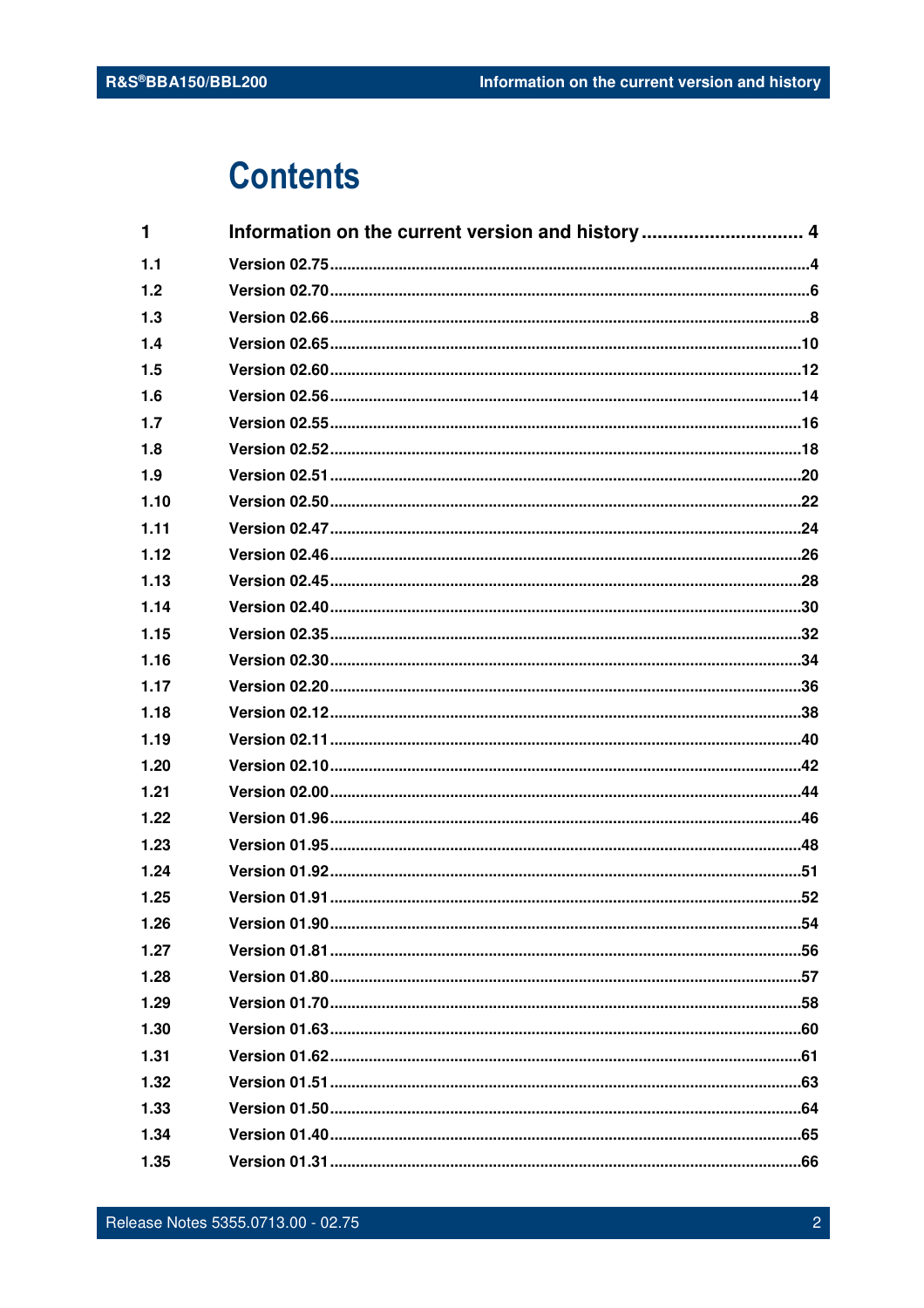# Contents

| | | |
|---|---|---|
| **1** | **Information on the current version and history** | **4** |
| 1.1 | Version 02.75 | 4 |
| 1.2 | Version 02.70 | 6 |
| 1.3 | Version 02.66 | 8 |
| 1.4 | Version 02.65 | 10 |
| 1.5 | Version 02.60 | 12 |
| 1.6 | Version 02.56 | 14 |
| 1.7 | Version 02.55 | 16 |
| 1.8 | Version 02.52 | 18 |
| 1.9 | Version 02.51 | 20 |
| 1.10 | Version 02.50 | 22 |
| 1.11 | Version 02.47 | 24 |
| 1.12 | Version 02.46 | 26 |
| 1.13 | Version 02.45 | 28 |
| 1.14 | Version 02.40 | 30 |
| 1.15 | Version 02.35 | 32 |
| 1.16 | Version 02.30 | 34 |
| 1.17 | Version 02.20 | 36 |
| 1.18 | Version 02.12 | 38 |
| 1.19 | Version 02.11 | 40 |
| 1.20 | Version 02.10 | 42 |
| 1.21 | Version 02.00 | 44 |
| 1.22 | Version 01.96 | 46 |
| 1.23 | Version 01.95 | 48 |
| 1.24 | Version 01.92 | 51 |
| 1.25 | Version 01.91 | 52 |
| 1.26 | Version 01.90 | 54 |
| 1.27 | Version 01.81 | 56 |
| 1.28 | Version 01.80 | 57 |
| 1.29 | Version 01.70 | 58 |
| 1.30 | Version 01.63 | 60 |
| 1.31 | Version 01.62 | 61 |
| 1.32 | Version 01.51 | 63 |
| 1.33 | Version 01.50 | 64 |
| 1.34 | Version 01.40 | 65 |
| 1.35 | Version 01.31 | 66 |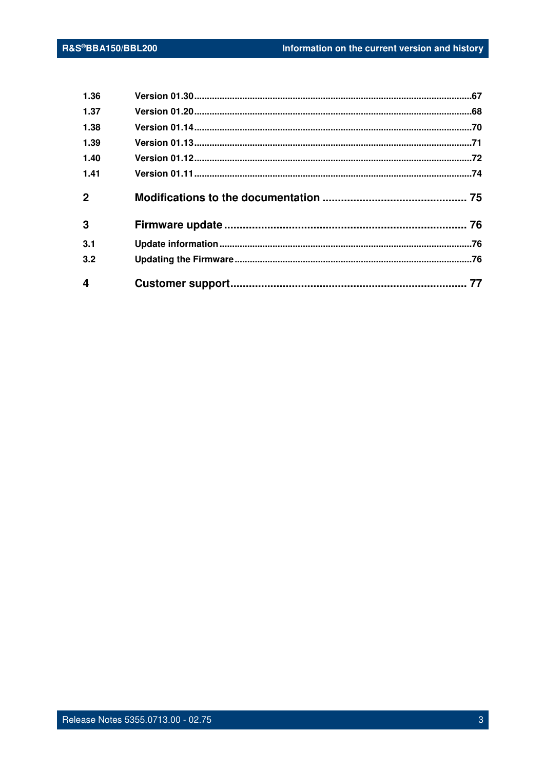| | | |
|---|---|---|
| 1.36 | Version 01.30 | 67 |
| 1.37 | Version 01.20 | 68 |
| 1.38 | Version 01.14 | 70 |
| 1.39 | Version 01.13 | 71 |
| 1.40 | Version 01.12 | 72 |
| 1.41 | Version 01.11 | 74 |
| **2** | **Modifications to the documentation** | **75** |
| **3** | **Firmware update** | **76** |
| 3.1 | Update information | 76 |
| 3.2 | Updating the Firmware | 76 |
| **4** | **Customer support** | **77** |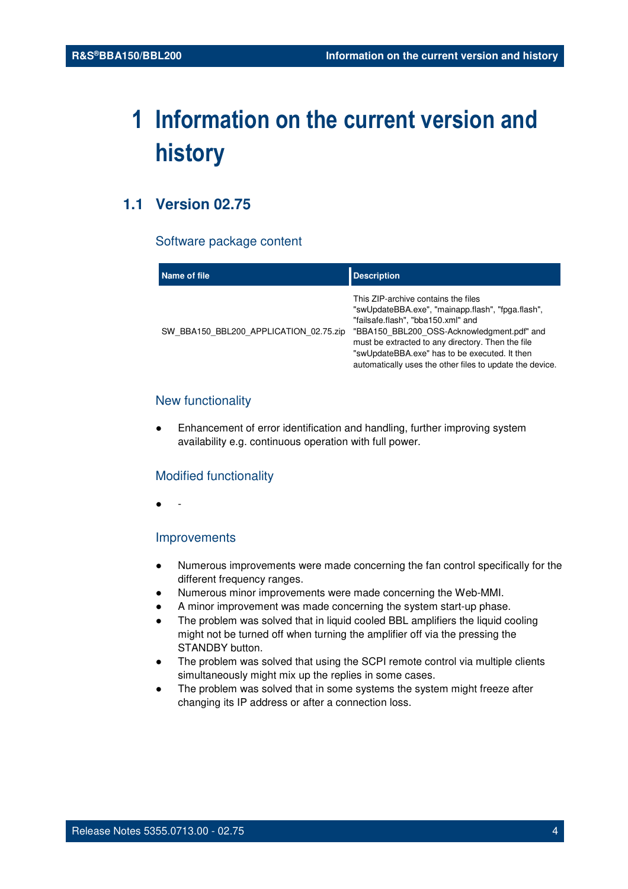# 1 Information on the current version and history

## 1.1 Version 02.75

### Software package content

| Name of file | Description |
|---|---|
| SW_BBA150_BBL200_APPLICATION_02.75.zip | This ZIP-archive contains the files "swUpdateBBA.exe", "mainapp.flash", "fpga.flash", "failsafe.flash", "bba150.xml" and "BBA150_BBL200_OSS-Acknowledgment.pdf" and must be extracted to any directory. Then the file "swUpdateBBA.exe" has to be executed. It then automatically uses the other files to update the device. |

### New functionality

- Enhancement of error identification and handling, further improving system availability e.g. continuous operation with full power.

### Modified functionality

- -

### Improvements

- Numerous improvements were made concerning the fan control specifically for the different frequency ranges.
- Numerous minor improvements were made concerning the Web-MMI.
- A minor improvement was made concerning the system start-up phase.
- The problem was solved that in liquid cooled BBL amplifiers the liquid cooling might not be turned off when turning the amplifier off via the pressing the STANDBY button.
- The problem was solved that using the SCPI remote control via multiple clients simultaneously might mix up the replies in some cases.
- The problem was solved that in some systems the system might freeze after changing its IP address or after a connection loss.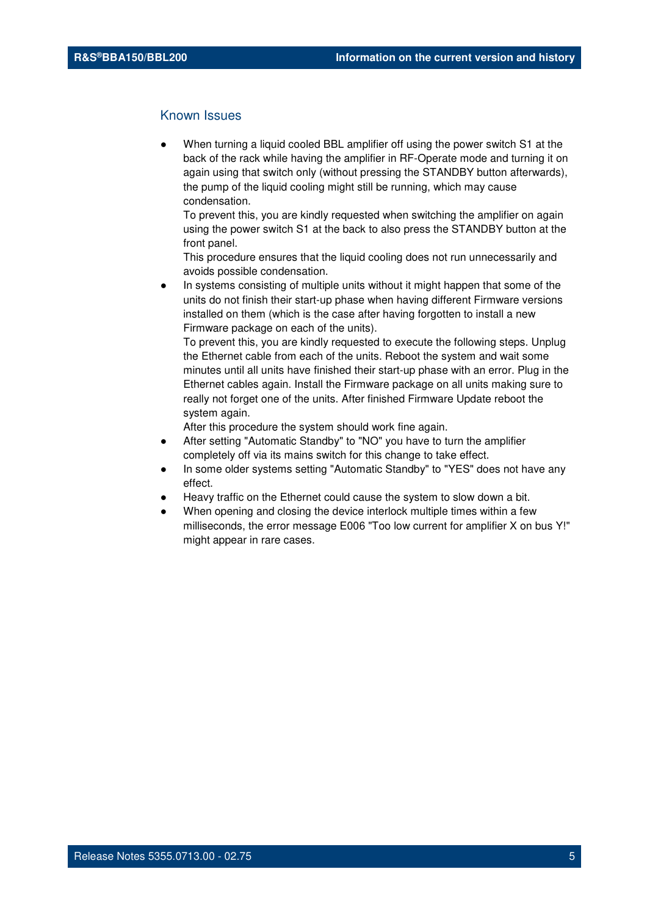## Known Issues

- When turning a liquid cooled BBL amplifier off using the power switch S1 at the back of the rack while having the amplifier in RF-Operate mode and turning it on again using that switch only (without pressing the STANDBY button afterwards), the pump of the liquid cooling might still be running, which may cause condensation.
  To prevent this, you are kindly requested when switching the amplifier on again using the power switch S1 at the back to also press the STANDBY button at the front panel.
  This procedure ensures that the liquid cooling does not run unnecessarily and avoids possible condensation.
- In systems consisting of multiple units without it might happen that some of the units do not finish their start-up phase when having different Firmware versions installed on them (which is the case after having forgotten to install a new Firmware package on each of the units).
  To prevent this, you are kindly requested to execute the following steps. Unplug the Ethernet cable from each of the units. Reboot the system and wait some minutes until all units have finished their start-up phase with an error. Plug in the Ethernet cables again. Install the Firmware package on all units making sure to really not forget one of the units. After finished Firmware Update reboot the system again.
  After this procedure the system should work fine again.
- After setting "Automatic Standby" to "NO" you have to turn the amplifier completely off via its mains switch for this change to take effect.
- In some older systems setting "Automatic Standby" to "YES" does not have any effect.
- Heavy traffic on the Ethernet could cause the system to slow down a bit.
- When opening and closing the device interlock multiple times within a few milliseconds, the error message E006 "Too low current for amplifier X on bus Y!" might appear in rare cases.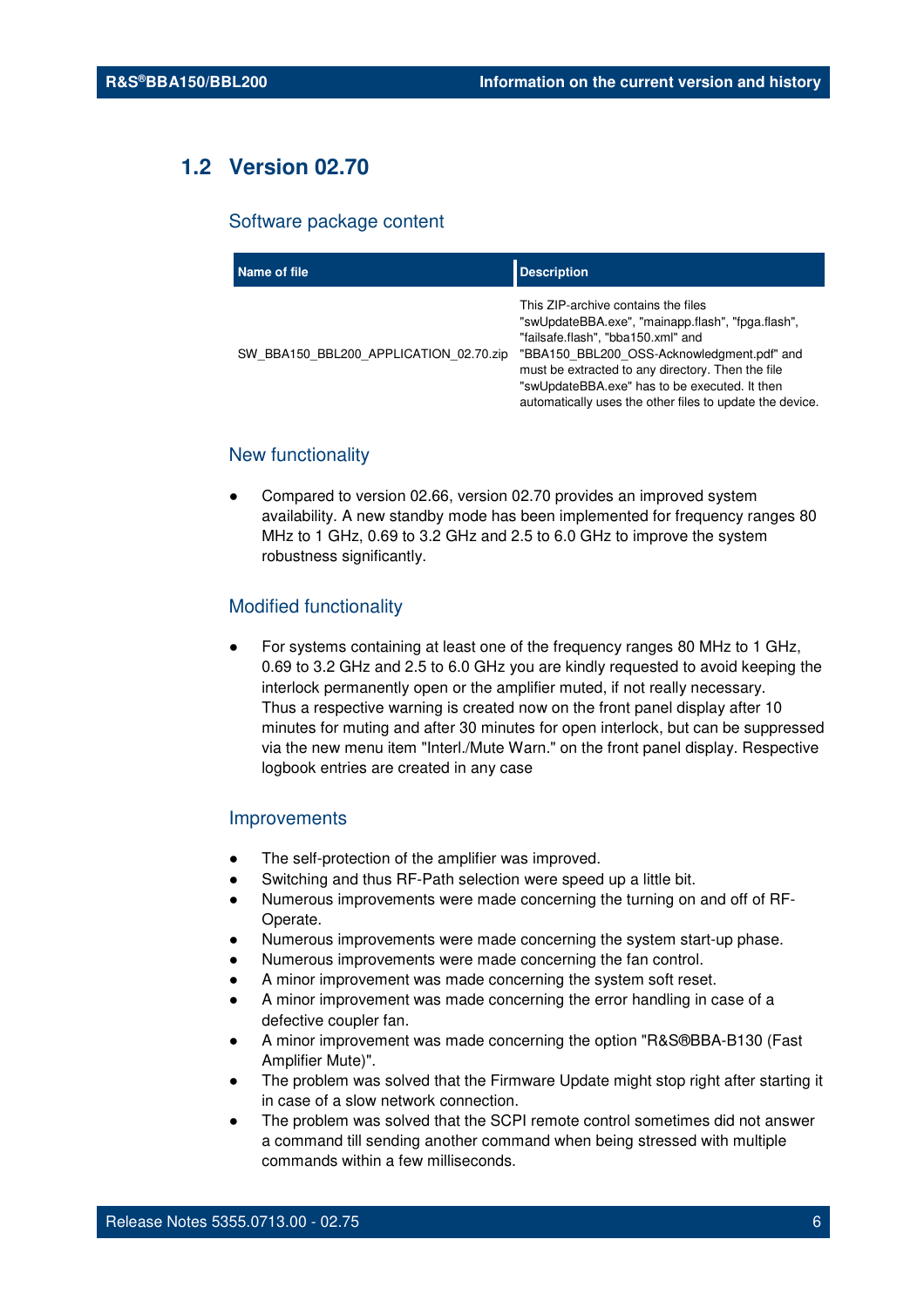## 1.2 Version 02.70

### Software package content

| Name of file | Description |
|---|---|
| SW_BBA150_BBL200_APPLICATION_02.70.zip | This ZIP-archive contains the files "swUpdateBBA.exe", "mainapp.flash", "fpga.flash", "failsafe.flash", "bba150.xml" and "BBA150_BBL200_OSS-Acknowledgment.pdf" and must be extracted to any directory. Then the file "swUpdateBBA.exe" has to be executed. It then automatically uses the other files to update the device. |

### New functionality

- Compared to version 02.66, version 02.70 provides an improved system availability. A new standby mode has been implemented for frequency ranges 80 MHz to 1 GHz, 0.69 to 3.2 GHz and 2.5 to 6.0 GHz to improve the system robustness significantly.

### Modified functionality

- For systems containing at least one of the frequency ranges 80 MHz to 1 GHz, 0.69 to 3.2 GHz and 2.5 to 6.0 GHz you are kindly requested to avoid keeping the interlock permanently open or the amplifier muted, if not really necessary. Thus a respective warning is created now on the front panel display after 10 minutes for muting and after 30 minutes for open interlock, but can be suppressed via the new menu item "Interl./Mute Warn." on the front panel display. Respective logbook entries are created in any case

### Improvements

- The self-protection of the amplifier was improved.
- Switching and thus RF-Path selection were speed up a little bit.
- Numerous improvements were made concerning the turning on and off of RF-Operate.
- Numerous improvements were made concerning the system start-up phase.
- Numerous improvements were made concerning the fan control.
- A minor improvement was made concerning the system soft reset.
- A minor improvement was made concerning the error handling in case of a defective coupler fan.
- A minor improvement was made concerning the option "R&S®BBA-B130 (Fast Amplifier Mute)".
- The problem was solved that the Firmware Update might stop right after starting it in case of a slow network connection.
- The problem was solved that the SCPI remote control sometimes did not answer a command till sending another command when being stressed with multiple commands within a few milliseconds.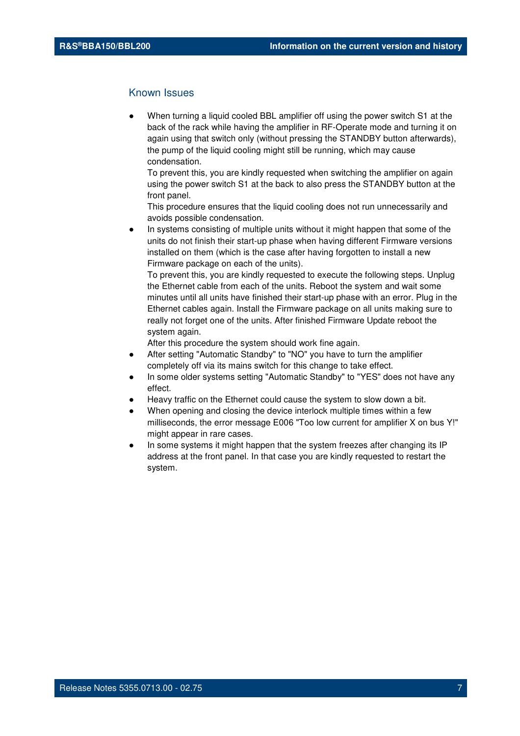## Known Issues

- When turning a liquid cooled BBL amplifier off using the power switch S1 at the back of the rack while having the amplifier in RF-Operate mode and turning it on again using that switch only (without pressing the STANDBY button afterwards), the pump of the liquid cooling might still be running, which may cause condensation.
  To prevent this, you are kindly requested when switching the amplifier on again using the power switch S1 at the back to also press the STANDBY button at the front panel.
  This procedure ensures that the liquid cooling does not run unnecessarily and avoids possible condensation.
- In systems consisting of multiple units without it might happen that some of the units do not finish their start-up phase when having different Firmware versions installed on them (which is the case after having forgotten to install a new Firmware package on each of the units).
  To prevent this, you are kindly requested to execute the following steps. Unplug the Ethernet cable from each of the units. Reboot the system and wait some minutes until all units have finished their start-up phase with an error. Plug in the Ethernet cables again. Install the Firmware package on all units making sure to really not forget one of the units. After finished Firmware Update reboot the system again.
  After this procedure the system should work fine again.
- After setting "Automatic Standby" to "NO" you have to turn the amplifier completely off via its mains switch for this change to take effect.
- In some older systems setting "Automatic Standby" to "YES" does not have any effect.
- Heavy traffic on the Ethernet could cause the system to slow down a bit.
- When opening and closing the device interlock multiple times within a few milliseconds, the error message E006 "Too low current for amplifier X on bus Y!" might appear in rare cases.
- In some systems it might happen that the system freezes after changing its IP address at the front panel. In that case you are kindly requested to restart the system.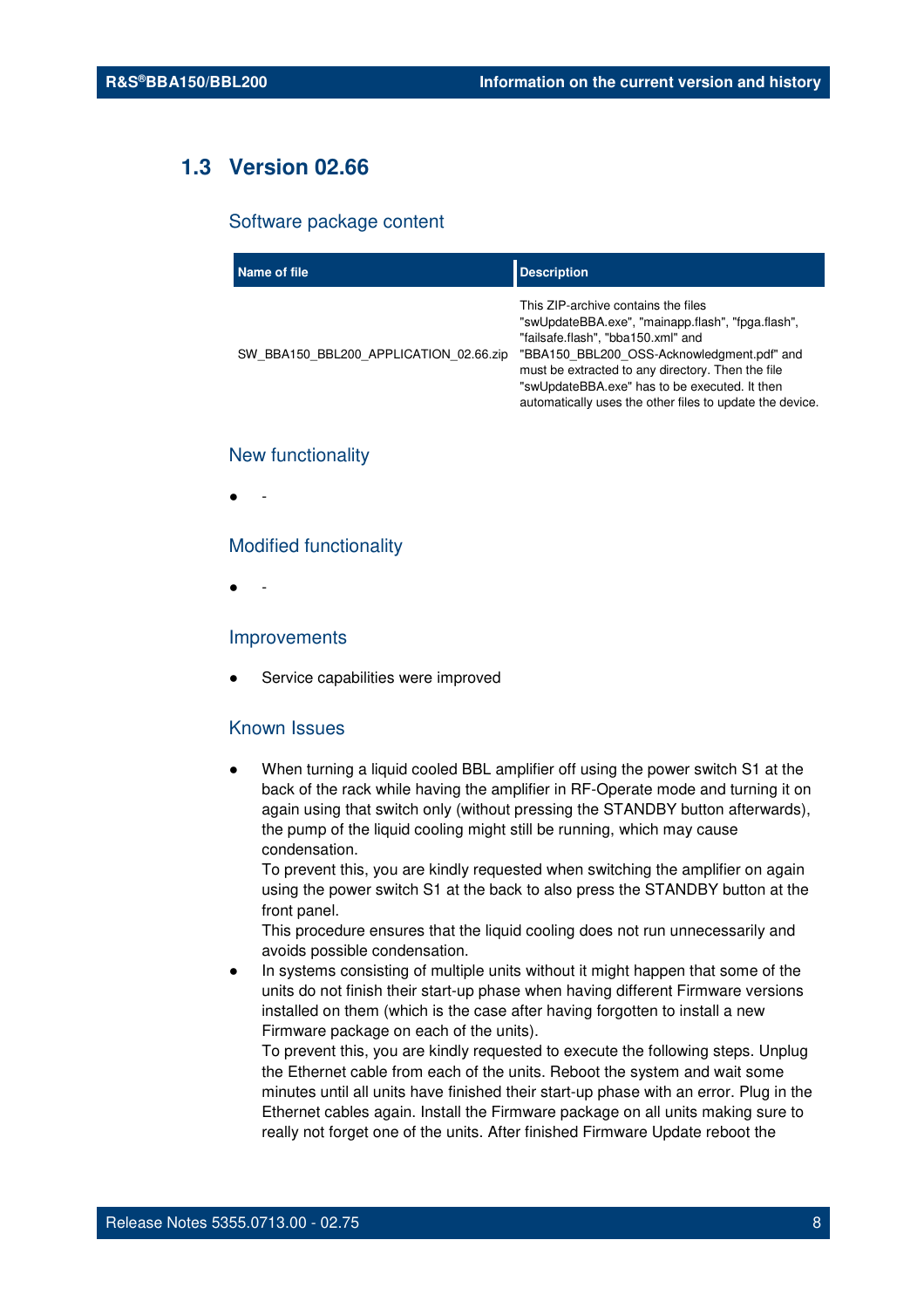## 1.3 Version 02.66

### Software package content

| Name of file | Description |
| --- | --- |
| SW_BBA150_BBL200_APPLICATION_02.66.zip | This ZIP-archive contains the files "swUpdateBBA.exe", "mainapp.flash", "fpga.flash", "failsafe.flash", "bba150.xml" and "BBA150_BBL200_OSS-Acknowledgment.pdf" and must be extracted to any directory. Then the file "swUpdateBBA.exe" has to be executed. It then automatically uses the other files to update the device. |

### New functionality

- -

### Modified functionality

- -

### Improvements

- Service capabilities were improved

### Known Issues

- When turning a liquid cooled BBL amplifier off using the power switch S1 at the back of the rack while having the amplifier in RF-Operate mode and turning it on again using that switch only (without pressing the STANDBY button afterwards), the pump of the liquid cooling might still be running, which may cause condensation.
  To prevent this, you are kindly requested when switching the amplifier on again using the power switch S1 at the back to also press the STANDBY button at the front panel.
  This procedure ensures that the liquid cooling does not run unnecessarily and avoids possible condensation.
- In systems consisting of multiple units without it might happen that some of the units do not finish their start-up phase when having different Firmware versions installed on them (which is the case after having forgotten to install a new Firmware package on each of the units).
  To prevent this, you are kindly requested to execute the following steps. Unplug the Ethernet cable from each of the units. Reboot the system and wait some minutes until all units have finished their start-up phase with an error. Plug in the Ethernet cables again. Install the Firmware package on all units making sure to really not forget one of the units. After finished Firmware Update reboot the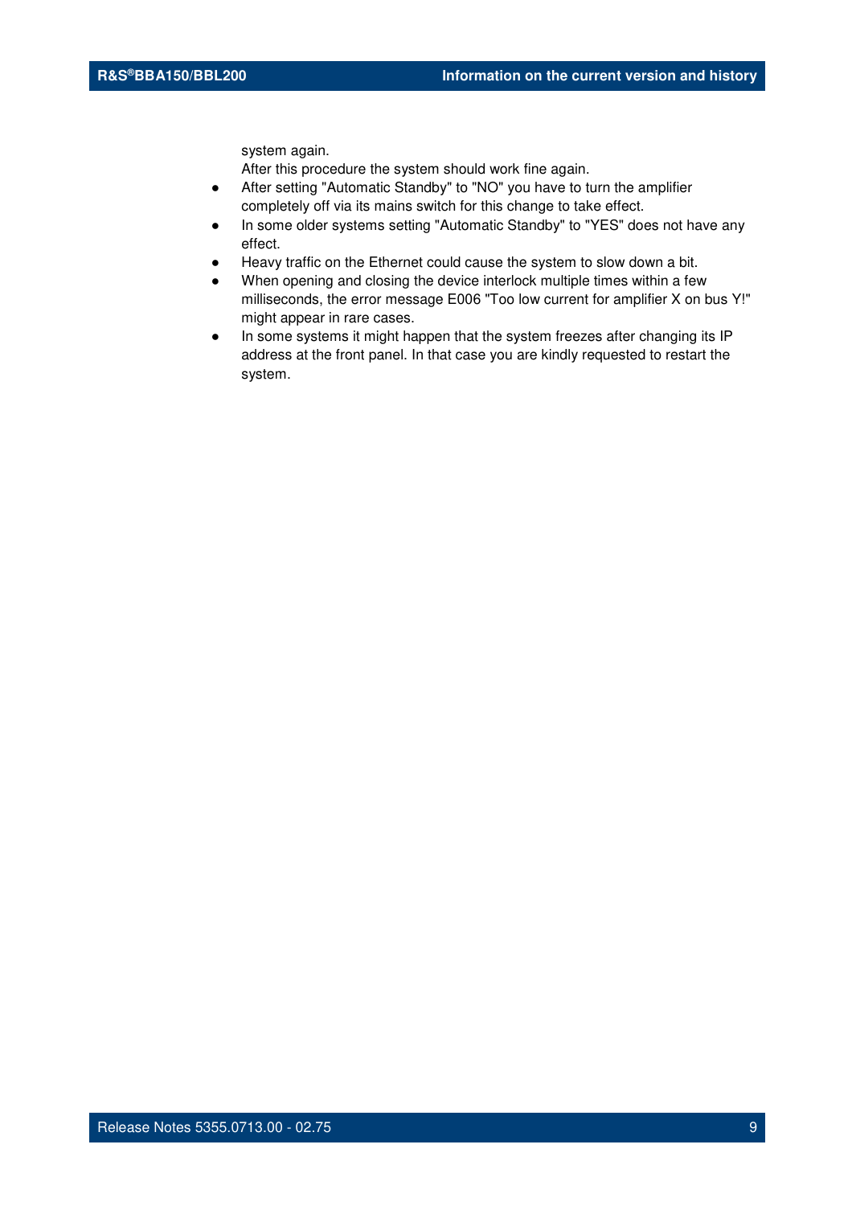system again.
After this procedure the system should work fine again.

- After setting "Automatic Standby" to "NO" you have to turn the amplifier completely off via its mains switch for this change to take effect.
- In some older systems setting "Automatic Standby" to "YES" does not have any effect.
- Heavy traffic on the Ethernet could cause the system to slow down a bit.
- When opening and closing the device interlock multiple times within a few milliseconds, the error message E006 "Too low current for amplifier X on bus Y!" might appear in rare cases.
- In some systems it might happen that the system freezes after changing its IP address at the front panel. In that case you are kindly requested to restart the system.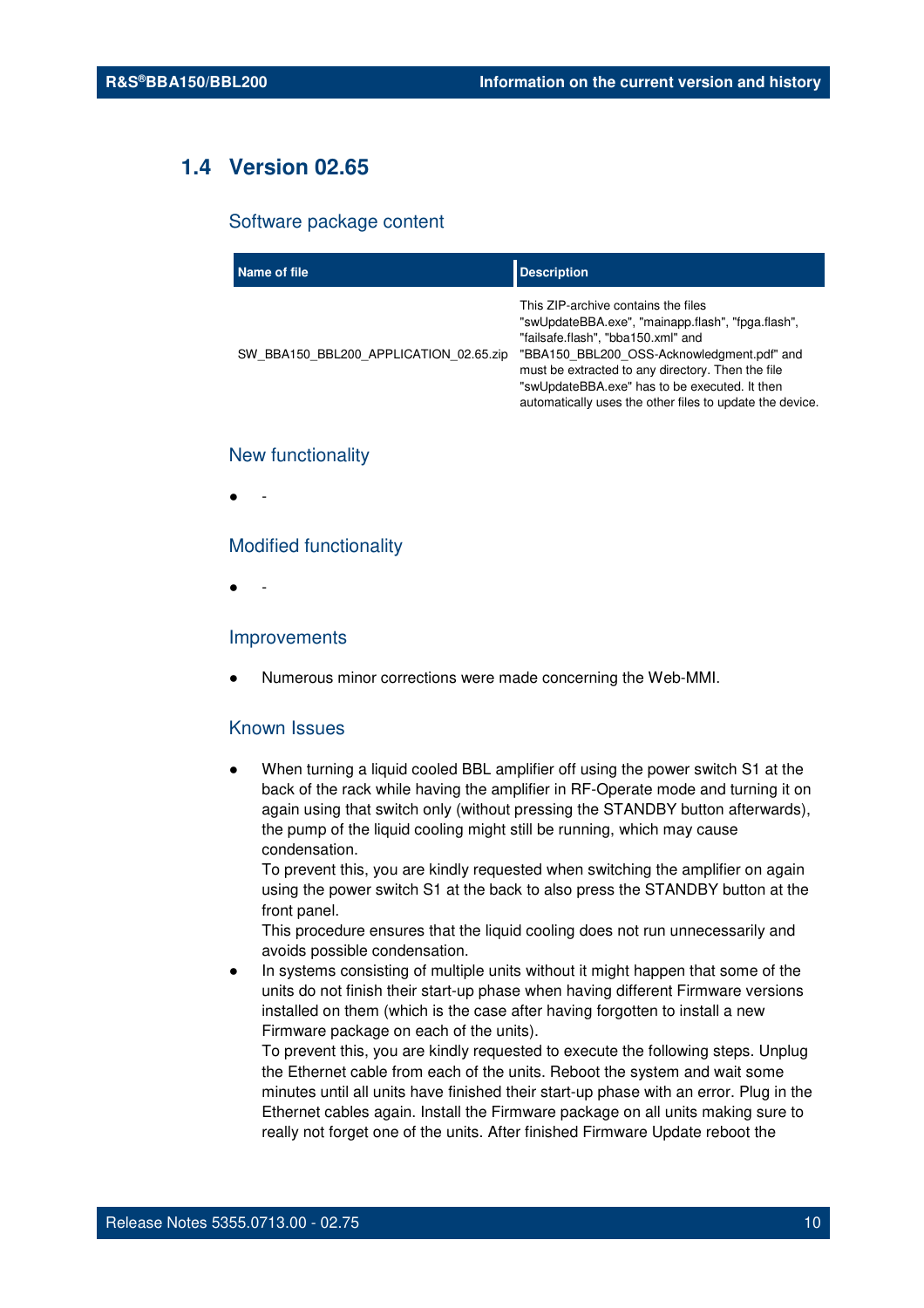## 1.4 Version 02.65

### Software package content

| Name of file | Description |
| --- | --- |
| SW_BBA150_BBL200_APPLICATION_02.65.zip | This ZIP-archive contains the files "swUpdateBBA.exe", "mainapp.flash", "fpga.flash", "failsafe.flash", "bba150.xml" and "BBA150_BBL200_OSS-Acknowledgment.pdf" and must be extracted to any directory. Then the file "swUpdateBBA.exe" has to be executed. It then automatically uses the other files to update the device. |

### New functionality

- -

### Modified functionality

- -

### Improvements

- Numerous minor corrections were made concerning the Web-MMI.

### Known Issues

- When turning a liquid cooled BBL amplifier off using the power switch S1 at the back of the rack while having the amplifier in RF-Operate mode and turning it on again using that switch only (without pressing the STANDBY button afterwards), the pump of the liquid cooling might still be running, which may cause condensation.
  To prevent this, you are kindly requested when switching the amplifier on again using the power switch S1 at the back to also press the STANDBY button at the front panel.
  This procedure ensures that the liquid cooling does not run unnecessarily and avoids possible condensation.
- In systems consisting of multiple units without it might happen that some of the units do not finish their start-up phase when having different Firmware versions installed on them (which is the case after having forgotten to install a new Firmware package on each of the units).
  To prevent this, you are kindly requested to execute the following steps. Unplug the Ethernet cable from each of the units. Reboot the system and wait some minutes until all units have finished their start-up phase with an error. Plug in the Ethernet cables again. Install the Firmware package on all units making sure to really not forget one of the units. After finished Firmware Update reboot the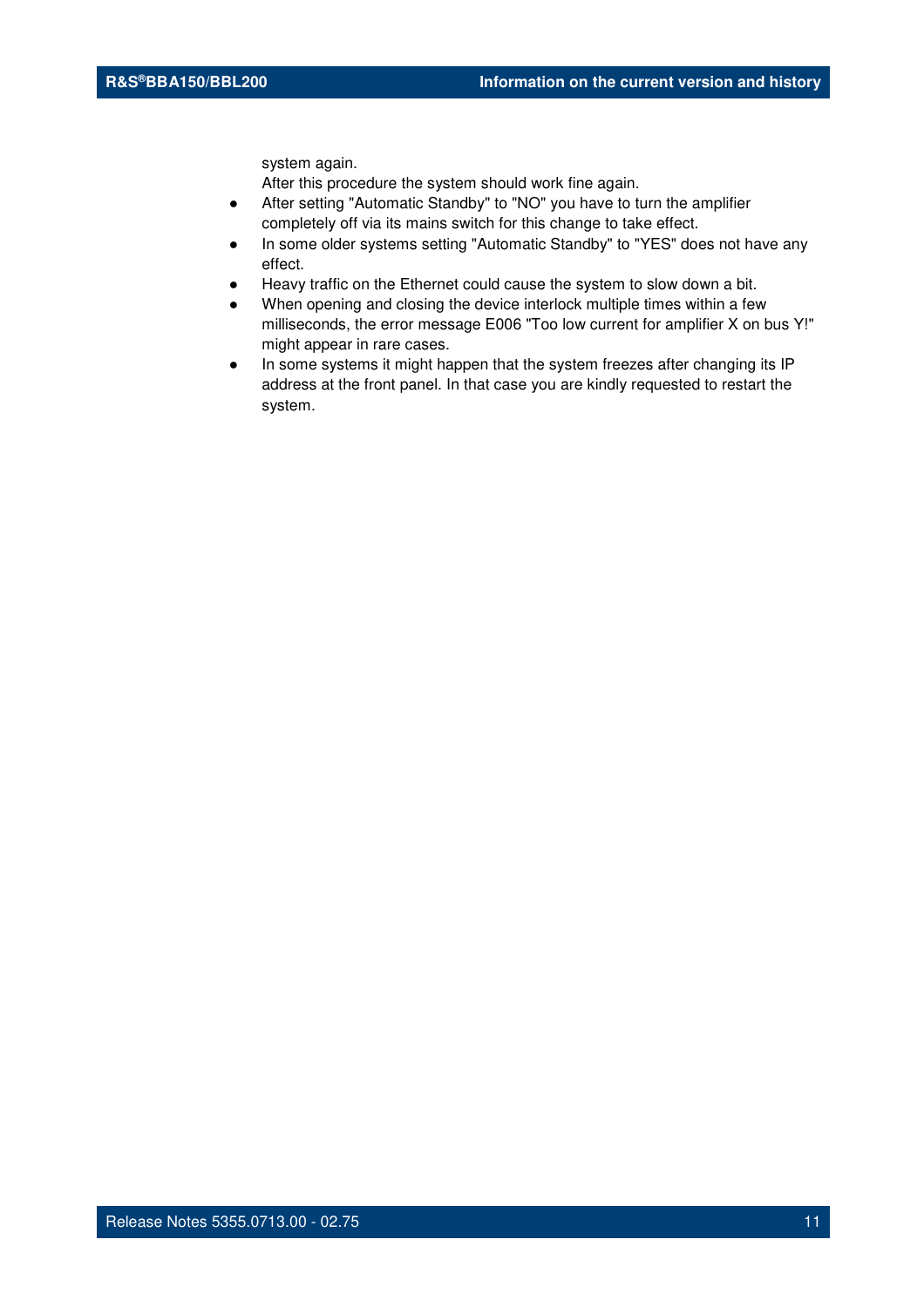system again.
After this procedure the system should work fine again.

- After setting "Automatic Standby" to "NO" you have to turn the amplifier completely off via its mains switch for this change to take effect.
- In some older systems setting "Automatic Standby" to "YES" does not have any effect.
- Heavy traffic on the Ethernet could cause the system to slow down a bit.
- When opening and closing the device interlock multiple times within a few milliseconds, the error message E006 "Too low current for amplifier X on bus Y!" might appear in rare cases.
- In some systems it might happen that the system freezes after changing its IP address at the front panel. In that case you are kindly requested to restart the system.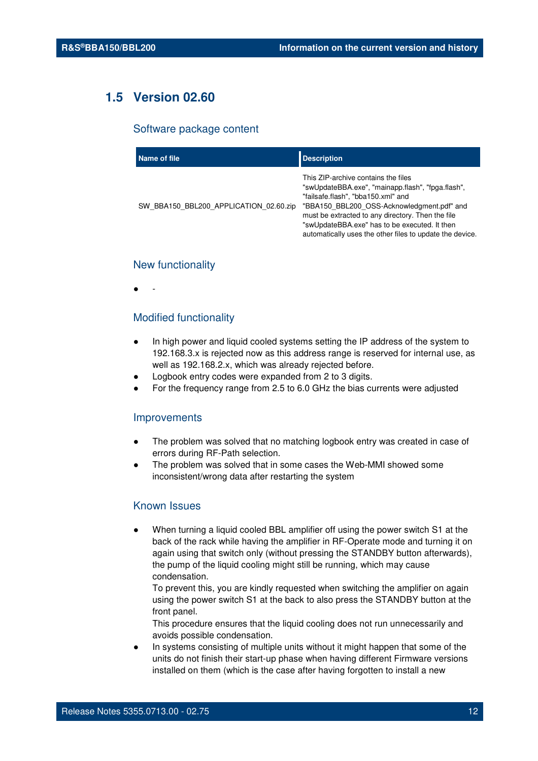## 1.5 Version 02.60

### Software package content

| Name of file | Description |
|---|---|
| SW_BBA150_BBL200_APPLICATION_02.60.zip | This ZIP-archive contains the files "swUpdateBBA.exe", "mainapp.flash", "fpga.flash", "failsafe.flash", "bba150.xml" and "BBA150_BBL200_OSS-Acknowledgment.pdf" and must be extracted to any directory. Then the file "swUpdateBBA.exe" has to be executed. It then automatically uses the other files to update the device. |

### New functionality

- -

### Modified functionality

- In high power and liquid cooled systems setting the IP address of the system to 192.168.3.x is rejected now as this address range is reserved for internal use, as well as 192.168.2.x, which was already rejected before.
- Logbook entry codes were expanded from 2 to 3 digits.
- For the frequency range from 2.5 to 6.0 GHz the bias currents were adjusted

### Improvements

- The problem was solved that no matching logbook entry was created in case of errors during RF-Path selection.
- The problem was solved that in some cases the Web-MMI showed some inconsistent/wrong data after restarting the system

### Known Issues

- When turning a liquid cooled BBL amplifier off using the power switch S1 at the back of the rack while having the amplifier in RF-Operate mode and turning it on again using that switch only (without pressing the STANDBY button afterwards), the pump of the liquid cooling might still be running, which may cause condensation.
  To prevent this, you are kindly requested when switching the amplifier on again using the power switch S1 at the back to also press the STANDBY button at the front panel.
  This procedure ensures that the liquid cooling does not run unnecessarily and avoids possible condensation.
- In systems consisting of multiple units without it might happen that some of the units do not finish their start-up phase when having different Firmware versions installed on them (which is the case after having forgotten to install a new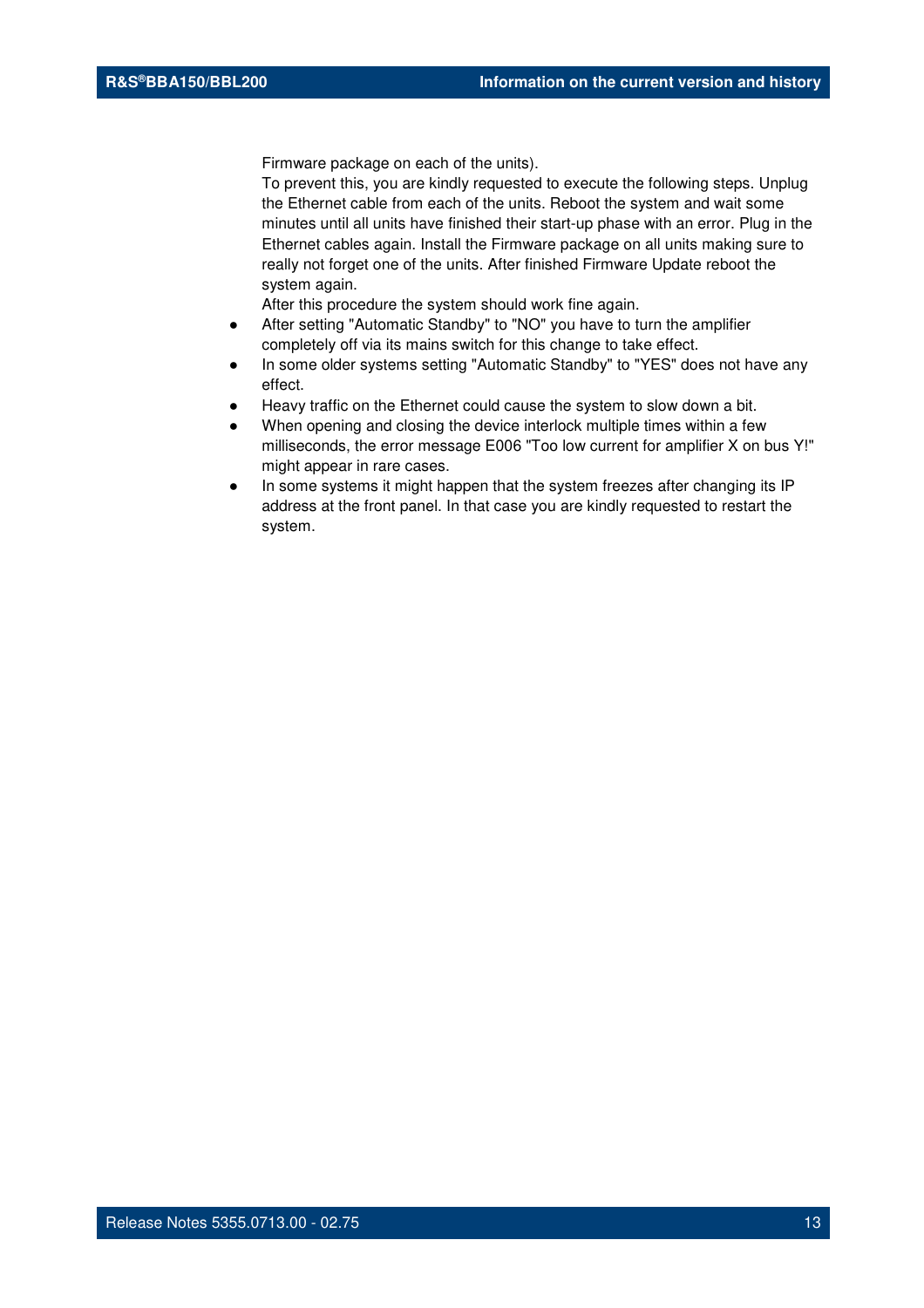Firmware package on each of the units).
To prevent this, you are kindly requested to execute the following steps. Unplug the Ethernet cable from each of the units. Reboot the system and wait some minutes until all units have finished their start-up phase with an error. Plug in the Ethernet cables again. Install the Firmware package on all units making sure to really not forget one of the units. After finished Firmware Update reboot the system again.
After this procedure the system should work fine again.

- After setting "Automatic Standby" to "NO" you have to turn the amplifier completely off via its mains switch for this change to take effect.
- In some older systems setting "Automatic Standby" to "YES" does not have any effect.
- Heavy traffic on the Ethernet could cause the system to slow down a bit.
- When opening and closing the device interlock multiple times within a few milliseconds, the error message E006 "Too low current for amplifier X on bus Y!" might appear in rare cases.
- In some systems it might happen that the system freezes after changing its IP address at the front panel. In that case you are kindly requested to restart the system.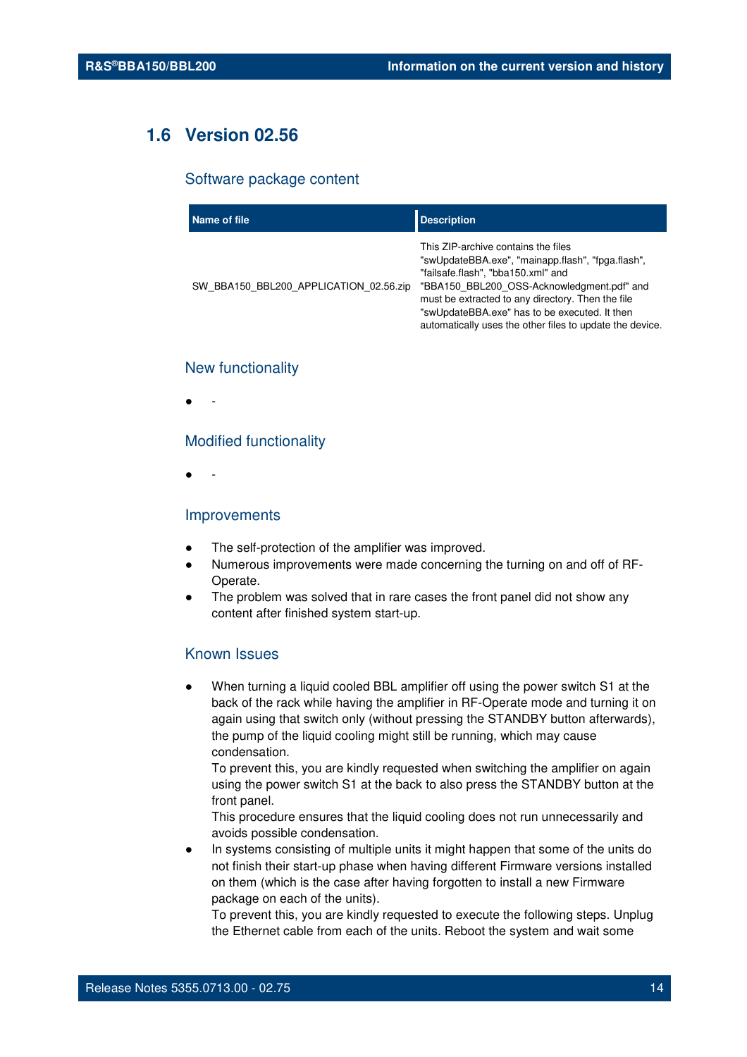## 1.6 Version 02.56

### Software package content

| Name of file | Description |
|---|---|
| SW_BBA150_BBL200_APPLICATION_02.56.zip | This ZIP-archive contains the files "swUpdateBBA.exe", "mainapp.flash", "fpga.flash", "failsafe.flash", "bba150.xml" and "BBA150_BBL200_OSS-Acknowledgment.pdf" and must be extracted to any directory. Then the file "swUpdateBBA.exe" has to be executed. It then automatically uses the other files to update the device. |

### New functionality

- -

### Modified functionality

- -

### Improvements

- The self-protection of the amplifier was improved.
- Numerous improvements were made concerning the turning on and off of RF-Operate.
- The problem was solved that in rare cases the front panel did not show any content after finished system start-up.

### Known Issues

- When turning a liquid cooled BBL amplifier off using the power switch S1 at the back of the rack while having the amplifier in RF-Operate mode and turning it on again using that switch only (without pressing the STANDBY button afterwards), the pump of the liquid cooling might still be running, which may cause condensation.
  To prevent this, you are kindly requested when switching the amplifier on again using the power switch S1 at the back to also press the STANDBY button at the front panel.
  This procedure ensures that the liquid cooling does not run unnecessarily and avoids possible condensation.
- In systems consisting of multiple units it might happen that some of the units do not finish their start-up phase when having different Firmware versions installed on them (which is the case after having forgotten to install a new Firmware package on each of the units).
  To prevent this, you are kindly requested to execute the following steps. Unplug the Ethernet cable from each of the units. Reboot the system and wait some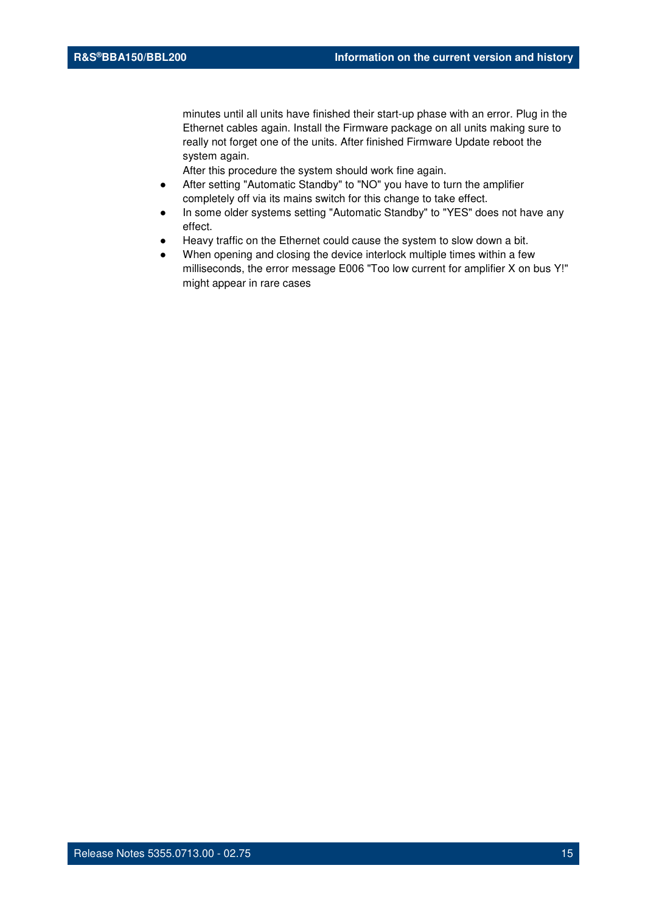minutes until all units have finished their start-up phase with an error. Plug in the Ethernet cables again. Install the Firmware package on all units making sure to really not forget one of the units. After finished Firmware Update reboot the system again.

After this procedure the system should work fine again.

- After setting "Automatic Standby" to "NO" you have to turn the amplifier completely off via its mains switch for this change to take effect.
- In some older systems setting "Automatic Standby" to "YES" does not have any effect.
- Heavy traffic on the Ethernet could cause the system to slow down a bit.
- When opening and closing the device interlock multiple times within a few milliseconds, the error message E006 "Too low current for amplifier X on bus Y!" might appear in rare cases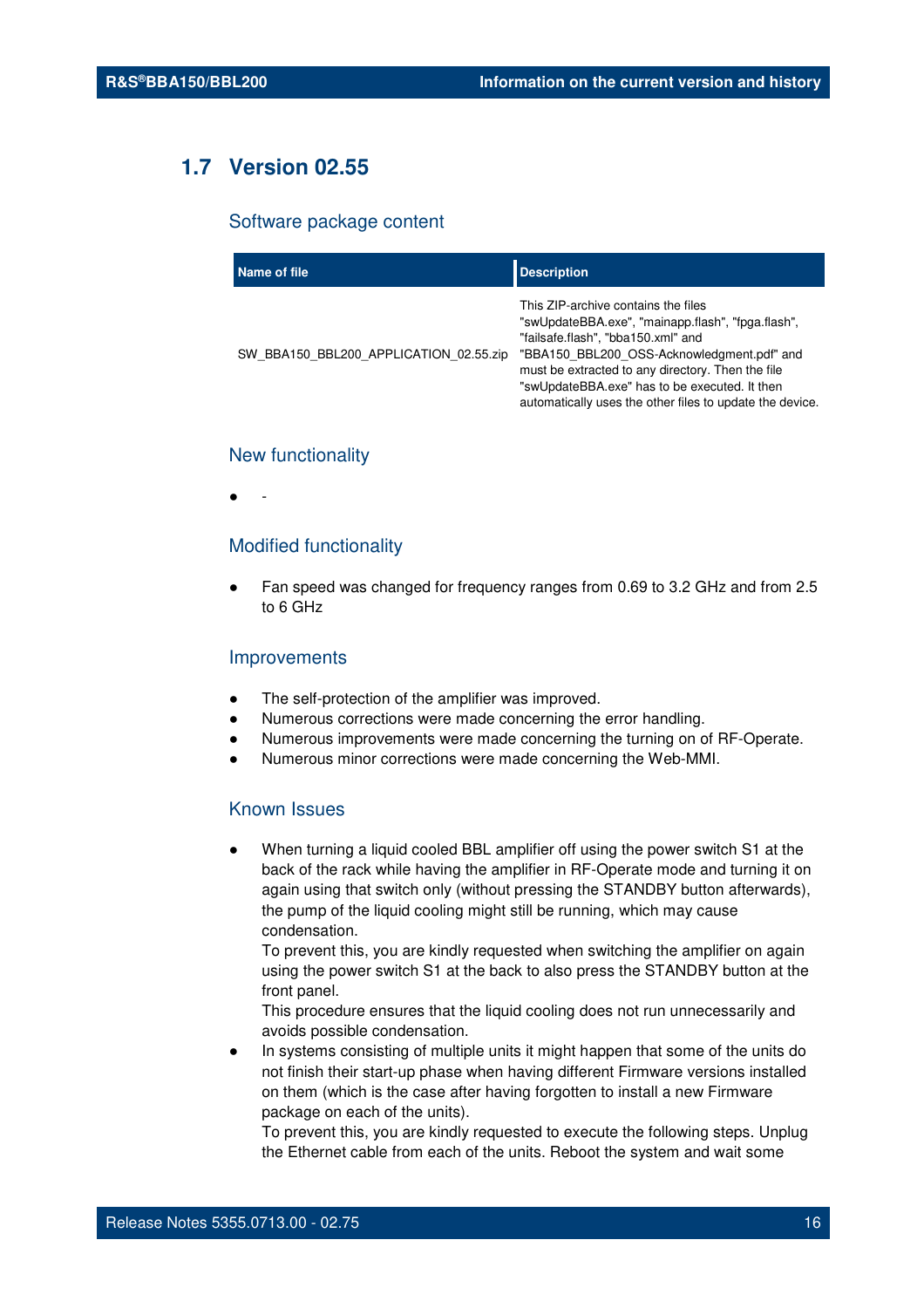## 1.7 Version 02.55

### Software package content

| Name of file | Description |
| --- | --- |
| SW_BBA150_BBL200_APPLICATION_02.55.zip | This ZIP-archive contains the files "swUpdateBBA.exe", "mainapp.flash", "fpga.flash", "failsafe.flash", "bba150.xml" and "BBA150_BBL200_OSS-Acknowledgment.pdf" and must be extracted to any directory. Then the file "swUpdateBBA.exe" has to be executed. It then automatically uses the other files to update the device. |

### New functionality

- -

### Modified functionality

- Fan speed was changed for frequency ranges from 0.69 to 3.2 GHz and from 2.5 to 6 GHz

### Improvements

- The self-protection of the amplifier was improved.
- Numerous corrections were made concerning the error handling.
- Numerous improvements were made concerning the turning on of RF-Operate.
- Numerous minor corrections were made concerning the Web-MMI.

### Known Issues

- When turning a liquid cooled BBL amplifier off using the power switch S1 at the back of the rack while having the amplifier in RF-Operate mode and turning it on again using that switch only (without pressing the STANDBY button afterwards), the pump of the liquid cooling might still be running, which may cause condensation.
  To prevent this, you are kindly requested when switching the amplifier on again using the power switch S1 at the back to also press the STANDBY button at the front panel.
  This procedure ensures that the liquid cooling does not run unnecessarily and avoids possible condensation.
- In systems consisting of multiple units it might happen that some of the units do not finish their start-up phase when having different Firmware versions installed on them (which is the case after having forgotten to install a new Firmware package on each of the units).
  To prevent this, you are kindly requested to execute the following steps. Unplug the Ethernet cable from each of the units. Reboot the system and wait some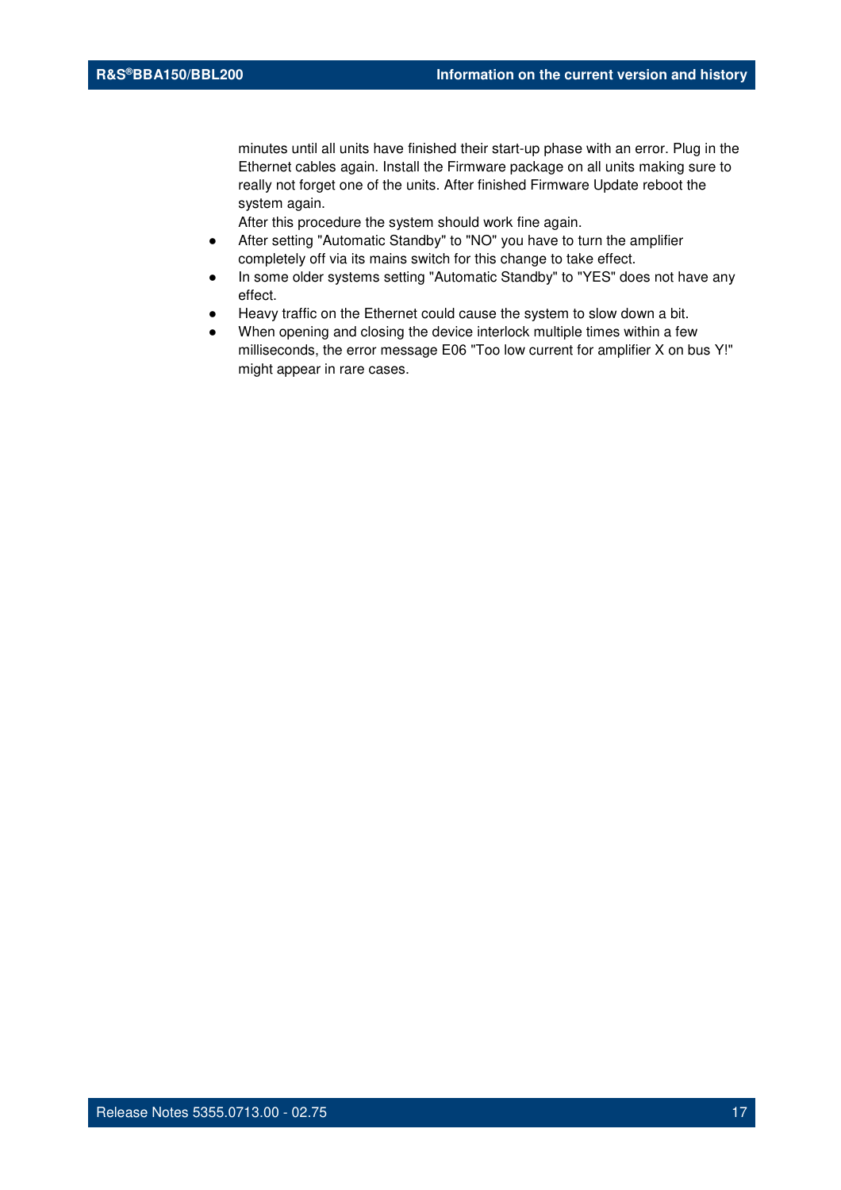minutes until all units have finished their start-up phase with an error. Plug in the Ethernet cables again. Install the Firmware package on all units making sure to really not forget one of the units. After finished Firmware Update reboot the system again.
After this procedure the system should work fine again.

- After setting "Automatic Standby" to "NO" you have to turn the amplifier completely off via its mains switch for this change to take effect.
- In some older systems setting "Automatic Standby" to "YES" does not have any effect.
- Heavy traffic on the Ethernet could cause the system to slow down a bit.
- When opening and closing the device interlock multiple times within a few milliseconds, the error message E06 "Too low current for amplifier X on bus Y!" might appear in rare cases.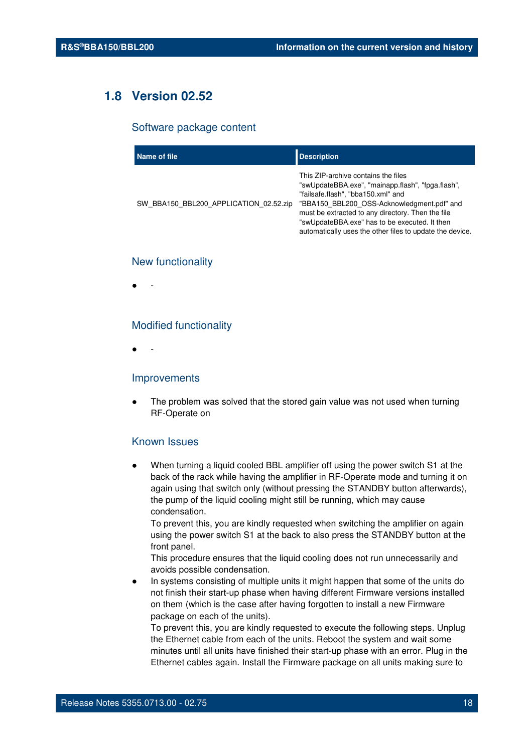## 1.8 Version 02.52

### Software package content

| Name of file | Description |
| --- | --- |
| SW_BBA150_BBL200_APPLICATION_02.52.zip | This ZIP-archive contains the files "swUpdateBBA.exe", "mainapp.flash", "fpga.flash", "failsafe.flash", "bba150.xml" and "BBA150_BBL200_OSS-Acknowledgment.pdf" and must be extracted to any directory. Then the file "swUpdateBBA.exe" has to be executed. It then automatically uses the other files to update the device. |

### New functionality

- -

### Modified functionality

- -

### Improvements

- The problem was solved that the stored gain value was not used when turning RF-Operate on

### Known Issues

- When turning a liquid cooled BBL amplifier off using the power switch S1 at the back of the rack while having the amplifier in RF-Operate mode and turning it on again using that switch only (without pressing the STANDBY button afterwards), the pump of the liquid cooling might still be running, which may cause condensation.
  To prevent this, you are kindly requested when switching the amplifier on again using the power switch S1 at the back to also press the STANDBY button at the front panel.
  This procedure ensures that the liquid cooling does not run unnecessarily and avoids possible condensation.
- In systems consisting of multiple units it might happen that some of the units do not finish their start-up phase when having different Firmware versions installed on them (which is the case after having forgotten to install a new Firmware package on each of the units).
  To prevent this, you are kindly requested to execute the following steps. Unplug the Ethernet cable from each of the units. Reboot the system and wait some minutes until all units have finished their start-up phase with an error. Plug in the Ethernet cables again. Install the Firmware package on all units making sure to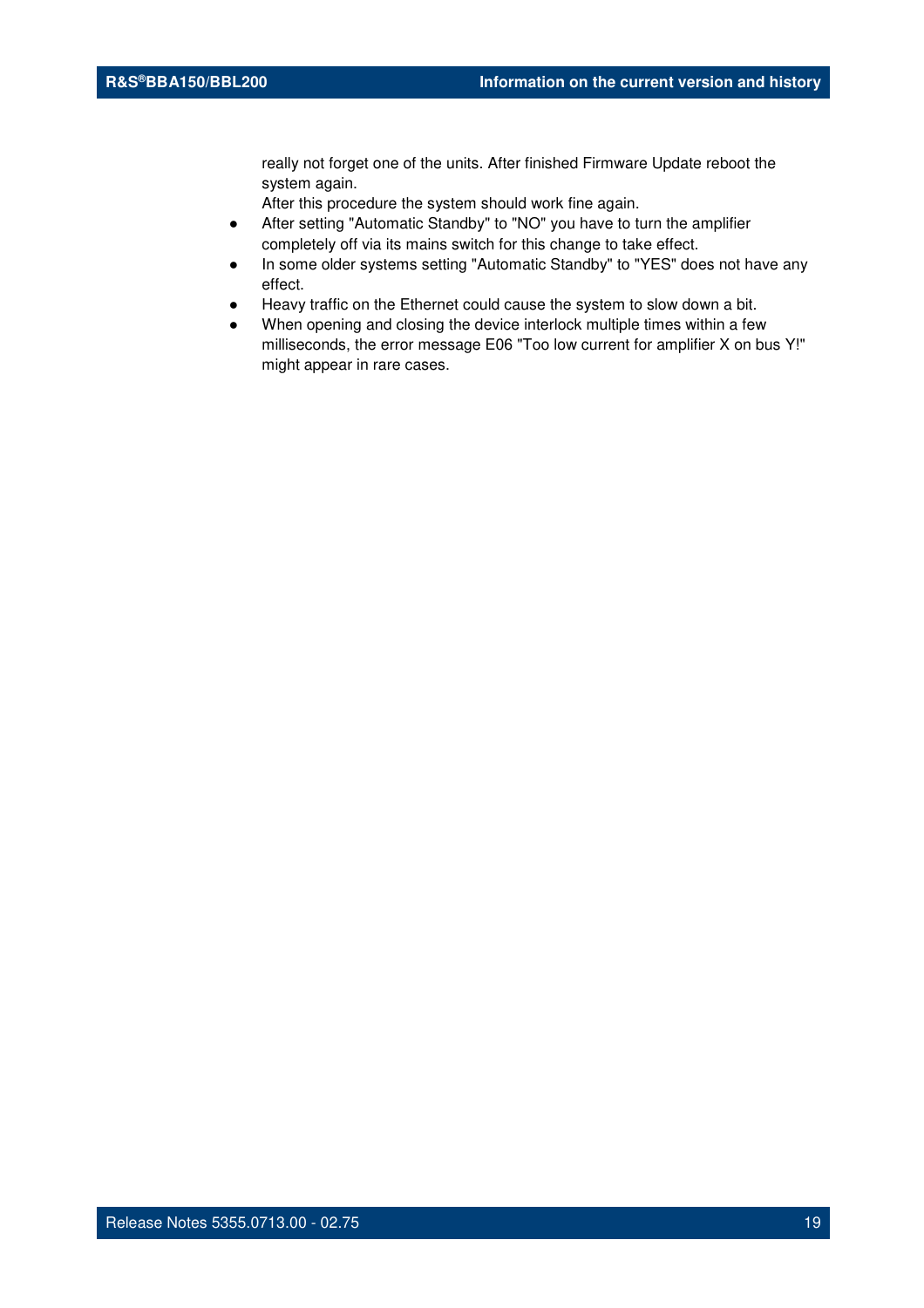really not forget one of the units. After finished Firmware Update reboot the system again.
After this procedure the system should work fine again.

- After setting "Automatic Standby" to "NO" you have to turn the amplifier completely off via its mains switch for this change to take effect.
- In some older systems setting "Automatic Standby" to "YES" does not have any effect.
- Heavy traffic on the Ethernet could cause the system to slow down a bit.
- When opening and closing the device interlock multiple times within a few milliseconds, the error message E06 "Too low current for amplifier X on bus Y!" might appear in rare cases.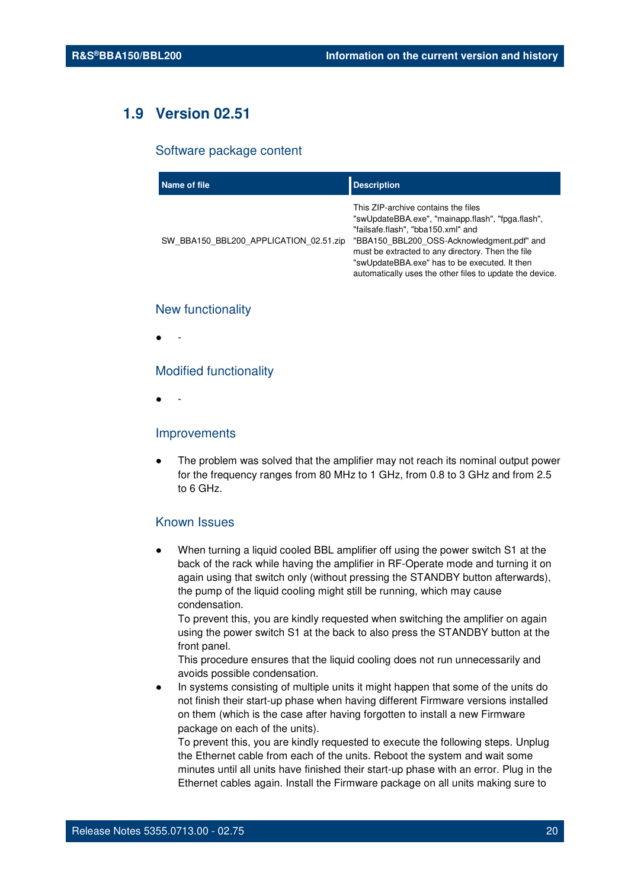## 1.9 Version 02.51

### Software package content

| Name of file | Description |
|---|---|
| SW_BBA150_BBL200_APPLICATION_02.51.zip | This ZIP-archive contains the files "swUpdateBBA.exe", "mainapp.flash", "fpga.flash", "failsafe.flash", "bba150.xml" and "BBA150_BBL200_OSS-Acknowledgment.pdf" and must be extracted to any directory. Then the file "swUpdateBBA.exe" has to be executed. It then automatically uses the other files to update the device. |

### New functionality

- -

### Modified functionality

- -

### Improvements

- The problem was solved that the amplifier may not reach its nominal output power for the frequency ranges from 80 MHz to 1 GHz, from 0.8 to 3 GHz and from 2.5 to 6 GHz.

### Known Issues

- When turning a liquid cooled BBL amplifier off using the power switch S1 at the back of the rack while having the amplifier in RF-Operate mode and turning it on again using that switch only (without pressing the STANDBY button afterwards), the pump of the liquid cooling might still be running, which may cause condensation.
  To prevent this, you are kindly requested when switching the amplifier on again using the power switch S1 at the back to also press the STANDBY button at the front panel.
  This procedure ensures that the liquid cooling does not run unnecessarily and avoids possible condensation.
- In systems consisting of multiple units it might happen that some of the units do not finish their start-up phase when having different Firmware versions installed on them (which is the case after having forgotten to install a new Firmware package on each of the units).
  To prevent this, you are kindly requested to execute the following steps. Unplug the Ethernet cable from each of the units. Reboot the system and wait some minutes until all units have finished their start-up phase with an error. Plug in the Ethernet cables again. Install the Firmware package on all units making sure to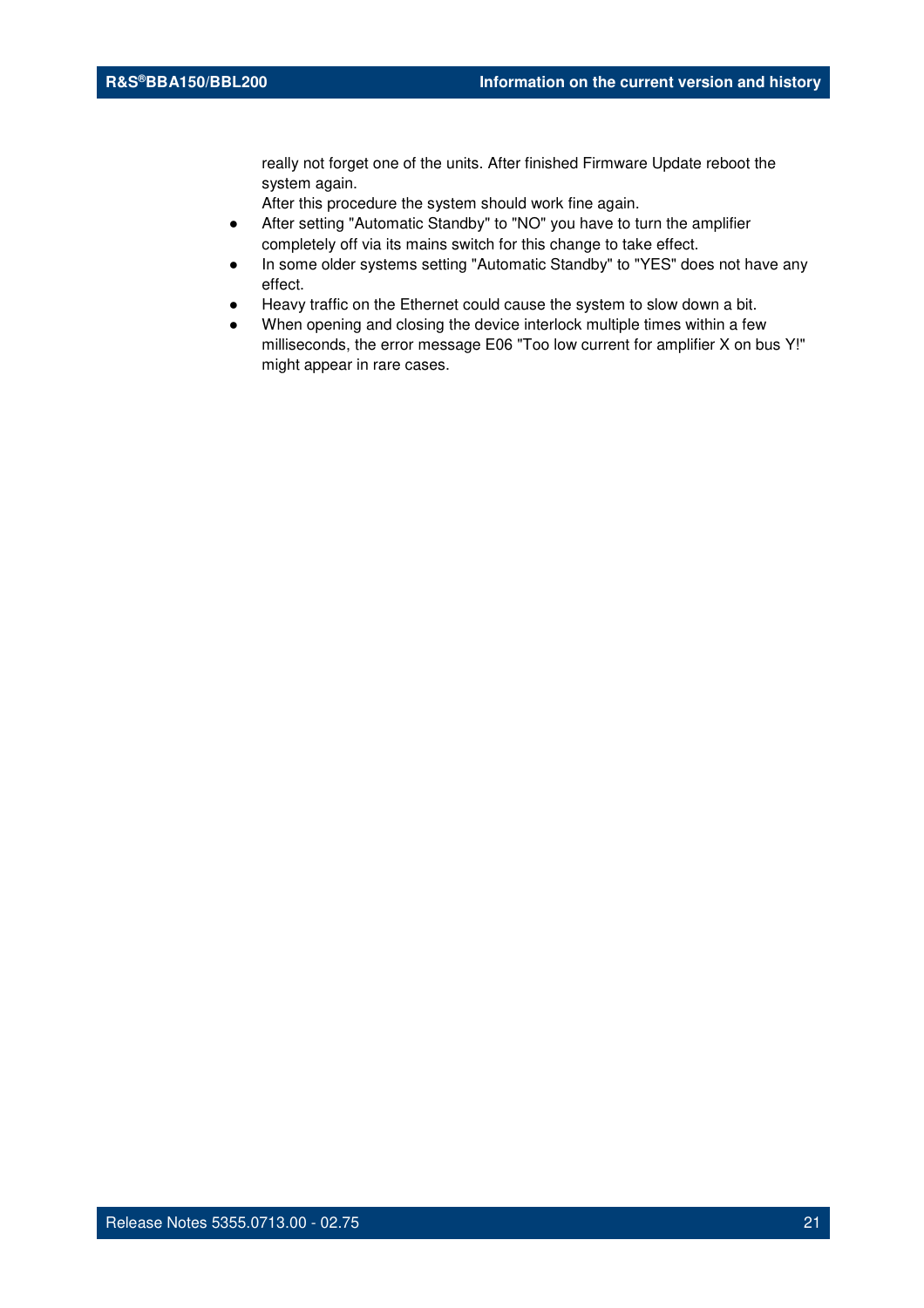really not forget one of the units. After finished Firmware Update reboot the system again.
After this procedure the system should work fine again.

- After setting "Automatic Standby" to "NO" you have to turn the amplifier completely off via its mains switch for this change to take effect.
- In some older systems setting "Automatic Standby" to "YES" does not have any effect.
- Heavy traffic on the Ethernet could cause the system to slow down a bit.
- When opening and closing the device interlock multiple times within a few milliseconds, the error message E06 "Too low current for amplifier X on bus Y!" might appear in rare cases.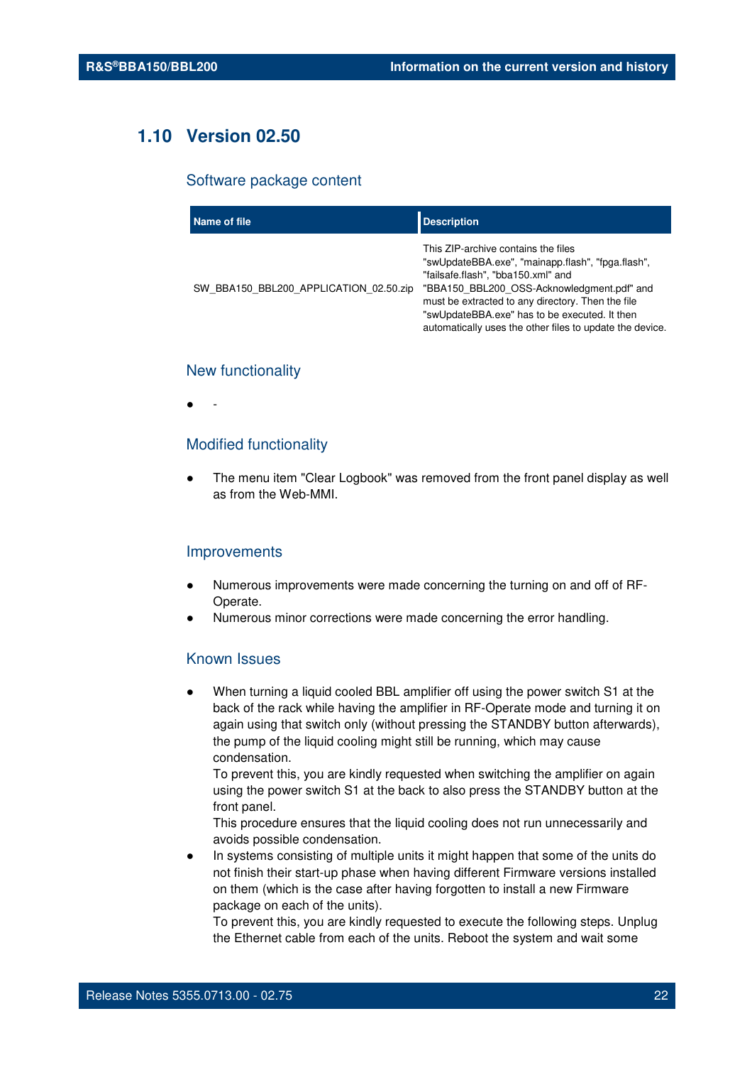## 1.10 Version 02.50

### Software package content

| Name of file | Description |
|---|---|
| SW_BBA150_BBL200_APPLICATION_02.50.zip | This ZIP-archive contains the files "swUpdateBBA.exe", "mainapp.flash", "fpga.flash", "failsafe.flash", "bba150.xml" and "BBA150_BBL200_OSS-Acknowledgment.pdf" and must be extracted to any directory. Then the file "swUpdateBBA.exe" has to be executed. It then automatically uses the other files to update the device. |

### New functionality

- -

### Modified functionality

- The menu item "Clear Logbook" was removed from the front panel display as well as from the Web-MMI.

### Improvements

- Numerous improvements were made concerning the turning on and off of RF-Operate.
- Numerous minor corrections were made concerning the error handling.

### Known Issues

- When turning a liquid cooled BBL amplifier off using the power switch S1 at the back of the rack while having the amplifier in RF-Operate mode and turning it on again using that switch only (without pressing the STANDBY button afterwards), the pump of the liquid cooling might still be running, which may cause condensation.
  To prevent this, you are kindly requested when switching the amplifier on again using the power switch S1 at the back to also press the STANDBY button at the front panel.
  This procedure ensures that the liquid cooling does not run unnecessarily and avoids possible condensation.
- In systems consisting of multiple units it might happen that some of the units do not finish their start-up phase when having different Firmware versions installed on them (which is the case after having forgotten to install a new Firmware package on each of the units).
  To prevent this, you are kindly requested to execute the following steps. Unplug the Ethernet cable from each of the units. Reboot the system and wait some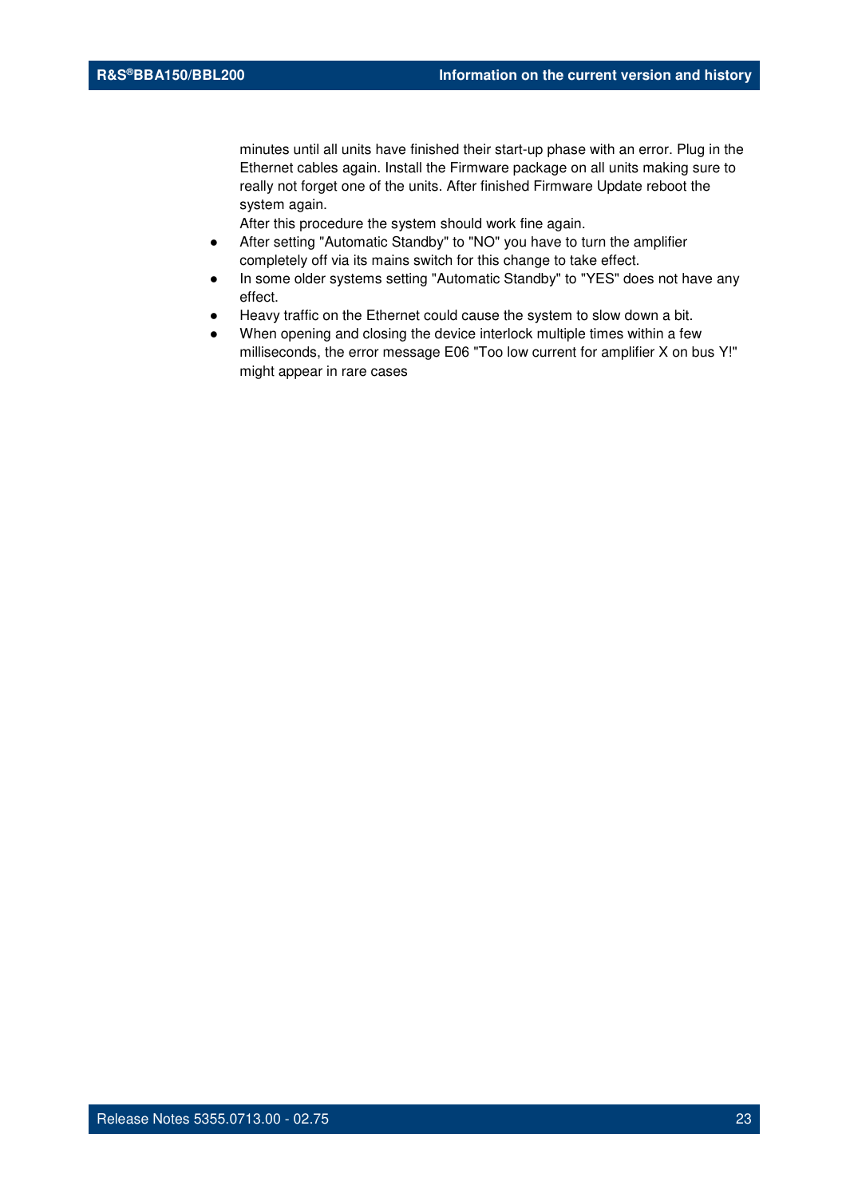minutes until all units have finished their start-up phase with an error. Plug in the Ethernet cables again. Install the Firmware package on all units making sure to really not forget one of the units. After finished Firmware Update reboot the system again.
After this procedure the system should work fine again.

- After setting "Automatic Standby" to "NO" you have to turn the amplifier completely off via its mains switch for this change to take effect.
- In some older systems setting "Automatic Standby" to "YES" does not have any effect.
- Heavy traffic on the Ethernet could cause the system to slow down a bit.
- When opening and closing the device interlock multiple times within a few milliseconds, the error message E06 "Too low current for amplifier X on bus Y!" might appear in rare cases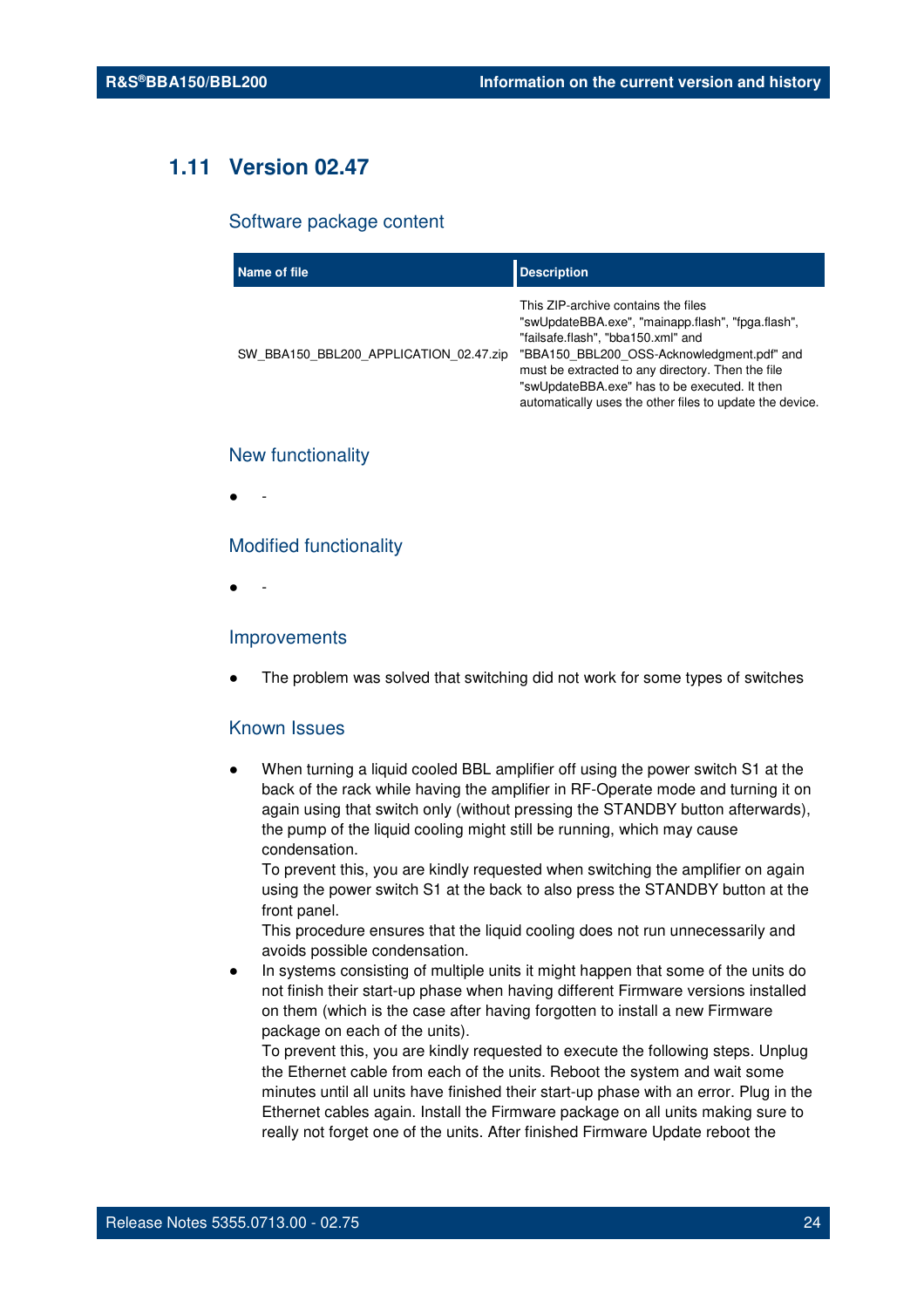## 1.11 Version 02.47

### Software package content

| Name of file | Description |
|---|---|
| SW_BBA150_BBL200_APPLICATION_02.47.zip | This ZIP-archive contains the files "swUpdateBBA.exe", "mainapp.flash", "fpga.flash", "failsafe.flash", "bba150.xml" and "BBA150_BBL200_OSS-Acknowledgment.pdf" and must be extracted to any directory. Then the file "swUpdateBBA.exe" has to be executed. It then automatically uses the other files to update the device. |

### New functionality

- -

### Modified functionality

- -

### Improvements

- The problem was solved that switching did not work for some types of switches

### Known Issues

- When turning a liquid cooled BBL amplifier off using the power switch S1 at the back of the rack while having the amplifier in RF-Operate mode and turning it on again using that switch only (without pressing the STANDBY button afterwards), the pump of the liquid cooling might still be running, which may cause condensation.
  To prevent this, you are kindly requested when switching the amplifier on again using the power switch S1 at the back to also press the STANDBY button at the front panel.
  This procedure ensures that the liquid cooling does not run unnecessarily and avoids possible condensation.
- In systems consisting of multiple units it might happen that some of the units do not finish their start-up phase when having different Firmware versions installed on them (which is the case after having forgotten to install a new Firmware package on each of the units).
  To prevent this, you are kindly requested to execute the following steps. Unplug the Ethernet cable from each of the units. Reboot the system and wait some minutes until all units have finished their start-up phase with an error. Plug in the Ethernet cables again. Install the Firmware package on all units making sure to really not forget one of the units. After finished Firmware Update reboot the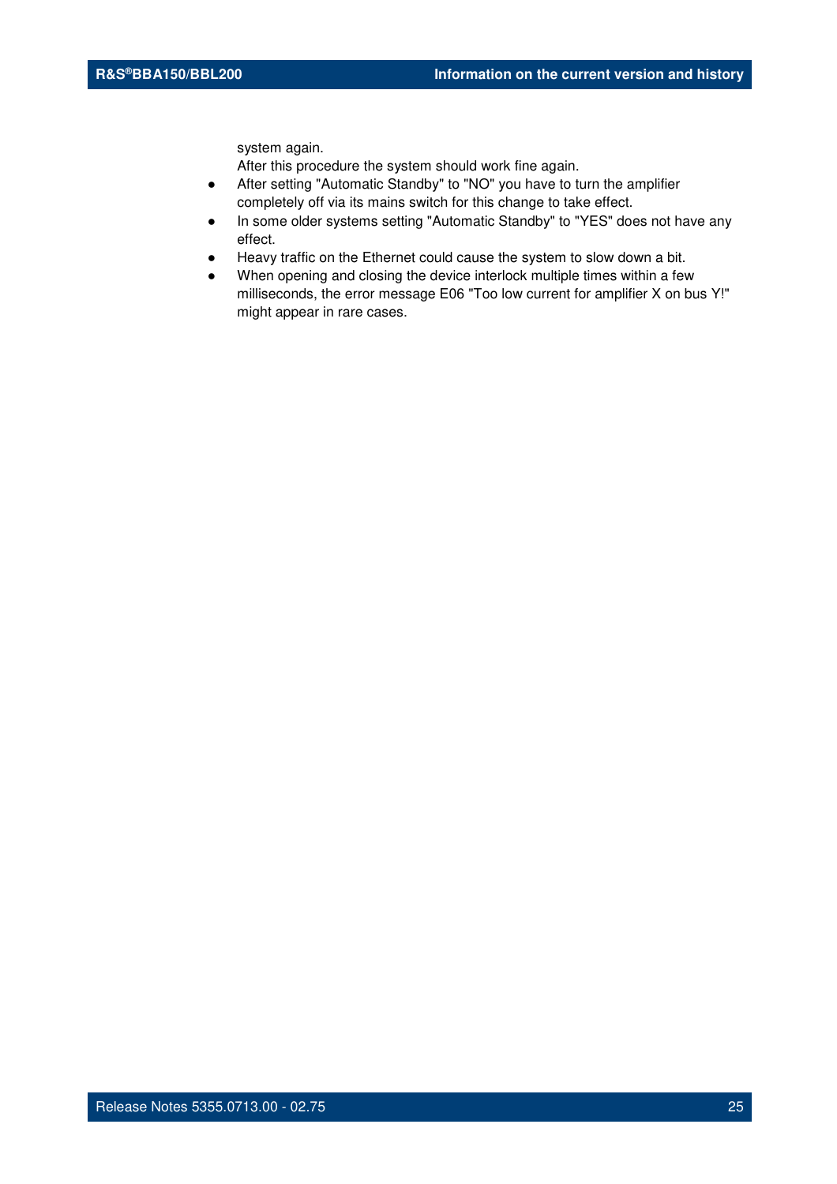system again.
After this procedure the system should work fine again.

- After setting "Automatic Standby" to "NO" you have to turn the amplifier completely off via its mains switch for this change to take effect.
- In some older systems setting "Automatic Standby" to "YES" does not have any effect.
- Heavy traffic on the Ethernet could cause the system to slow down a bit.
- When opening and closing the device interlock multiple times within a few milliseconds, the error message E06 "Too low current for amplifier X on bus Y!" might appear in rare cases.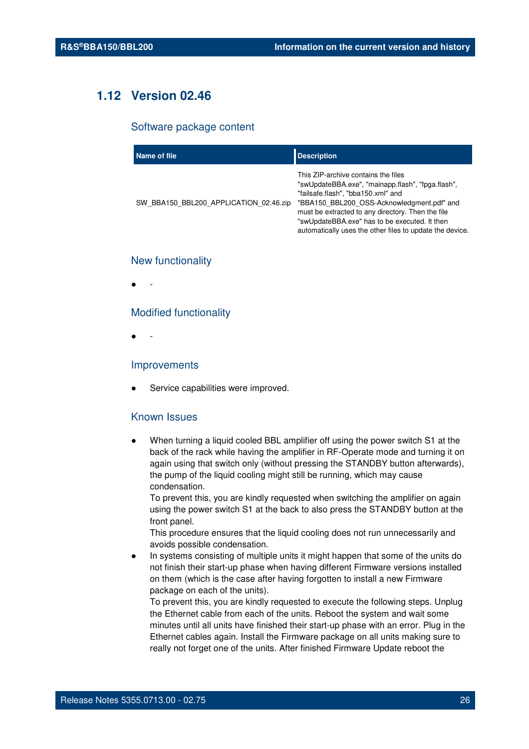## 1.12 Version 02.46

### Software package content

| Name of file | Description |
|---|---|
| SW_BBA150_BBL200_APPLICATION_02.46.zip | This ZIP-archive contains the files "swUpdateBBA.exe", "mainapp.flash", "fpga.flash", "failsafe.flash", "bba150.xml" and "BBA150_BBL200_OSS-Acknowledgment.pdf" and must be extracted to any directory. Then the file "swUpdateBBA.exe" has to be executed. It then automatically uses the other files to update the device. |

### New functionality

- -

### Modified functionality

- -

### Improvements

- Service capabilities were improved.

### Known Issues

- When turning a liquid cooled BBL amplifier off using the power switch S1 at the back of the rack while having the amplifier in RF-Operate mode and turning it on again using that switch only (without pressing the STANDBY button afterwards), the pump of the liquid cooling might still be running, which may cause condensation.
  To prevent this, you are kindly requested when switching the amplifier on again using the power switch S1 at the back to also press the STANDBY button at the front panel.
  This procedure ensures that the liquid cooling does not run unnecessarily and avoids possible condensation.
- In systems consisting of multiple units it might happen that some of the units do not finish their start-up phase when having different Firmware versions installed on them (which is the case after having forgotten to install a new Firmware package on each of the units).
  To prevent this, you are kindly requested to execute the following steps. Unplug the Ethernet cable from each of the units. Reboot the system and wait some minutes until all units have finished their start-up phase with an error. Plug in the Ethernet cables again. Install the Firmware package on all units making sure to really not forget one of the units. After finished Firmware Update reboot the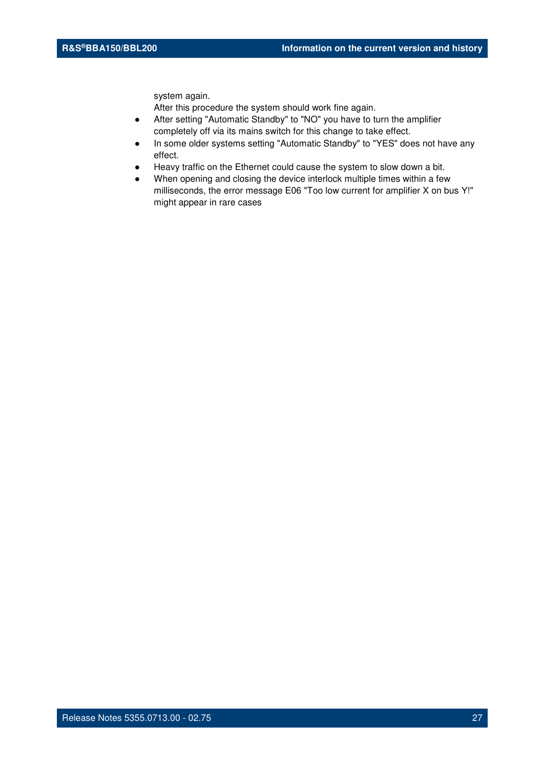system again.
After this procedure the system should work fine again.

- After setting "Automatic Standby" to "NO" you have to turn the amplifier completely off via its mains switch for this change to take effect.
- In some older systems setting "Automatic Standby" to "YES" does not have any effect.
- Heavy traffic on the Ethernet could cause the system to slow down a bit.
- When opening and closing the device interlock multiple times within a few milliseconds, the error message E06 "Too low current for amplifier X on bus Y!" might appear in rare cases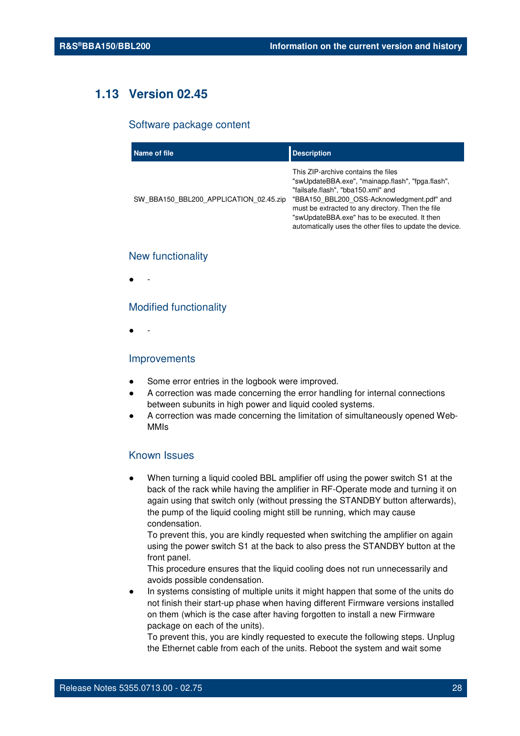## 1.13 Version 02.45

### Software package content

| Name of file | Description |
|---|---|
| SW_BBA150_BBL200_APPLICATION_02.45.zip | This ZIP-archive contains the files "swUpdateBBA.exe", "mainapp.flash", "fpga.flash", "failsafe.flash", "bba150.xml" and "BBA150_BBL200_OSS-Acknowledgment.pdf" and must be extracted to any directory. Then the file "swUpdateBBA.exe" has to be executed. It then automatically uses the other files to update the device. |

### New functionality

- -

### Modified functionality

- -

### Improvements

- Some error entries in the logbook were improved.
- A correction was made concerning the error handling for internal connections between subunits in high power and liquid cooled systems.
- A correction was made concerning the limitation of simultaneously opened Web-MMIs

### Known Issues

- When turning a liquid cooled BBL amplifier off using the power switch S1 at the back of the rack while having the amplifier in RF-Operate mode and turning it on again using that switch only (without pressing the STANDBY button afterwards), the pump of the liquid cooling might still be running, which may cause condensation.
  To prevent this, you are kindly requested when switching the amplifier on again using the power switch S1 at the back to also press the STANDBY button at the front panel.
  This procedure ensures that the liquid cooling does not run unnecessarily and avoids possible condensation.
- In systems consisting of multiple units it might happen that some of the units do not finish their start-up phase when having different Firmware versions installed on them (which is the case after having forgotten to install a new Firmware package on each of the units).
  To prevent this, you are kindly requested to execute the following steps. Unplug the Ethernet cable from each of the units. Reboot the system and wait some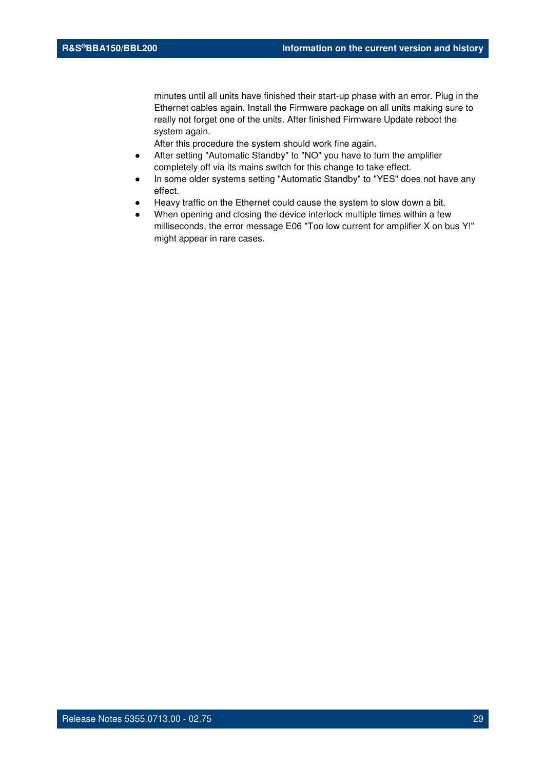minutes until all units have finished their start-up phase with an error. Plug in the Ethernet cables again. Install the Firmware package on all units making sure to really not forget one of the units. After finished Firmware Update reboot the system again.
After this procedure the system should work fine again.

- After setting "Automatic Standby" to "NO" you have to turn the amplifier completely off via its mains switch for this change to take effect.
- In some older systems setting "Automatic Standby" to "YES" does not have any effect.
- Heavy traffic on the Ethernet could cause the system to slow down a bit.
- When opening and closing the device interlock multiple times within a few milliseconds, the error message E06 "Too low current for amplifier X on bus Y!" might appear in rare cases.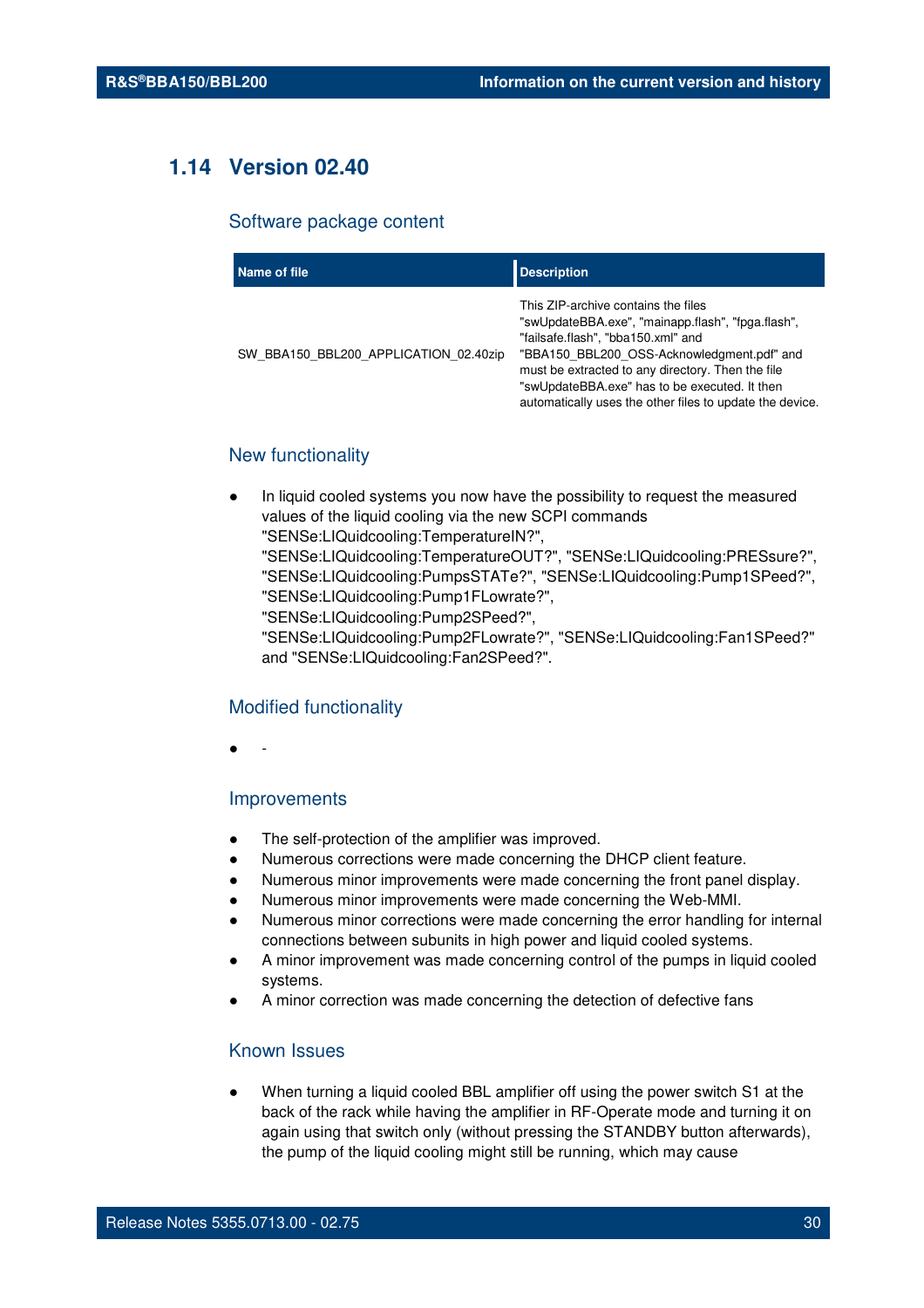## 1.14 Version 02.40

### Software package content

| Name of file | Description |
|---|---|
| SW_BBA150_BBL200_APPLICATION_02.40zip | This ZIP-archive contains the files "swUpdateBBA.exe", "mainapp.flash", "fpga.flash", "failsafe.flash", "bba150.xml" and "BBA150_BBL200_OSS-Acknowledgment.pdf" and must be extracted to any directory. Then the file "swUpdateBBA.exe" has to be executed. It then automatically uses the other files to update the device. |

### New functionality

- In liquid cooled systems you now have the possibility to request the measured values of the liquid cooling via the new SCPI commands "SENSe:LIQuidcooling:TemperatureIN?", "SENSe:LIQuidcooling:TemperatureOUT?", "SENSe:LIQuidcooling:PRESsure?", "SENSe:LIQuidcooling:PumpsSTATe?", "SENSe:LIQuidcooling:Pump1SPeed?", "SENSe:LIQuidcooling:Pump1FLowrate?", "SENSe:LIQuidcooling:Pump2SPeed?", "SENSe:LIQuidcooling:Pump2FLowrate?", "SENSe:LIQuidcooling:Fan1SPeed?" and "SENSe:LIQuidcooling:Fan2SPeed?".

### Modified functionality

- -

### Improvements

- The self-protection of the amplifier was improved.
- Numerous corrections were made concerning the DHCP client feature.
- Numerous minor improvements were made concerning the front panel display.
- Numerous minor improvements were made concerning the Web-MMI.
- Numerous minor corrections were made concerning the error handling for internal connections between subunits in high power and liquid cooled systems.
- A minor improvement was made concerning control of the pumps in liquid cooled systems.
- A minor correction was made concerning the detection of defective fans

### Known Issues

- When turning a liquid cooled BBL amplifier off using the power switch S1 at the back of the rack while having the amplifier in RF-Operate mode and turning it on again using that switch only (without pressing the STANDBY button afterwards), the pump of the liquid cooling might still be running, which may cause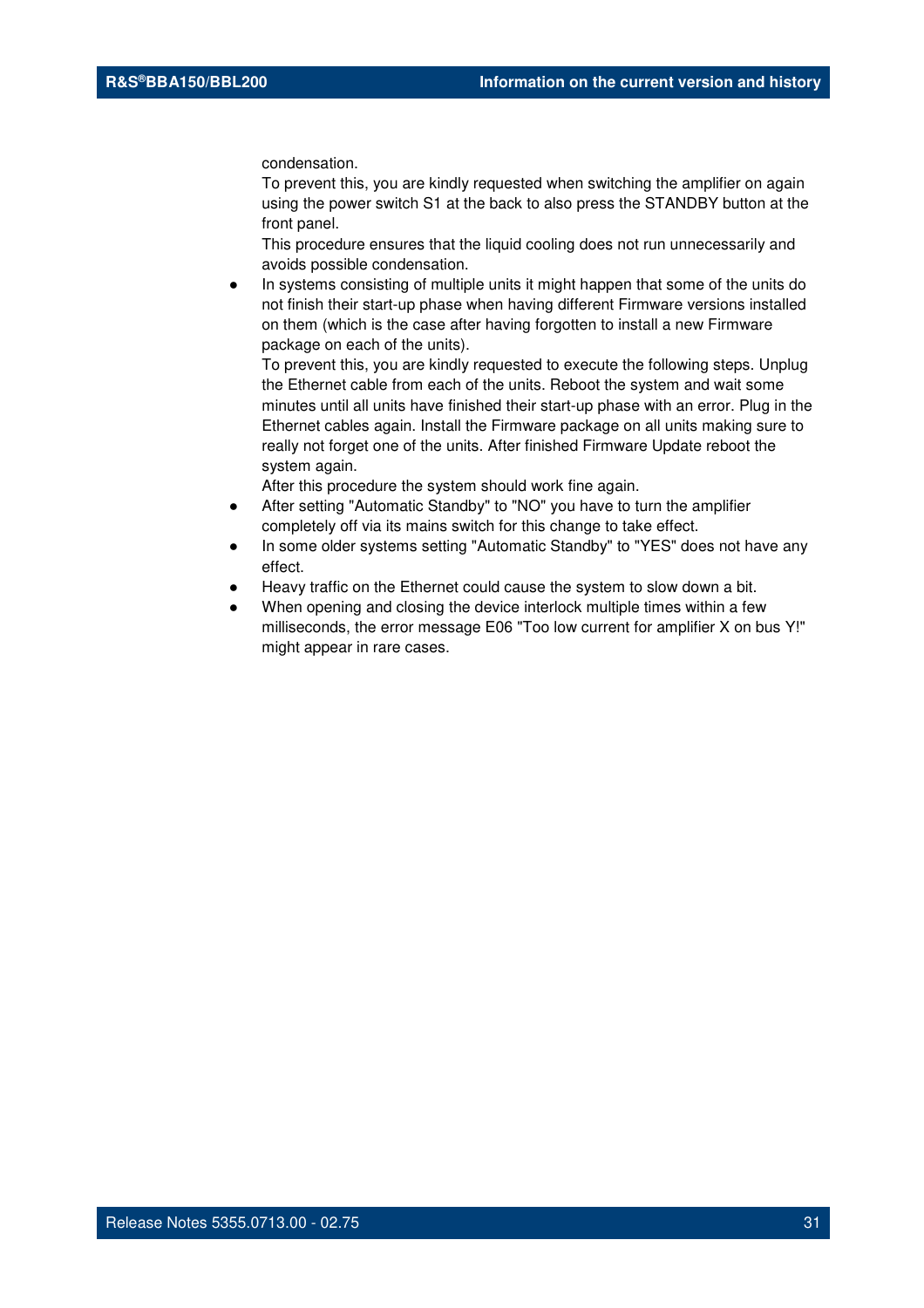condensation.
To prevent this, you are kindly requested when switching the amplifier on again using the power switch S1 at the back to also press the STANDBY button at the front panel.
This procedure ensures that the liquid cooling does not run unnecessarily and avoids possible condensation.

- In systems consisting of multiple units it might happen that some of the units do not finish their start-up phase when having different Firmware versions installed on them (which is the case after having forgotten to install a new Firmware package on each of the units).
  To prevent this, you are kindly requested to execute the following steps. Unplug the Ethernet cable from each of the units. Reboot the system and wait some minutes until all units have finished their start-up phase with an error. Plug in the Ethernet cables again. Install the Firmware package on all units making sure to really not forget one of the units. After finished Firmware Update reboot the system again.
  After this procedure the system should work fine again.
- After setting "Automatic Standby" to "NO" you have to turn the amplifier completely off via its mains switch for this change to take effect.
- In some older systems setting "Automatic Standby" to "YES" does not have any effect.
- Heavy traffic on the Ethernet could cause the system to slow down a bit.
- When opening and closing the device interlock multiple times within a few milliseconds, the error message E06 "Too low current for amplifier X on bus Y!" might appear in rare cases.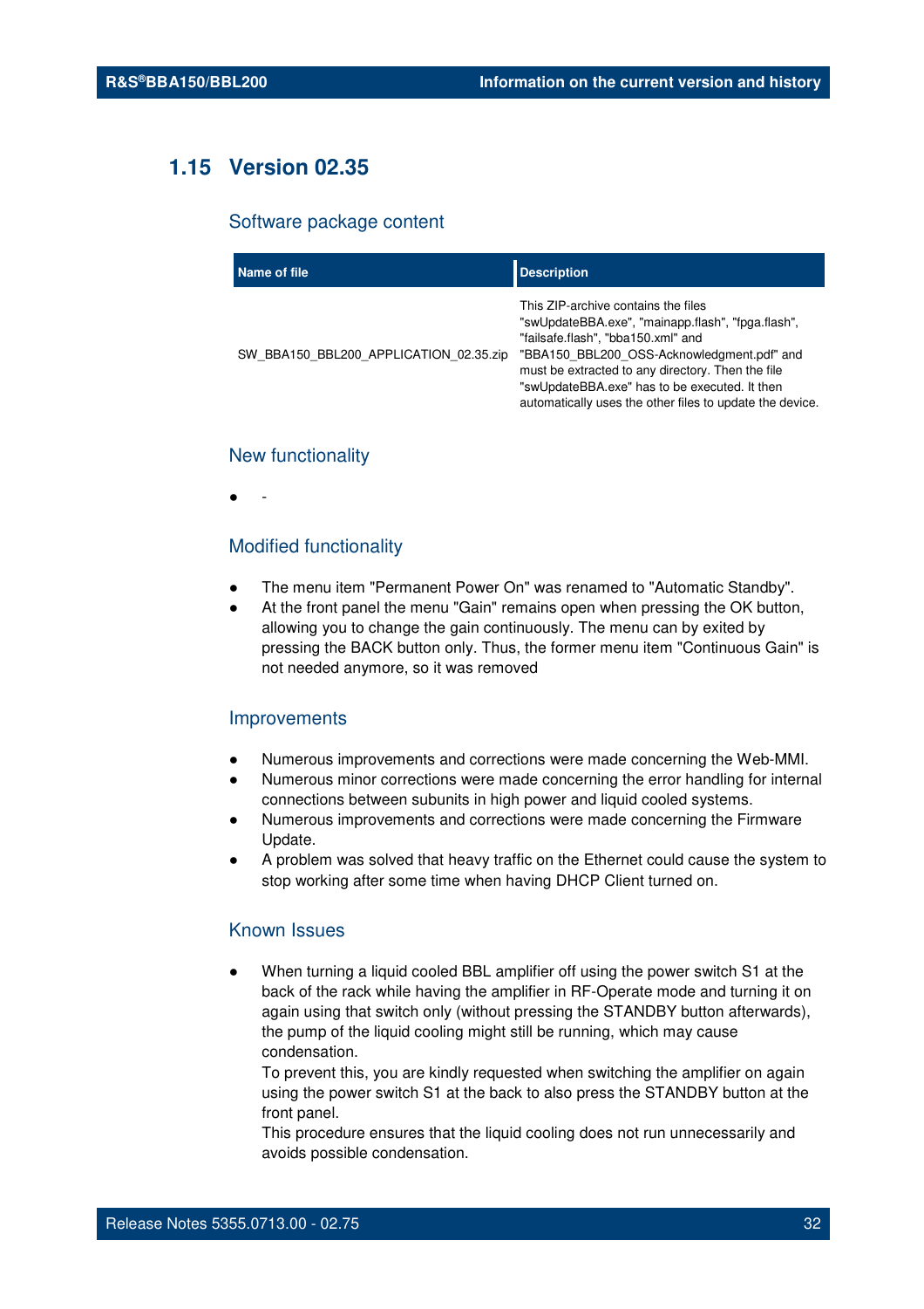## 1.15 Version 02.35

### Software package content

| Name of file | Description |
|---|---|
| SW_BBA150_BBL200_APPLICATION_02.35.zip | This ZIP-archive contains the files "swUpdateBBA.exe", "mainapp.flash", "fpga.flash", "failsafe.flash", "bba150.xml" and "BBA150_BBL200_OSS-Acknowledgment.pdf" and must be extracted to any directory. Then the file "swUpdateBBA.exe" has to be executed. It then automatically uses the other files to update the device. |

### New functionality

- -

### Modified functionality

- The menu item "Permanent Power On" was renamed to "Automatic Standby".
- At the front panel the menu "Gain" remains open when pressing the OK button, allowing you to change the gain continuously. The menu can by exited by pressing the BACK button only. Thus, the former menu item "Continuous Gain" is not needed anymore, so it was removed

### Improvements

- Numerous improvements and corrections were made concerning the Web-MMI.
- Numerous minor corrections were made concerning the error handling for internal connections between subunits in high power and liquid cooled systems.
- Numerous improvements and corrections were made concerning the Firmware Update.
- A problem was solved that heavy traffic on the Ethernet could cause the system to stop working after some time when having DHCP Client turned on.

### Known Issues

- When turning a liquid cooled BBL amplifier off using the power switch S1 at the back of the rack while having the amplifier in RF-Operate mode and turning it on again using that switch only (without pressing the STANDBY button afterwards), the pump of the liquid cooling might still be running, which may cause condensation.
  To prevent this, you are kindly requested when switching the amplifier on again using the power switch S1 at the back to also press the STANDBY button at the front panel.
  This procedure ensures that the liquid cooling does not run unnecessarily and avoids possible condensation.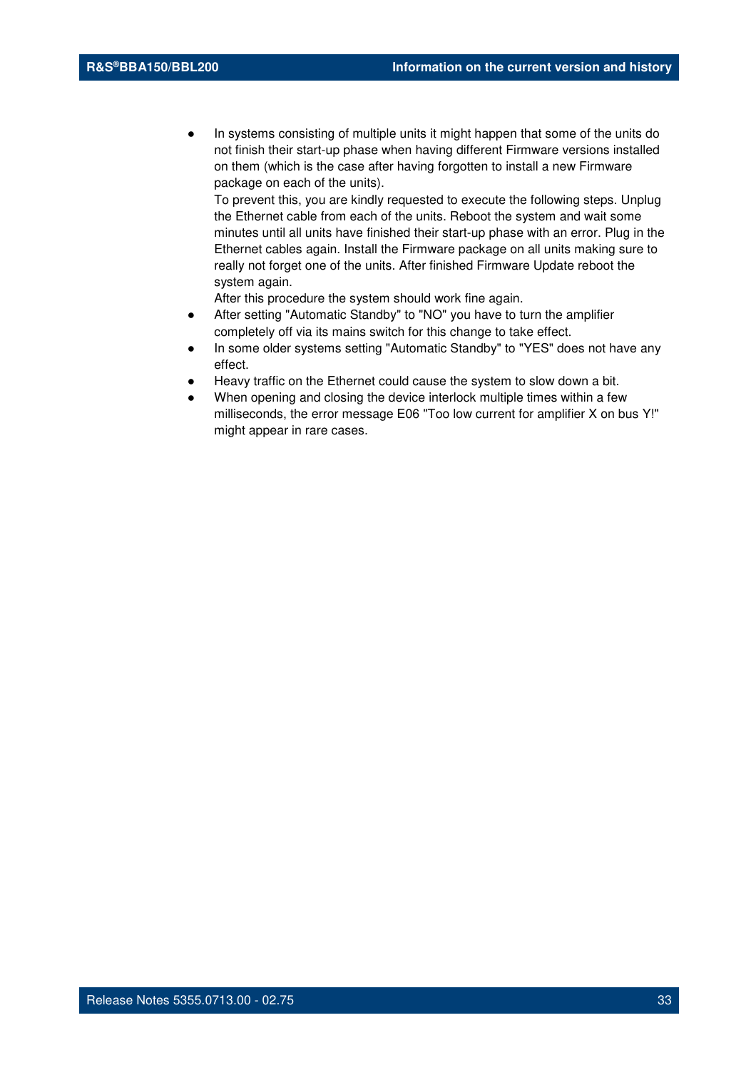- In systems consisting of multiple units it might happen that some of the units do not finish their start-up phase when having different Firmware versions installed on them (which is the case after having forgotten to install a new Firmware package on each of the units).
  To prevent this, you are kindly requested to execute the following steps. Unplug the Ethernet cable from each of the units. Reboot the system and wait some minutes until all units have finished their start-up phase with an error. Plug in the Ethernet cables again. Install the Firmware package on all units making sure to really not forget one of the units. After finished Firmware Update reboot the system again.
  After this procedure the system should work fine again.
- After setting "Automatic Standby" to "NO" you have to turn the amplifier completely off via its mains switch for this change to take effect.
- In some older systems setting "Automatic Standby" to "YES" does not have any effect.
- Heavy traffic on the Ethernet could cause the system to slow down a bit.
- When opening and closing the device interlock multiple times within a few milliseconds, the error message E06 "Too low current for amplifier X on bus Y!" might appear in rare cases.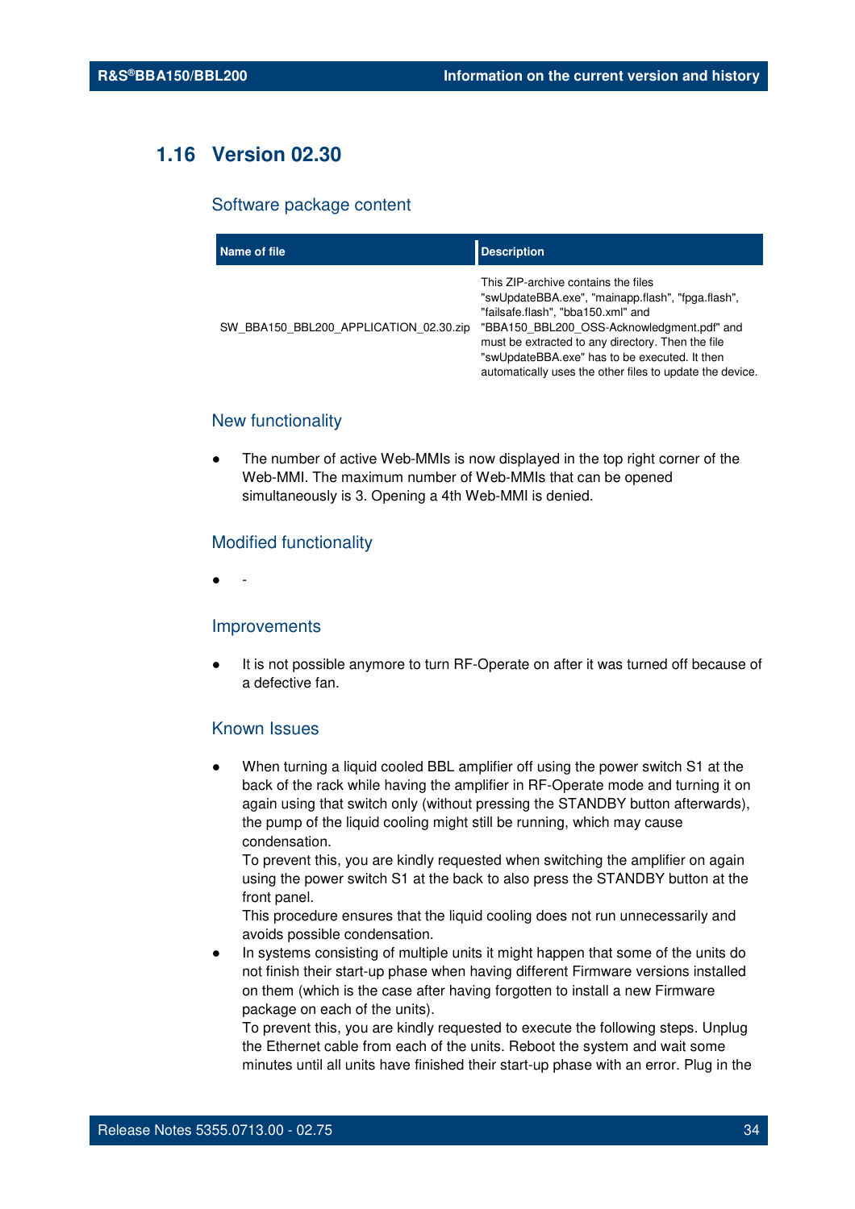## 1.16 Version 02.30

### Software package content

| Name of file | Description |
|---|---|
| SW_BBA150_BBL200_APPLICATION_02.30.zip | This ZIP-archive contains the files "swUpdateBBA.exe", "mainapp.flash", "fpga.flash", "failsafe.flash", "bba150.xml" and "BBA150_BBL200_OSS-Acknowledgment.pdf" and must be extracted to any directory. Then the file "swUpdateBBA.exe" has to be executed. It then automatically uses the other files to update the device. |

### New functionality

- The number of active Web-MMIs is now displayed in the top right corner of the Web-MMI. The maximum number of Web-MMIs that can be opened simultaneously is 3. Opening a 4th Web-MMI is denied.

### Modified functionality

- -

### Improvements

- It is not possible anymore to turn RF-Operate on after it was turned off because of a defective fan.

### Known Issues

- When turning a liquid cooled BBL amplifier off using the power switch S1 at the back of the rack while having the amplifier in RF-Operate mode and turning it on again using that switch only (without pressing the STANDBY button afterwards), the pump of the liquid cooling might still be running, which may cause condensation.
  To prevent this, you are kindly requested when switching the amplifier on again using the power switch S1 at the back to also press the STANDBY button at the front panel.
  This procedure ensures that the liquid cooling does not run unnecessarily and avoids possible condensation.
- In systems consisting of multiple units it might happen that some of the units do not finish their start-up phase when having different Firmware versions installed on them (which is the case after having forgotten to install a new Firmware package on each of the units).
  To prevent this, you are kindly requested to execute the following steps. Unplug the Ethernet cable from each of the units. Reboot the system and wait some minutes until all units have finished their start-up phase with an error. Plug in the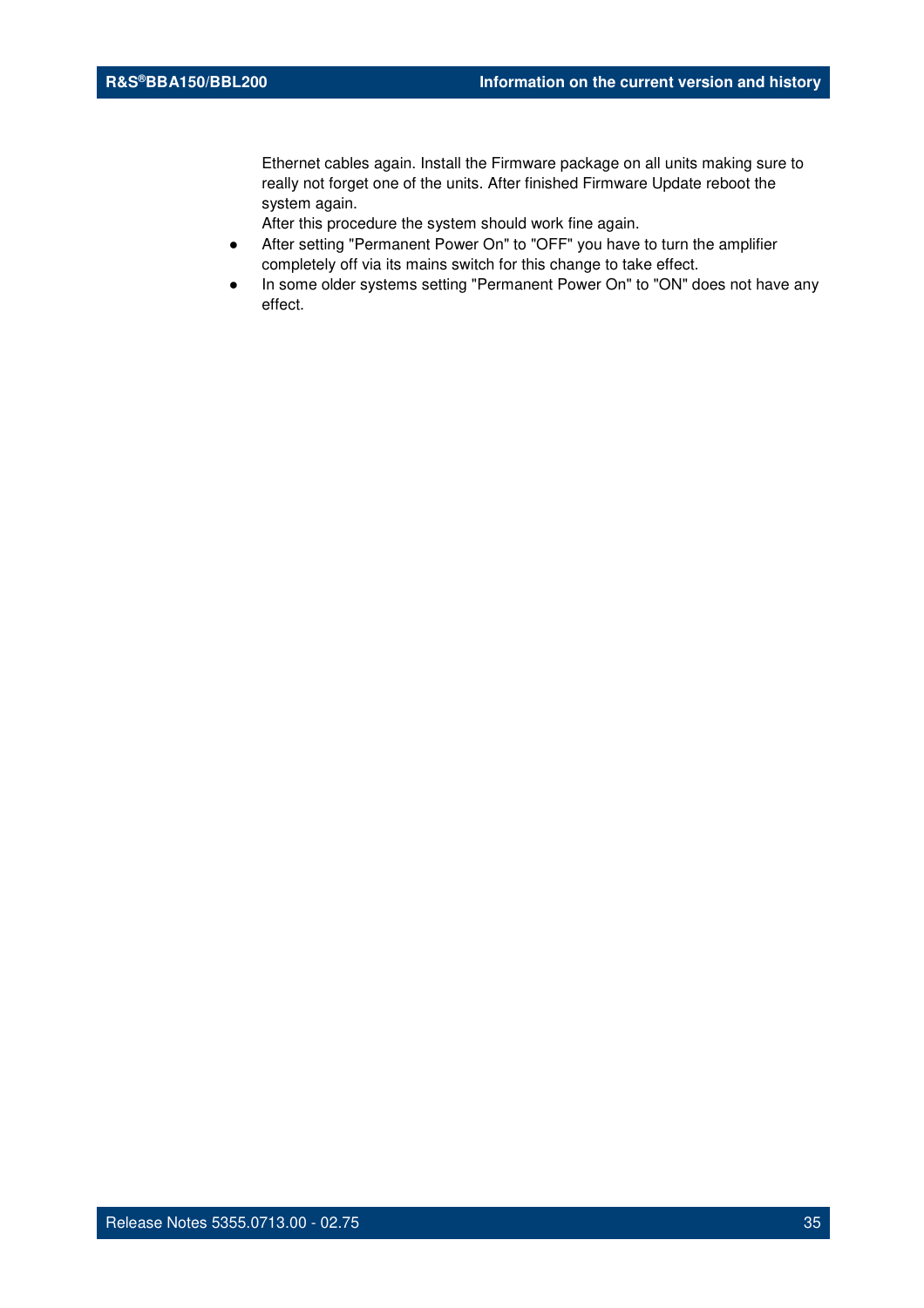Ethernet cables again. Install the Firmware package on all units making sure to really not forget one of the units. After finished Firmware Update reboot the system again.
After this procedure the system should work fine again.

- After setting "Permanent Power On" to "OFF" you have to turn the amplifier completely off via its mains switch for this change to take effect.
- In some older systems setting "Permanent Power On" to "ON" does not have any effect.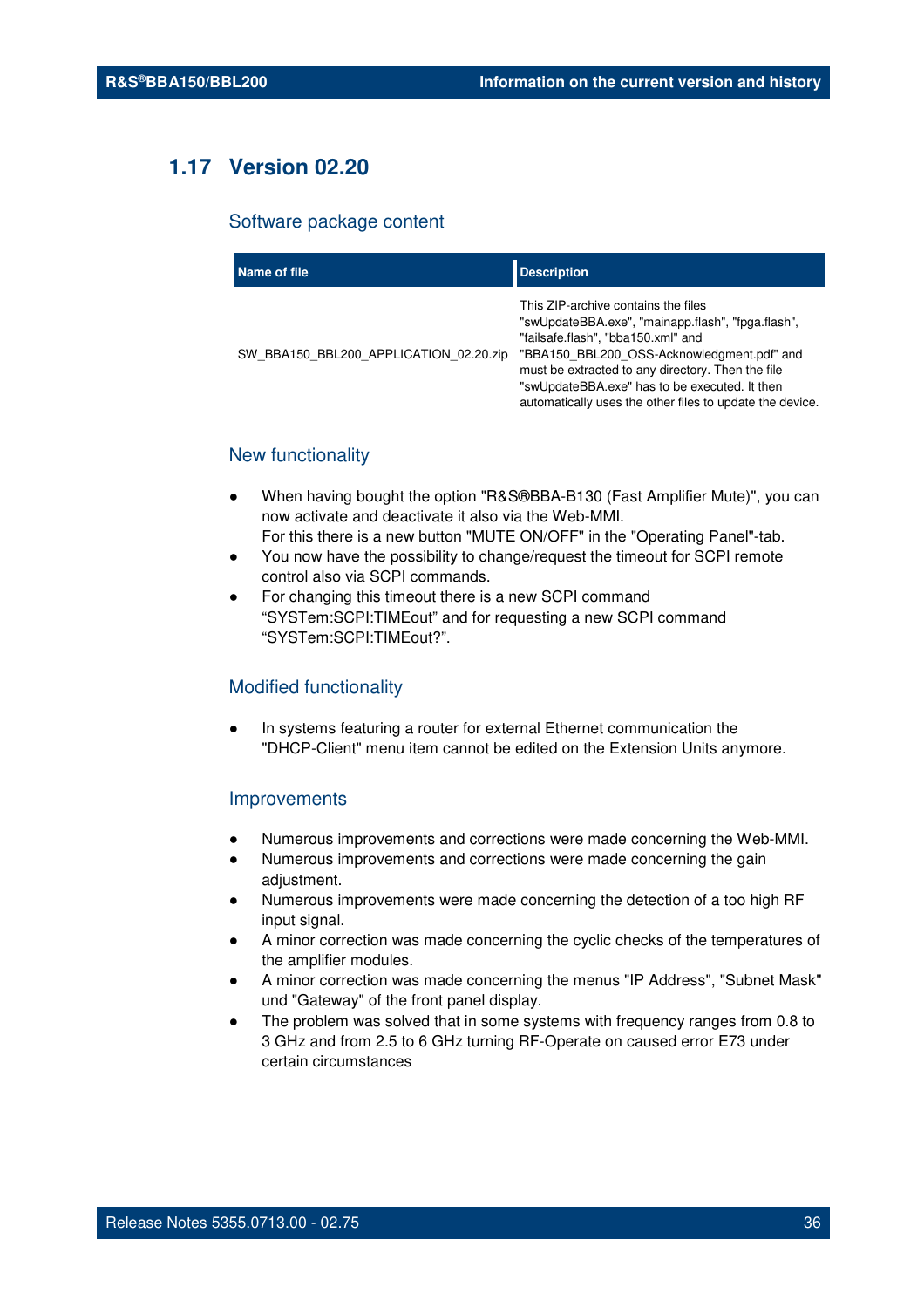## 1.17 Version 02.20

### Software package content

| Name of file | Description |
| --- | --- |
| SW_BBA150_BBL200_APPLICATION_02.20.zip | This ZIP-archive contains the files "swUpdateBBA.exe", "mainapp.flash", "fpga.flash", "failsafe.flash", "bba150.xml" and "BBA150_BBL200_OSS-Acknowledgment.pdf" and must be extracted to any directory. Then the file "swUpdateBBA.exe" has to be executed. It then automatically uses the other files to update the device. |

### New functionality

- When having bought the option "R&S®BBA-B130 (Fast Amplifier Mute)", you can now activate and deactivate it also via the Web-MMI.
  For this there is a new button "MUTE ON/OFF" in the "Operating Panel"-tab.
- You now have the possibility to change/request the timeout for SCPI remote control also via SCPI commands.
- For changing this timeout there is a new SCPI command "SYSTem:SCPI:TIMEout" and for requesting a new SCPI command "SYSTem:SCPI:TIMEout?".

### Modified functionality

- In systems featuring a router for external Ethernet communication the "DHCP-Client" menu item cannot be edited on the Extension Units anymore.

### Improvements

- Numerous improvements and corrections were made concerning the Web-MMI.
- Numerous improvements and corrections were made concerning the gain adjustment.
- Numerous improvements were made concerning the detection of a too high RF input signal.
- A minor correction was made concerning the cyclic checks of the temperatures of the amplifier modules.
- A minor correction was made concerning the menus "IP Address", "Subnet Mask" und "Gateway" of the front panel display.
- The problem was solved that in some systems with frequency ranges from 0.8 to 3 GHz and from 2.5 to 6 GHz turning RF-Operate on caused error E73 under certain circumstances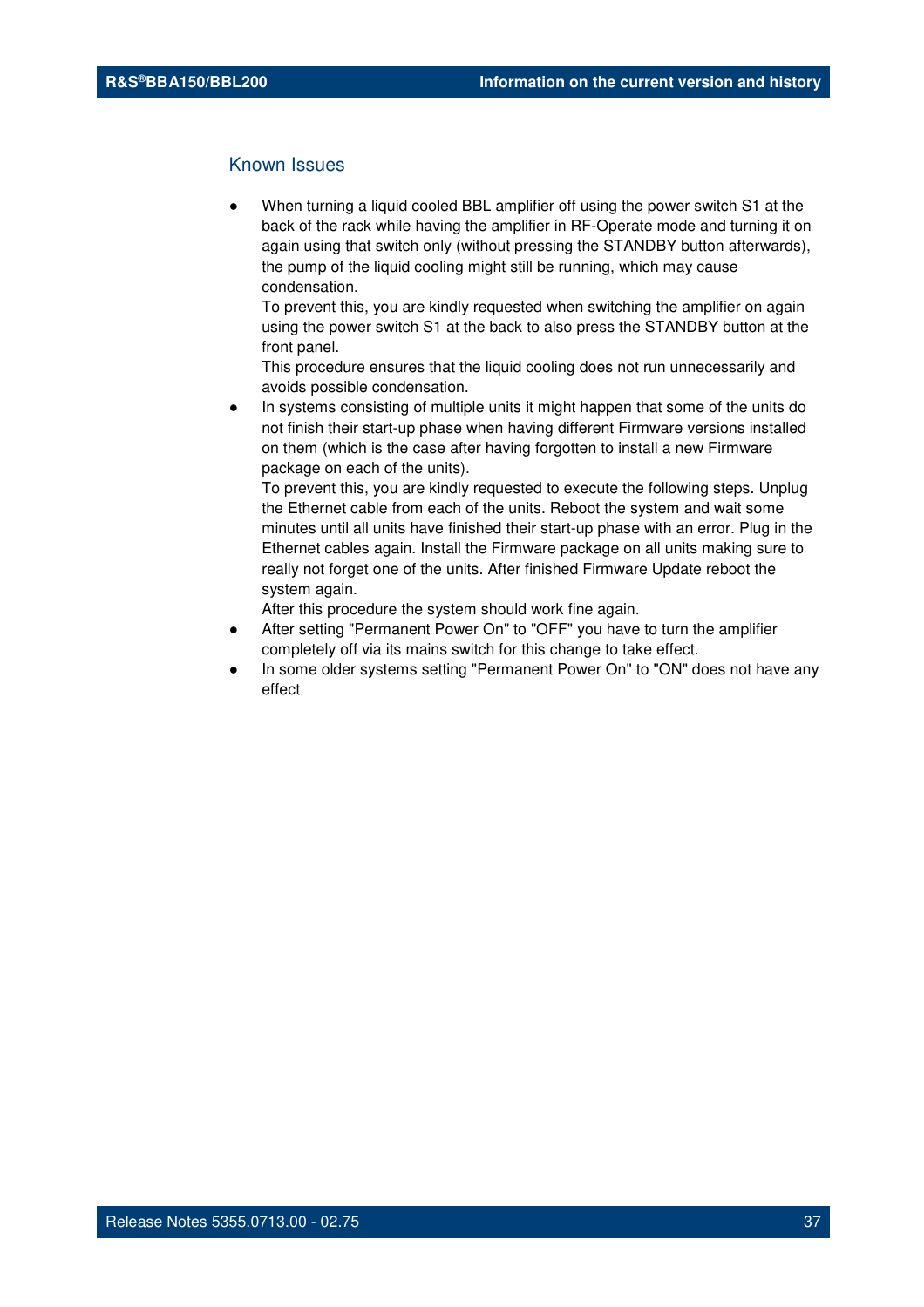## Known Issues

- When turning a liquid cooled BBL amplifier off using the power switch S1 at the back of the rack while having the amplifier in RF-Operate mode and turning it on again using that switch only (without pressing the STANDBY button afterwards), the pump of the liquid cooling might still be running, which may cause condensation.
  To prevent this, you are kindly requested when switching the amplifier on again using the power switch S1 at the back to also press the STANDBY button at the front panel.
  This procedure ensures that the liquid cooling does not run unnecessarily and avoids possible condensation.
- In systems consisting of multiple units it might happen that some of the units do not finish their start-up phase when having different Firmware versions installed on them (which is the case after having forgotten to install a new Firmware package on each of the units).
  To prevent this, you are kindly requested to execute the following steps. Unplug the Ethernet cable from each of the units. Reboot the system and wait some minutes until all units have finished their start-up phase with an error. Plug in the Ethernet cables again. Install the Firmware package on all units making sure to really not forget one of the units. After finished Firmware Update reboot the system again.
  After this procedure the system should work fine again.
- After setting "Permanent Power On" to "OFF" you have to turn the amplifier completely off via its mains switch for this change to take effect.
- In some older systems setting "Permanent Power On" to "ON" does not have any effect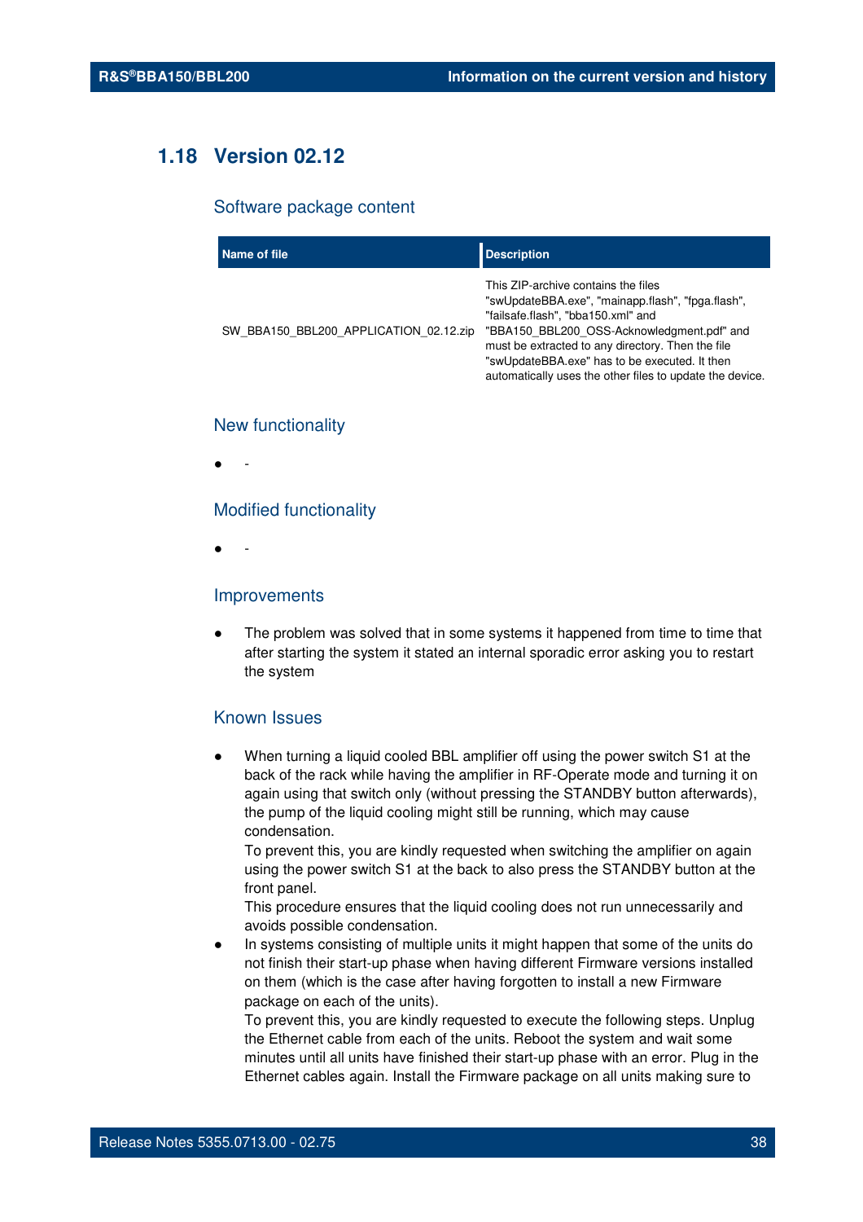## 1.18 Version 02.12

### Software package content

| Name of file | Description |
| --- | --- |
| SW_BBA150_BBL200_APPLICATION_02.12.zip | This ZIP-archive contains the files "swUpdateBBA.exe", "mainapp.flash", "fpga.flash", "failsafe.flash", "bba150.xml" and "BBA150_BBL200_OSS-Acknowledgment.pdf" and must be extracted to any directory. Then the file "swUpdateBBA.exe" has to be executed. It then automatically uses the other files to update the device. |

### New functionality

- -

### Modified functionality

- -

### Improvements

- The problem was solved that in some systems it happened from time to time that after starting the system it stated an internal sporadic error asking you to restart the system

### Known Issues

- When turning a liquid cooled BBL amplifier off using the power switch S1 at the back of the rack while having the amplifier in RF-Operate mode and turning it on again using that switch only (without pressing the STANDBY button afterwards), the pump of the liquid cooling might still be running, which may cause condensation.
  To prevent this, you are kindly requested when switching the amplifier on again using the power switch S1 at the back to also press the STANDBY button at the front panel.
  This procedure ensures that the liquid cooling does not run unnecessarily and avoids possible condensation.
- In systems consisting of multiple units it might happen that some of the units do not finish their start-up phase when having different Firmware versions installed on them (which is the case after having forgotten to install a new Firmware package on each of the units).
  To prevent this, you are kindly requested to execute the following steps. Unplug the Ethernet cable from each of the units. Reboot the system and wait some minutes until all units have finished their start-up phase with an error. Plug in the Ethernet cables again. Install the Firmware package on all units making sure to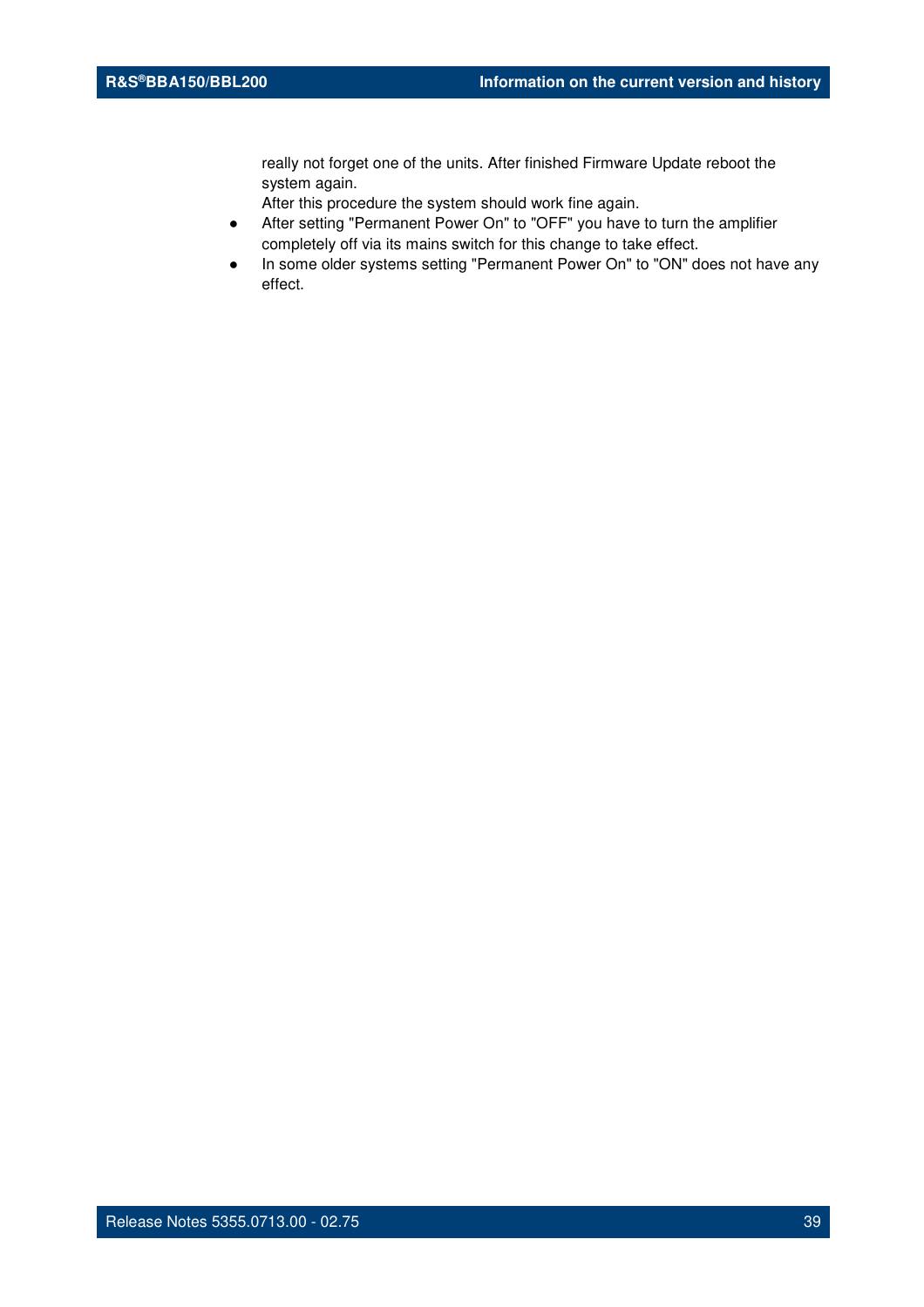really not forget one of the units. After finished Firmware Update reboot the system again.
After this procedure the system should work fine again.

- After setting "Permanent Power On" to "OFF" you have to turn the amplifier completely off via its mains switch for this change to take effect.
- In some older systems setting "Permanent Power On" to "ON" does not have any effect.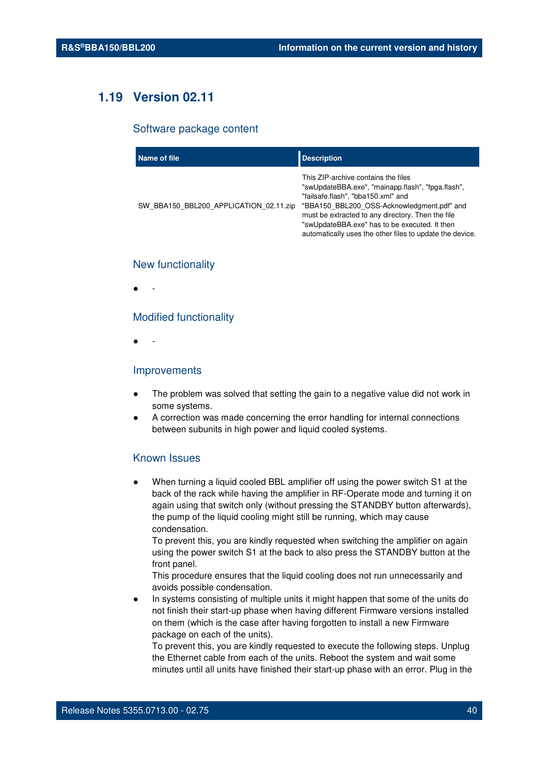## 1.19 Version 02.11

### Software package content

| Name of file | Description |
| --- | --- |
| SW_BBA150_BBL200_APPLICATION_02.11.zip | This ZIP-archive contains the files "swUpdateBBA.exe", "mainapp.flash", "fpga.flash", "failsafe.flash", "bba150.xml" and "BBA150_BBL200_OSS-Acknowledgment.pdf" and must be extracted to any directory. Then the file "swUpdateBBA.exe" has to be executed. It then automatically uses the other files to update the device. |

### New functionality

- -

### Modified functionality

- -

### Improvements

- The problem was solved that setting the gain to a negative value did not work in some systems.
- A correction was made concerning the error handling for internal connections between subunits in high power and liquid cooled systems.

### Known Issues

- When turning a liquid cooled BBL amplifier off using the power switch S1 at the back of the rack while having the amplifier in RF-Operate mode and turning it on again using that switch only (without pressing the STANDBY button afterwards), the pump of the liquid cooling might still be running, which may cause condensation.
  To prevent this, you are kindly requested when switching the amplifier on again using the power switch S1 at the back to also press the STANDBY button at the front panel.
  This procedure ensures that the liquid cooling does not run unnecessarily and avoids possible condensation.
- In systems consisting of multiple units it might happen that some of the units do not finish their start-up phase when having different Firmware versions installed on them (which is the case after having forgotten to install a new Firmware package on each of the units).
  To prevent this, you are kindly requested to execute the following steps. Unplug the Ethernet cable from each of the units. Reboot the system and wait some minutes until all units have finished their start-up phase with an error. Plug in the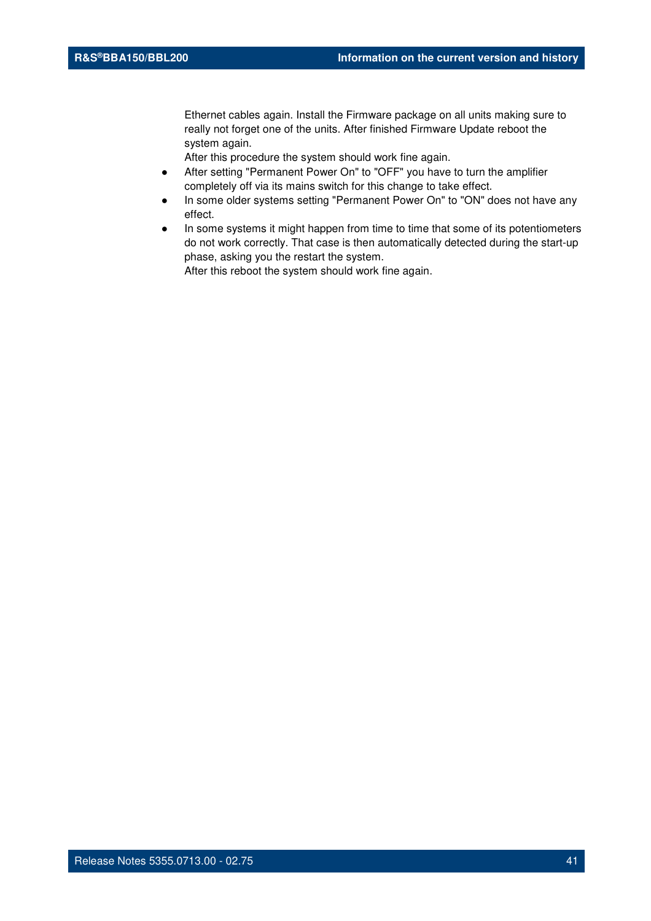Ethernet cables again. Install the Firmware package on all units making sure to really not forget one of the units. After finished Firmware Update reboot the system again.
After this procedure the system should work fine again.

- After setting "Permanent Power On" to "OFF" you have to turn the amplifier completely off via its mains switch for this change to take effect.
- In some older systems setting "Permanent Power On" to "ON" does not have any effect.
- In some systems it might happen from time to time that some of its potentiometers do not work correctly. That case is then automatically detected during the start-up phase, asking you the restart the system.
  After this reboot the system should work fine again.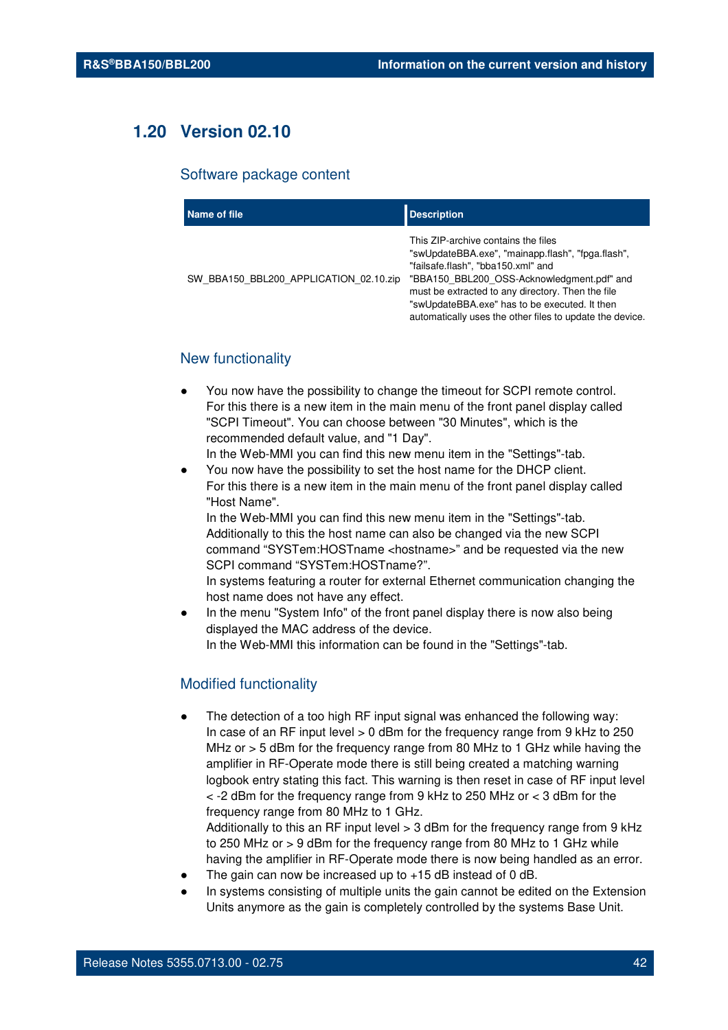## 1.20 Version 02.10

### Software package content

| Name of file | Description |
|---|---|
| SW_BBA150_BBL200_APPLICATION_02.10.zip | This ZIP-archive contains the files "swUpdateBBA.exe", "mainapp.flash", "fpga.flash", "failsafe.flash", "bba150.xml" and "BBA150_BBL200_OSS-Acknowledgment.pdf" and must be extracted to any directory. Then the file "swUpdateBBA.exe" has to be executed. It then automatically uses the other files to update the device. |

### New functionality

- You now have the possibility to change the timeout for SCPI remote control. For this there is a new item in the main menu of the front panel display called "SCPI Timeout". You can choose between "30 Minutes", which is the recommended default value, and "1 Day".
  In the Web-MMI you can find this new menu item in the "Settings"-tab.
- You now have the possibility to set the host name for the DHCP client. For this there is a new item in the main menu of the front panel display called "Host Name".
  In the Web-MMI you can find this new menu item in the "Settings"-tab.
  Additionally to this the host name can also be changed via the new SCPI command “SYSTem:HOSTname <hostname>” and be requested via the new SCPI command “SYSTem:HOSTname?”.
  In systems featuring a router for external Ethernet communication changing the host name does not have any effect.
- In the menu "System Info" of the front panel display there is now also being displayed the MAC address of the device.
  In the Web-MMI this information can be found in the "Settings"-tab.

### Modified functionality

- The detection of a too high RF input signal was enhanced the following way: In case of an RF input level > 0 dBm for the frequency range from 9 kHz to 250 MHz or > 5 dBm for the frequency range from 80 MHz to 1 GHz while having the amplifier in RF-Operate mode there is still being created a matching warning logbook entry stating this fact. This warning is then reset in case of RF input level < -2 dBm for the frequency range from 9 kHz to 250 MHz or < 3 dBm for the frequency range from 80 MHz to 1 GHz.
  Additionally to this an RF input level > 3 dBm for the frequency range from 9 kHz to 250 MHz or > 9 dBm for the frequency range from 80 MHz to 1 GHz while having the amplifier in RF-Operate mode there is now being handled as an error.
- The gain can now be increased up to +15 dB instead of 0 dB.
- In systems consisting of multiple units the gain cannot be edited on the Extension Units anymore as the gain is completely controlled by the systems Base Unit.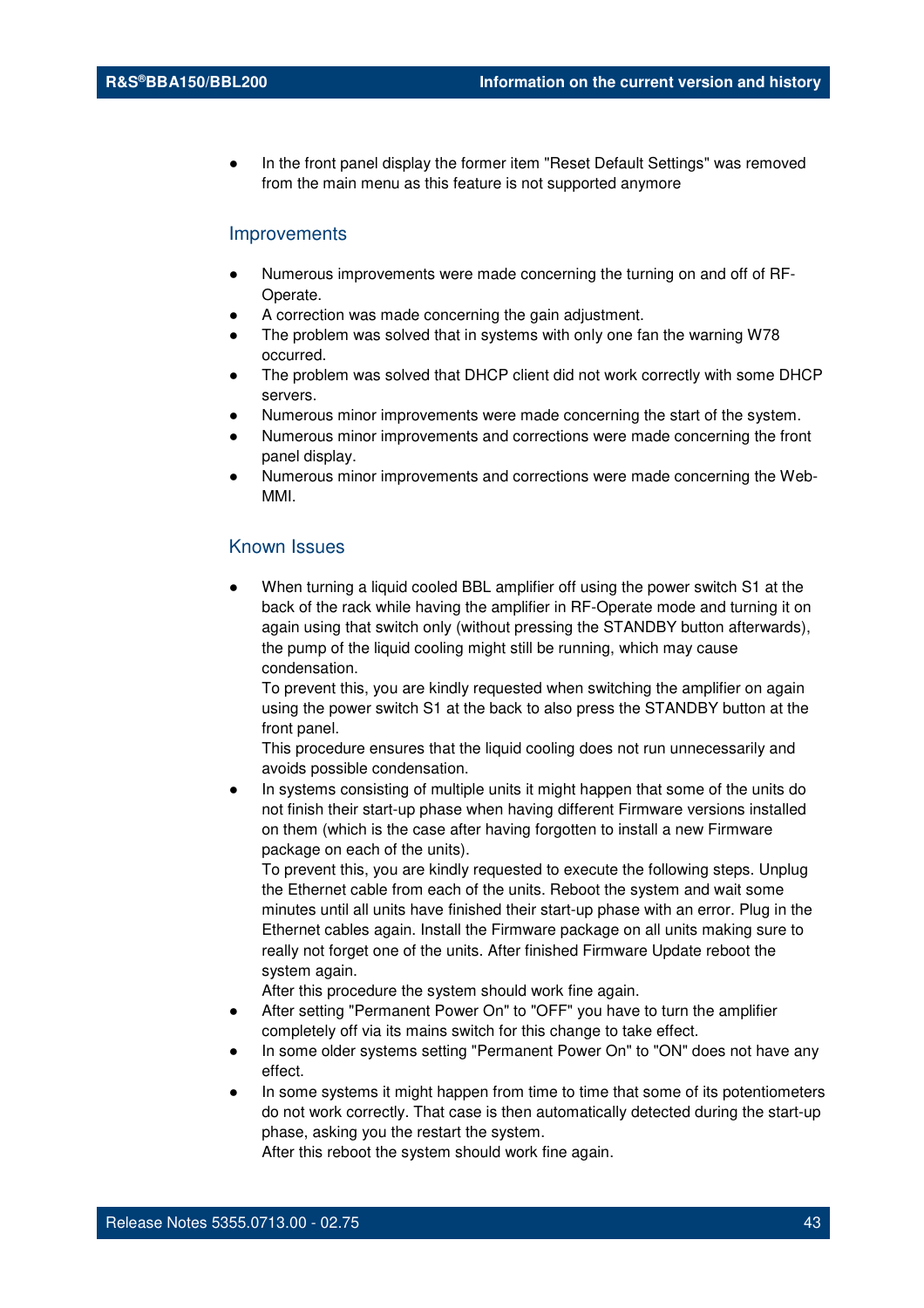- In the front panel display the former item "Reset Default Settings" was removed from the main menu as this feature is not supported anymore

## Improvements

- Numerous improvements were made concerning the turning on and off of RF-Operate.
- A correction was made concerning the gain adjustment.
- The problem was solved that in systems with only one fan the warning W78 occurred.
- The problem was solved that DHCP client did not work correctly with some DHCP servers.
- Numerous minor improvements were made concerning the start of the system.
- Numerous minor improvements and corrections were made concerning the front panel display.
- Numerous minor improvements and corrections were made concerning the Web-MMI.

## Known Issues

- When turning a liquid cooled BBL amplifier off using the power switch S1 at the back of the rack while having the amplifier in RF-Operate mode and turning it on again using that switch only (without pressing the STANDBY button afterwards), the pump of the liquid cooling might still be running, which may cause condensation.
  To prevent this, you are kindly requested when switching the amplifier on again using the power switch S1 at the back to also press the STANDBY button at the front panel.
  This procedure ensures that the liquid cooling does not run unnecessarily and avoids possible condensation.
- In systems consisting of multiple units it might happen that some of the units do not finish their start-up phase when having different Firmware versions installed on them (which is the case after having forgotten to install a new Firmware package on each of the units).
  To prevent this, you are kindly requested to execute the following steps. Unplug the Ethernet cable from each of the units. Reboot the system and wait some minutes until all units have finished their start-up phase with an error. Plug in the Ethernet cables again. Install the Firmware package on all units making sure to really not forget one of the units. After finished Firmware Update reboot the system again.
  After this procedure the system should work fine again.
- After setting "Permanent Power On" to "OFF" you have to turn the amplifier completely off via its mains switch for this change to take effect.
- In some older systems setting "Permanent Power On" to "ON" does not have any effect.
- In some systems it might happen from time to time that some of its potentiometers do not work correctly. That case is then automatically detected during the start-up phase, asking you the restart the system.
  After this reboot the system should work fine again.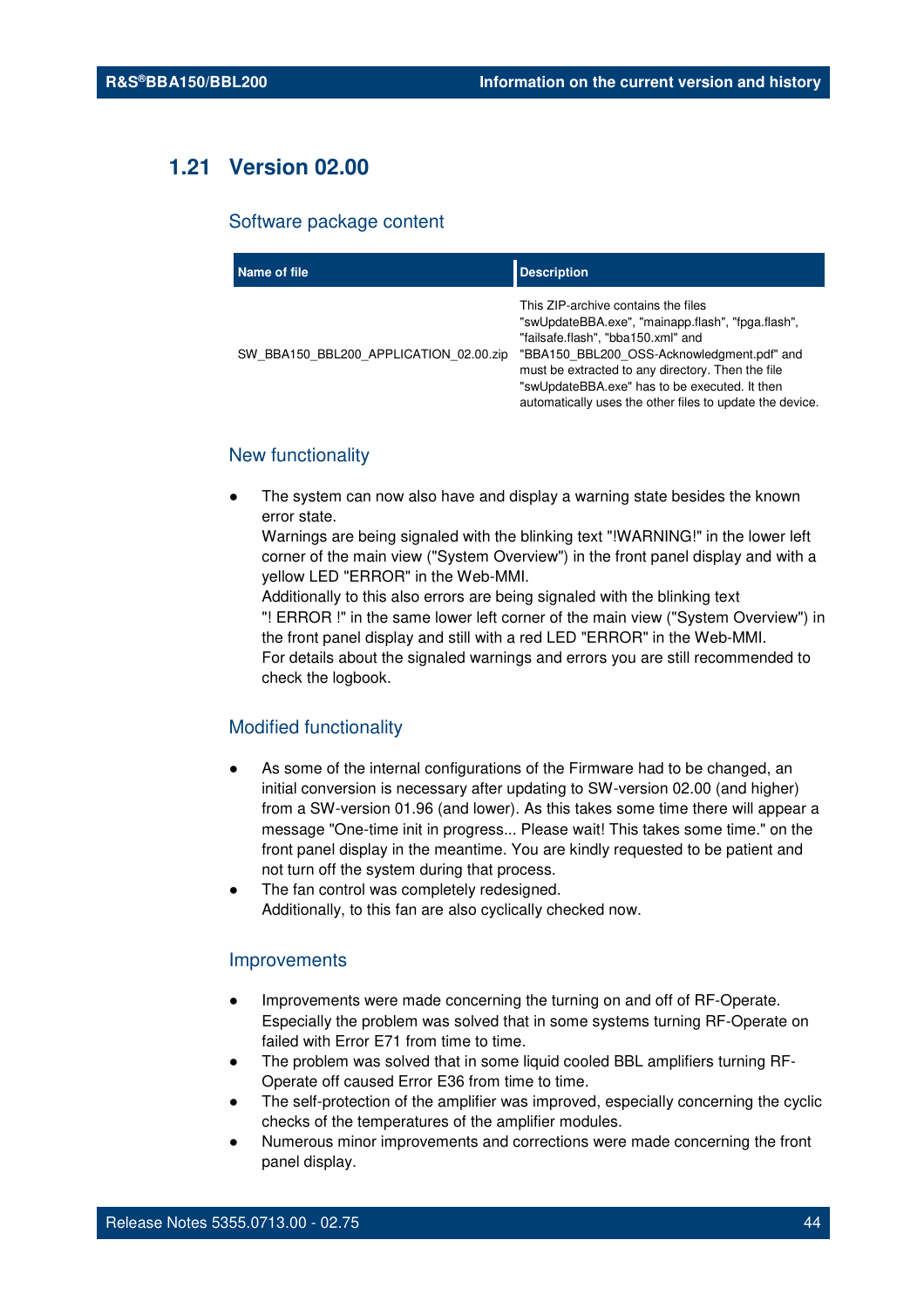## 1.21 Version 02.00

### Software package content

| Name of file | Description |
|---|---|
| SW_BBA150_BBL200_APPLICATION_02.00.zip | This ZIP-archive contains the files "swUpdateBBA.exe", "mainapp.flash", "fpga.flash", "failsafe.flash", "bba150.xml" and "BBA150_BBL200_OSS-Acknowledgment.pdf" and must be extracted to any directory. Then the file "swUpdateBBA.exe" has to be executed. It then automatically uses the other files to update the device. |

### New functionality

- The system can now also have and display a warning state besides the known error state.
  Warnings are being signaled with the blinking text "!WARNING!" in the lower left corner of the main view ("System Overview") in the front panel display and with a yellow LED "ERROR" in the Web-MMI.
  Additionally to this also errors are being signaled with the blinking text "! ERROR !" in the same lower left corner of the main view ("System Overview") in the front panel display and still with a red LED "ERROR" in the Web-MMI.
  For details about the signaled warnings and errors you are still recommended to check the logbook.

### Modified functionality

- As some of the internal configurations of the Firmware had to be changed, an initial conversion is necessary after updating to SW-version 02.00 (and higher) from a SW-version 01.96 (and lower). As this takes some time there will appear a message "One-time init in progress... Please wait! This takes some time." on the front panel display in the meantime. You are kindly requested to be patient and not turn off the system during that process.
- The fan control was completely redesigned.
  Additionally, to this fan are also cyclically checked now.

### Improvements

- Improvements were made concerning the turning on and off of RF-Operate. Especially the problem was solved that in some systems turning RF-Operate on failed with Error E71 from time to time.
- The problem was solved that in some liquid cooled BBL amplifiers turning RF-Operate off caused Error E36 from time to time.
- The self-protection of the amplifier was improved, especially concerning the cyclic checks of the temperatures of the amplifier modules.
- Numerous minor improvements and corrections were made concerning the front panel display.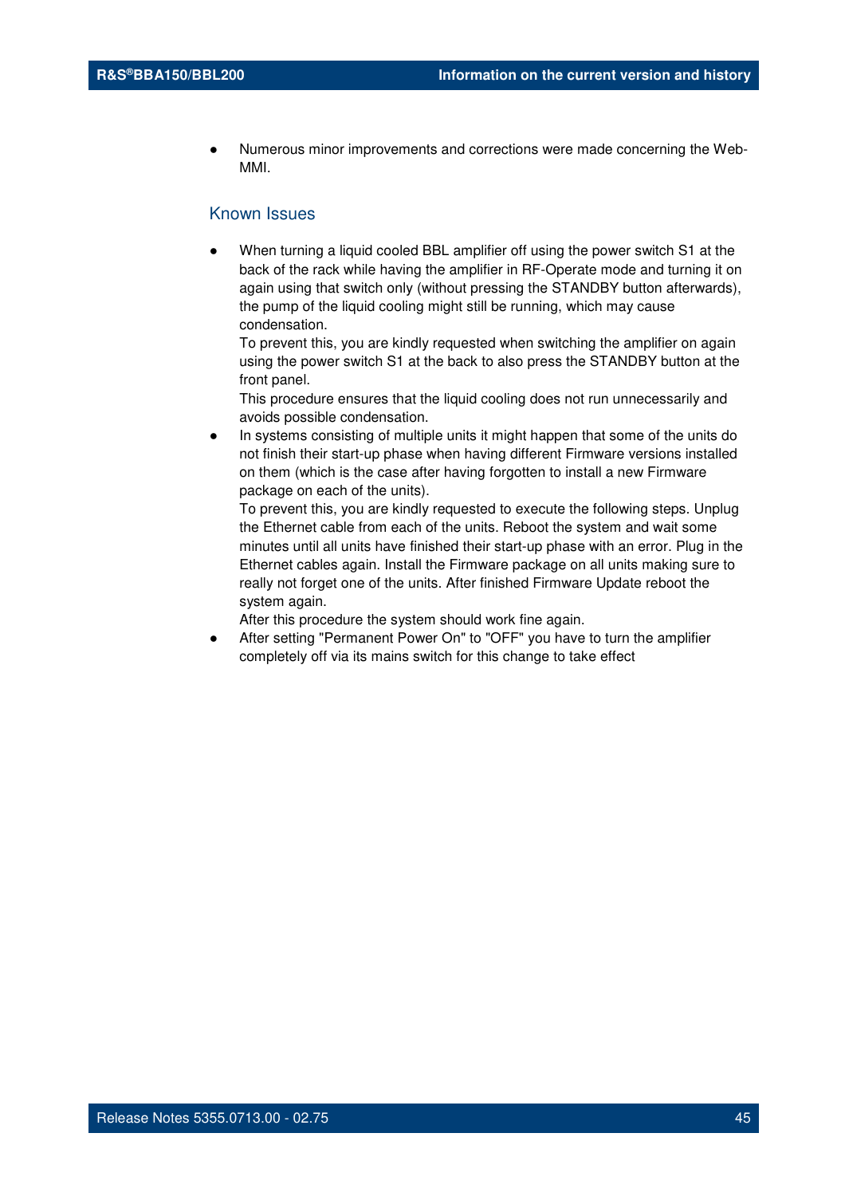- Numerous minor improvements and corrections were made concerning the Web-MMI.

## Known Issues

- When turning a liquid cooled BBL amplifier off using the power switch S1 at the back of the rack while having the amplifier in RF-Operate mode and turning it on again using that switch only (without pressing the STANDBY button afterwards), the pump of the liquid cooling might still be running, which may cause condensation.
  To prevent this, you are kindly requested when switching the amplifier on again using the power switch S1 at the back to also press the STANDBY button at the front panel.
  This procedure ensures that the liquid cooling does not run unnecessarily and avoids possible condensation.
- In systems consisting of multiple units it might happen that some of the units do not finish their start-up phase when having different Firmware versions installed on them (which is the case after having forgotten to install a new Firmware package on each of the units).
  To prevent this, you are kindly requested to execute the following steps. Unplug the Ethernet cable from each of the units. Reboot the system and wait some minutes until all units have finished their start-up phase with an error. Plug in the Ethernet cables again. Install the Firmware package on all units making sure to really not forget one of the units. After finished Firmware Update reboot the system again.
  After this procedure the system should work fine again.
- After setting "Permanent Power On" to "OFF" you have to turn the amplifier completely off via its mains switch for this change to take effect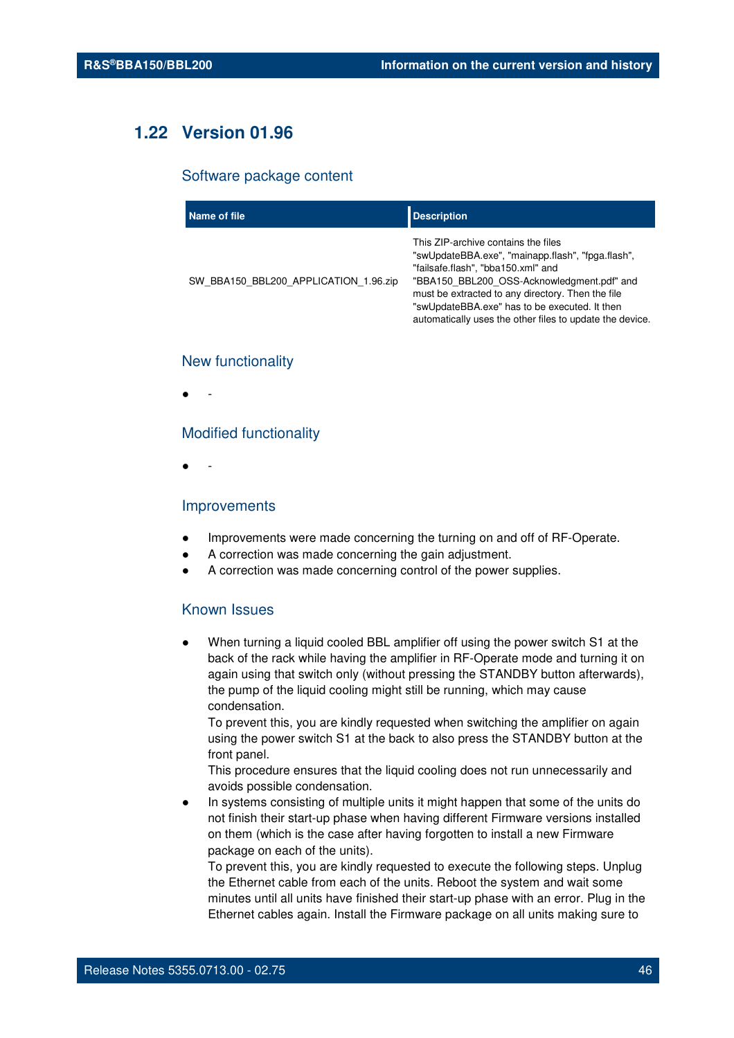## 1.22 Version 01.96

### Software package content

| Name of file | Description |
|---|---|
| SW_BBA150_BBL200_APPLICATION_1.96.zip | This ZIP-archive contains the files "swUpdateBBA.exe", "mainapp.flash", "fpga.flash", "failsafe.flash", "bba150.xml" and "BBA150_BBL200_OSS-Acknowledgment.pdf" and must be extracted to any directory. Then the file "swUpdateBBA.exe" has to be executed. It then automatically uses the other files to update the device. |

### New functionality

- -

### Modified functionality

- -

### Improvements

- Improvements were made concerning the turning on and off of RF-Operate.
- A correction was made concerning the gain adjustment.
- A correction was made concerning control of the power supplies.

### Known Issues

- When turning a liquid cooled BBL amplifier off using the power switch S1 at the back of the rack while having the amplifier in RF-Operate mode and turning it on again using that switch only (without pressing the STANDBY button afterwards), the pump of the liquid cooling might still be running, which may cause condensation.
  To prevent this, you are kindly requested when switching the amplifier on again using the power switch S1 at the back to also press the STANDBY button at the front panel.
  This procedure ensures that the liquid cooling does not run unnecessarily and avoids possible condensation.
- In systems consisting of multiple units it might happen that some of the units do not finish their start-up phase when having different Firmware versions installed on them (which is the case after having forgotten to install a new Firmware package on each of the units).
  To prevent this, you are kindly requested to execute the following steps. Unplug the Ethernet cable from each of the units. Reboot the system and wait some minutes until all units have finished their start-up phase with an error. Plug in the Ethernet cables again. Install the Firmware package on all units making sure to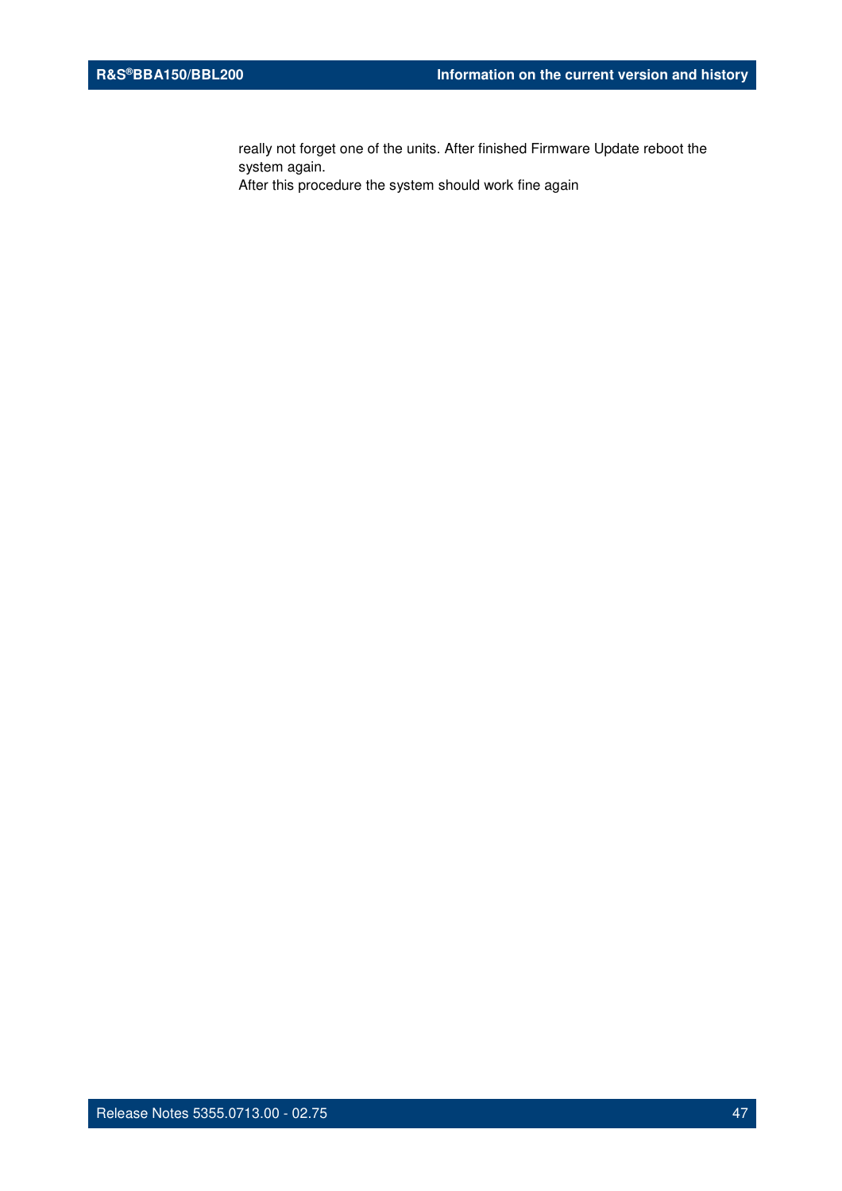really not forget one of the units. After finished Firmware Update reboot the system again.

After this procedure the system should work fine again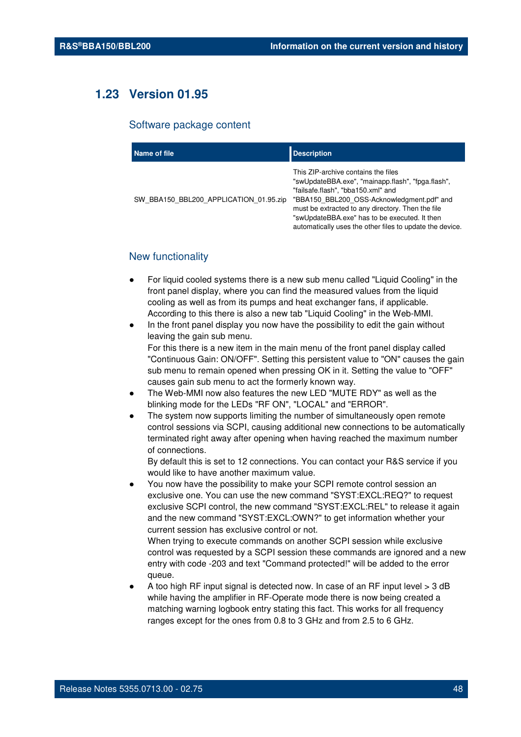## 1.23 Version 01.95

### Software package content

| Name of file | Description |
| --- | --- |
| SW_BBA150_BBL200_APPLICATION_01.95.zip | This ZIP-archive contains the files "swUpdateBBA.exe", "mainapp.flash", "fpga.flash", "failsafe.flash", "bba150.xml" and "BBA150_BBL200_OSS-Acknowledgment.pdf" and must be extracted to any directory. Then the file "swUpdateBBA.exe" has to be executed. It then automatically uses the other files to update the device. |

### New functionality

- For liquid cooled systems there is a new sub menu called "Liquid Cooling" in the front panel display, where you can find the measured values from the liquid cooling as well as from its pumps and heat exchanger fans, if applicable. According to this there is also a new tab "Liquid Cooling" in the Web-MMI.
- In the front panel display you now have the possibility to edit the gain without leaving the gain sub menu.
  For this there is a new item in the main menu of the front panel display called "Continuous Gain: ON/OFF". Setting this persistent value to "ON" causes the gain sub menu to remain opened when pressing OK in it. Setting the value to "OFF" causes gain sub menu to act the formerly known way.
- The Web-MMI now also features the new LED "MUTE RDY" as well as the blinking mode for the LEDs "RF ON", "LOCAL" and "ERROR".
- The system now supports limiting the number of simultaneously open remote control sessions via SCPI, causing additional new connections to be automatically terminated right away after opening when having reached the maximum number of connections.
  By default this is set to 12 connections. You can contact your R&S service if you would like to have another maximum value.
- You now have the possibility to make your SCPI remote control session an exclusive one. You can use the new command "SYST:EXCL:REQ?" to request exclusive SCPI control, the new command "SYST:EXCL:REL" to release it again and the new command "SYST:EXCL:OWN?" to get information whether your current session has exclusive control or not.
  When trying to execute commands on another SCPI session while exclusive control was requested by a SCPI session these commands are ignored and a new entry with code -203 and text "Command protected!" will be added to the error queue.
- A too high RF input signal is detected now. In case of an RF input level > 3 dB while having the amplifier in RF-Operate mode there is now being created a matching warning logbook entry stating this fact. This works for all frequency ranges except for the ones from 0.8 to 3 GHz and from 2.5 to 6 GHz.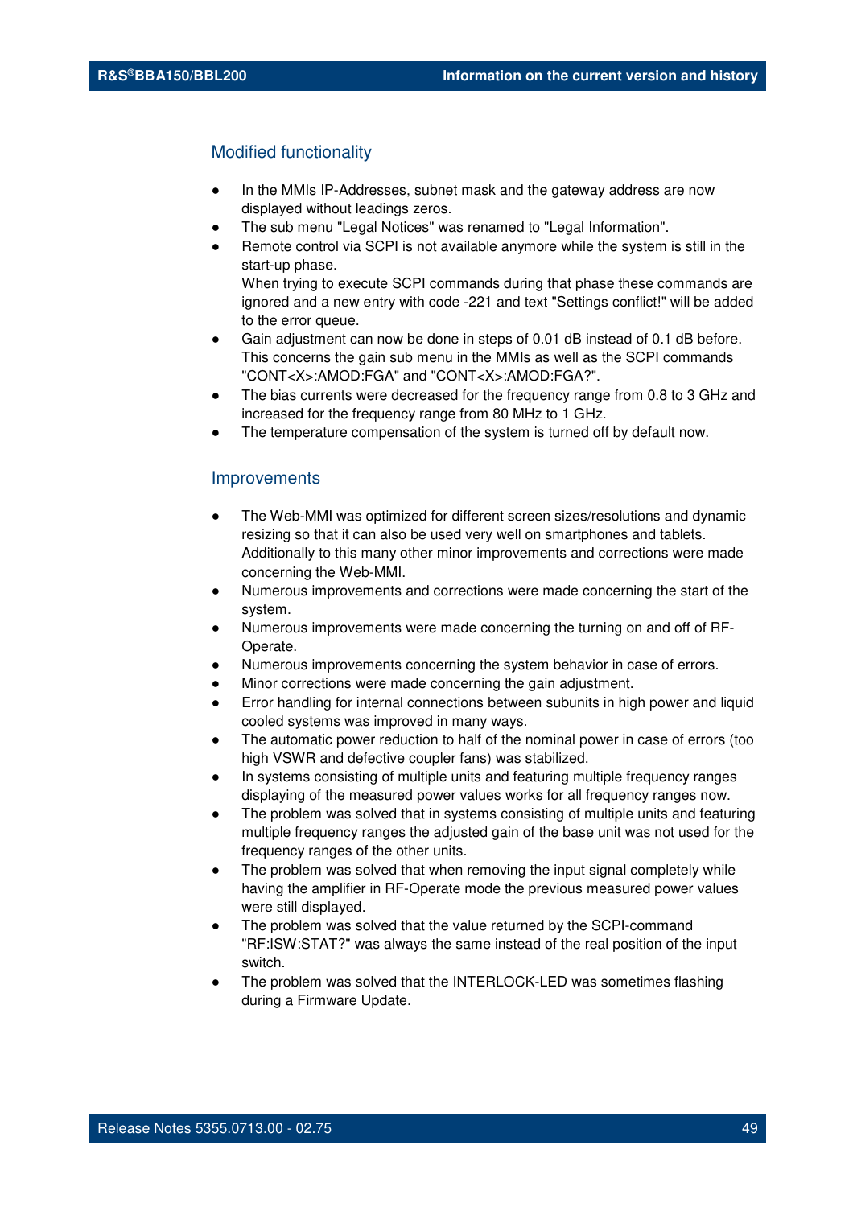## Modified functionality

- In the MMIs IP-Addresses, subnet mask and the gateway address are now displayed without leadings zeros.
- The sub menu "Legal Notices" was renamed to "Legal Information".
- Remote control via SCPI is not available anymore while the system is still in the start-up phase.
  When trying to execute SCPI commands during that phase these commands are ignored and a new entry with code -221 and text "Settings conflict!" will be added to the error queue.
- Gain adjustment can now be done in steps of 0.01 dB instead of 0.1 dB before. This concerns the gain sub menu in the MMIs as well as the SCPI commands "CONT<X>:AMOD:FGA" and "CONT<X>:AMOD:FGA?".
- The bias currents were decreased for the frequency range from 0.8 to 3 GHz and increased for the frequency range from 80 MHz to 1 GHz.
- The temperature compensation of the system is turned off by default now.

## Improvements

- The Web-MMI was optimized for different screen sizes/resolutions and dynamic resizing so that it can also be used very well on smartphones and tablets. Additionally to this many other minor improvements and corrections were made concerning the Web-MMI.
- Numerous improvements and corrections were made concerning the start of the system.
- Numerous improvements were made concerning the turning on and off of RF-Operate.
- Numerous improvements concerning the system behavior in case of errors.
- Minor corrections were made concerning the gain adjustment.
- Error handling for internal connections between subunits in high power and liquid cooled systems was improved in many ways.
- The automatic power reduction to half of the nominal power in case of errors (too high VSWR and defective coupler fans) was stabilized.
- In systems consisting of multiple units and featuring multiple frequency ranges displaying of the measured power values works for all frequency ranges now.
- The problem was solved that in systems consisting of multiple units and featuring multiple frequency ranges the adjusted gain of the base unit was not used for the frequency ranges of the other units.
- The problem was solved that when removing the input signal completely while having the amplifier in RF-Operate mode the previous measured power values were still displayed.
- The problem was solved that the value returned by the SCPI-command "RF:ISW:STAT?" was always the same instead of the real position of the input switch.
- The problem was solved that the INTERLOCK-LED was sometimes flashing during a Firmware Update.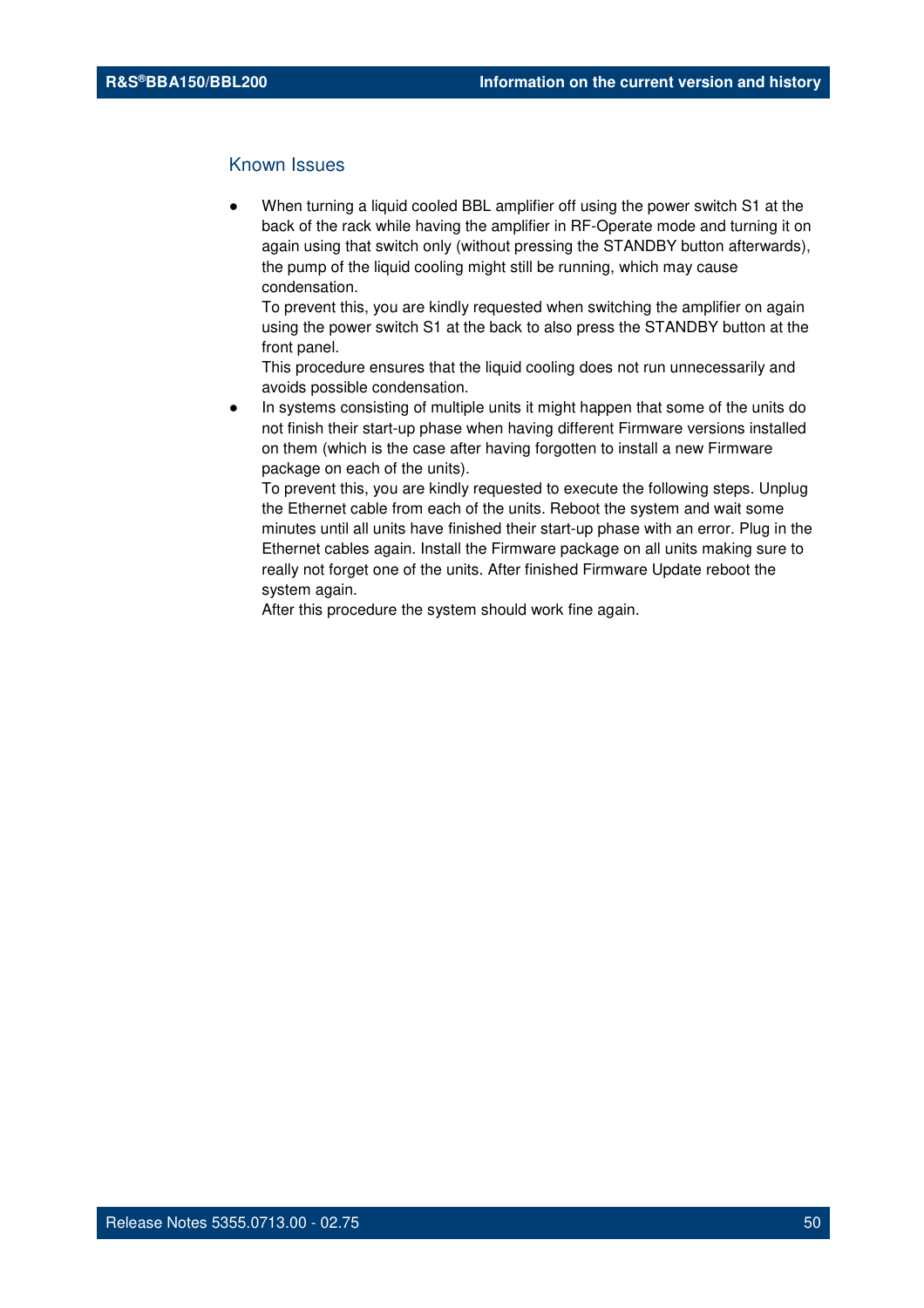## Known Issues

- When turning a liquid cooled BBL amplifier off using the power switch S1 at the back of the rack while having the amplifier in RF-Operate mode and turning it on again using that switch only (without pressing the STANDBY button afterwards), the pump of the liquid cooling might still be running, which may cause condensation.
  To prevent this, you are kindly requested when switching the amplifier on again using the power switch S1 at the back to also press the STANDBY button at the front panel.
  This procedure ensures that the liquid cooling does not run unnecessarily and avoids possible condensation.
- In systems consisting of multiple units it might happen that some of the units do not finish their start-up phase when having different Firmware versions installed on them (which is the case after having forgotten to install a new Firmware package on each of the units).
  To prevent this, you are kindly requested to execute the following steps. Unplug the Ethernet cable from each of the units. Reboot the system and wait some minutes until all units have finished their start-up phase with an error. Plug in the Ethernet cables again. Install the Firmware package on all units making sure to really not forget one of the units. After finished Firmware Update reboot the system again.
  After this procedure the system should work fine again.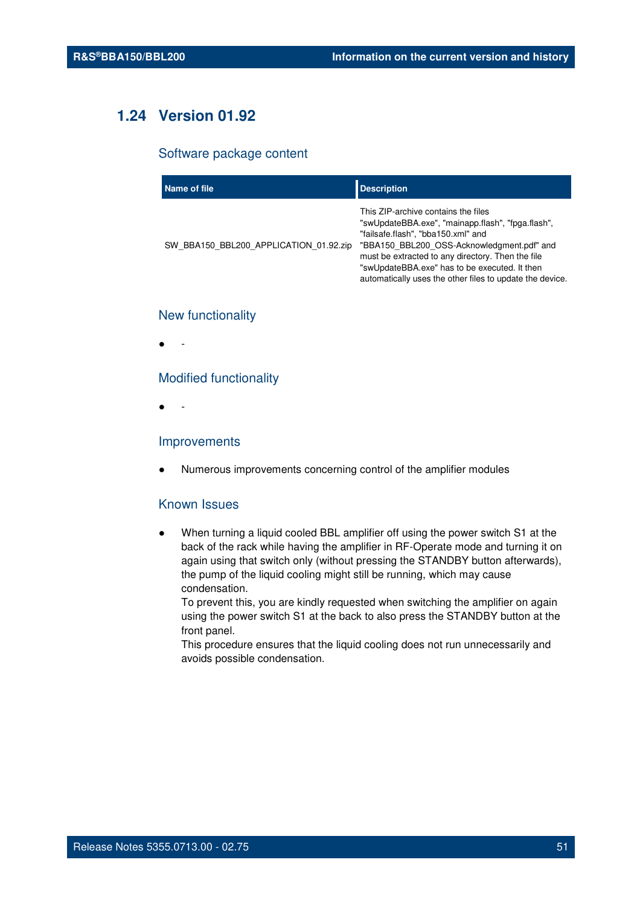## 1.24 Version 01.92

### Software package content

| Name of file | Description |
|---|---|
| SW_BBA150_BBL200_APPLICATION_01.92.zip | This ZIP-archive contains the files "swUpdateBBA.exe", "mainapp.flash", "fpga.flash", "failsafe.flash", "bba150.xml" and "BBA150_BBL200_OSS-Acknowledgment.pdf" and must be extracted to any directory. Then the file "swUpdateBBA.exe" has to be executed. It then automatically uses the other files to update the device. |

### New functionality

- -

### Modified functionality

- -

### Improvements

- Numerous improvements concerning control of the amplifier modules

### Known Issues

- When turning a liquid cooled BBL amplifier off using the power switch S1 at the back of the rack while having the amplifier in RF-Operate mode and turning it on again using that switch only (without pressing the STANDBY button afterwards), the pump of the liquid cooling might still be running, which may cause condensation.
  To prevent this, you are kindly requested when switching the amplifier on again using the power switch S1 at the back to also press the STANDBY button at the front panel.
  This procedure ensures that the liquid cooling does not run unnecessarily and avoids possible condensation.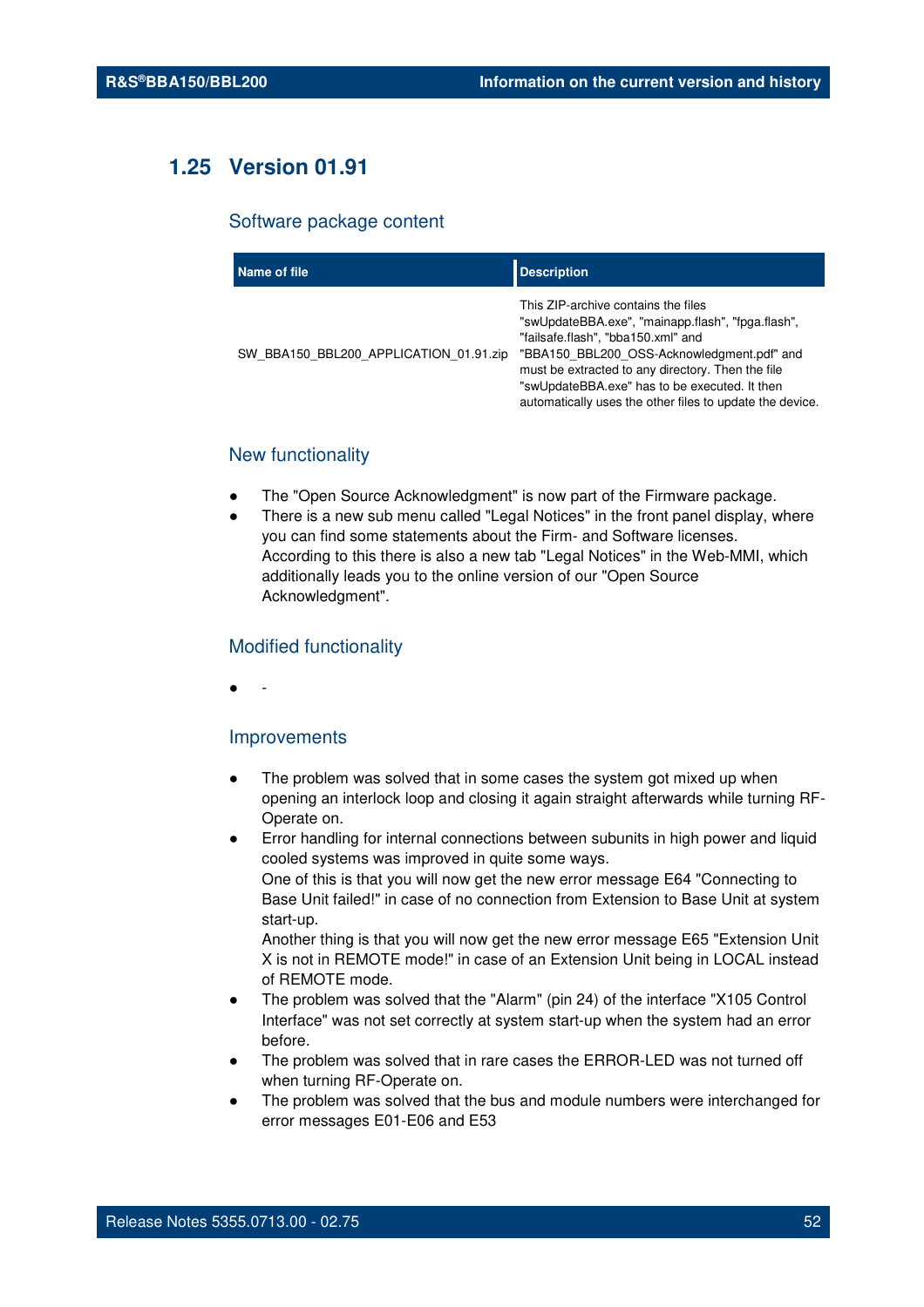## 1.25 Version 01.91

### Software package content

| Name of file | Description |
| --- | --- |
| SW_BBA150_BBL200_APPLICATION_01.91.zip | This ZIP-archive contains the files "swUpdateBBA.exe", "mainapp.flash", "fpga.flash", "failsafe.flash", "bba150.xml" and "BBA150_BBL200_OSS-Acknowledgment.pdf" and must be extracted to any directory. Then the file "swUpdateBBA.exe" has to be executed. It then automatically uses the other files to update the device. |

### New functionality

- The "Open Source Acknowledgment" is now part of the Firmware package.
- There is a new sub menu called "Legal Notices" in the front panel display, where you can find some statements about the Firm- and Software licenses.
  According to this there is also a new tab "Legal Notices" in the Web-MMI, which additionally leads you to the online version of our "Open Source Acknowledgment".

### Modified functionality

- -

### Improvements

- The problem was solved that in some cases the system got mixed up when opening an interlock loop and closing it again straight afterwards while turning RF-Operate on.
- Error handling for internal connections between subunits in high power and liquid cooled systems was improved in quite some ways.
  One of this is that you will now get the new error message E64 "Connecting to Base Unit failed!" in case of no connection from Extension to Base Unit at system start-up.
  Another thing is that you will now get the new error message E65 "Extension Unit X is not in REMOTE mode!" in case of an Extension Unit being in LOCAL instead of REMOTE mode.
- The problem was solved that the "Alarm" (pin 24) of the interface "X105 Control Interface" was not set correctly at system start-up when the system had an error before.
- The problem was solved that in rare cases the ERROR-LED was not turned off when turning RF-Operate on.
- The problem was solved that the bus and module numbers were interchanged for error messages E01-E06 and E53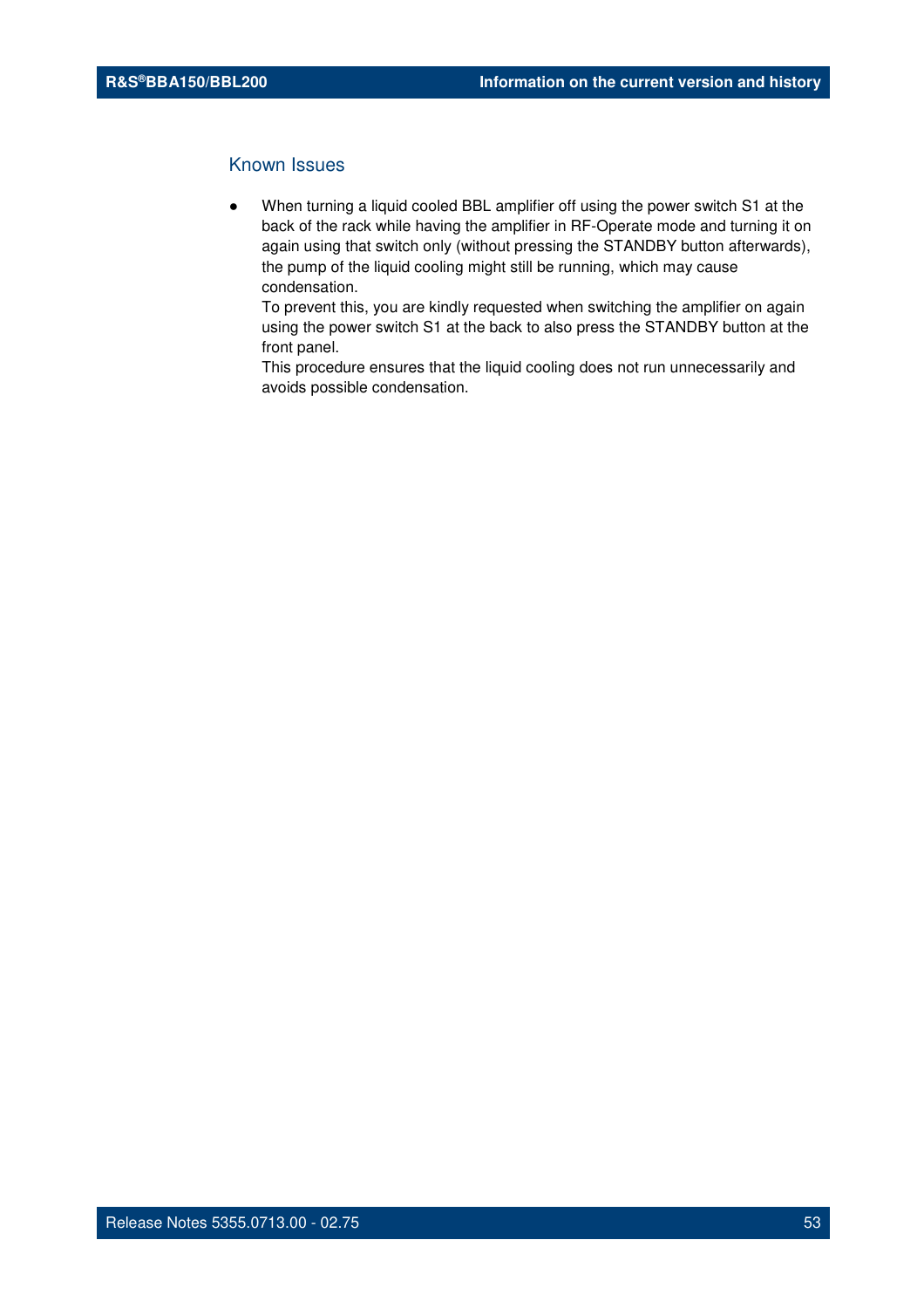## Known Issues

- When turning a liquid cooled BBL amplifier off using the power switch S1 at the back of the rack while having the amplifier in RF-Operate mode and turning it on again using that switch only (without pressing the STANDBY button afterwards), the pump of the liquid cooling might still be running, which may cause condensation.
  To prevent this, you are kindly requested when switching the amplifier on again using the power switch S1 at the back to also press the STANDBY button at the front panel.
  This procedure ensures that the liquid cooling does not run unnecessarily and avoids possible condensation.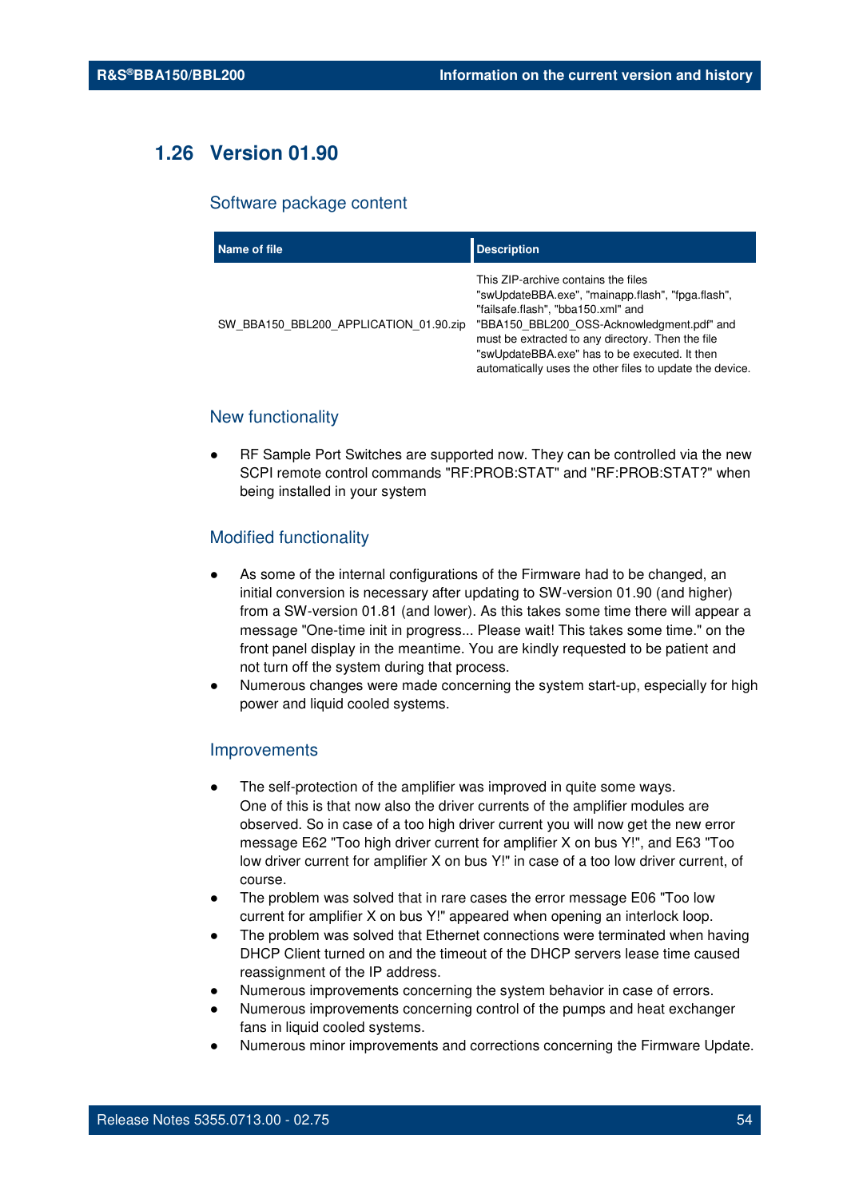## 1.26 Version 01.90

### Software package content

| Name of file | Description |
| --- | --- |
| SW_BBA150_BBL200_APPLICATION_01.90.zip | This ZIP-archive contains the files "swUpdateBBA.exe", "mainapp.flash", "fpga.flash", "failsafe.flash", "bba150.xml" and "BBA150_BBL200_OSS-Acknowledgment.pdf" and must be extracted to any directory. Then the file "swUpdateBBA.exe" has to be executed. It then automatically uses the other files to update the device. |

### New functionality

- RF Sample Port Switches are supported now. They can be controlled via the new SCPI remote control commands "RF:PROB:STAT" and "RF:PROB:STAT?" when being installed in your system

### Modified functionality

- As some of the internal configurations of the Firmware had to be changed, an initial conversion is necessary after updating to SW-version 01.90 (and higher) from a SW-version 01.81 (and lower). As this takes some time there will appear a message "One-time init in progress... Please wait! This takes some time." on the front panel display in the meantime. You are kindly requested to be patient and not turn off the system during that process.
- Numerous changes were made concerning the system start-up, especially for high power and liquid cooled systems.

### Improvements

- The self-protection of the amplifier was improved in quite some ways.
  One of this is that now also the driver currents of the amplifier modules are observed. So in case of a too high driver current you will now get the new error message E62 "Too high driver current for amplifier X on bus Y!", and E63 "Too low driver current for amplifier X on bus Y!" in case of a too low driver current, of course.
- The problem was solved that in rare cases the error message E06 "Too low current for amplifier X on bus Y!" appeared when opening an interlock loop.
- The problem was solved that Ethernet connections were terminated when having DHCP Client turned on and the timeout of the DHCP servers lease time caused reassignment of the IP address.
- Numerous improvements concerning the system behavior in case of errors.
- Numerous improvements concerning control of the pumps and heat exchanger fans in liquid cooled systems.
- Numerous minor improvements and corrections concerning the Firmware Update.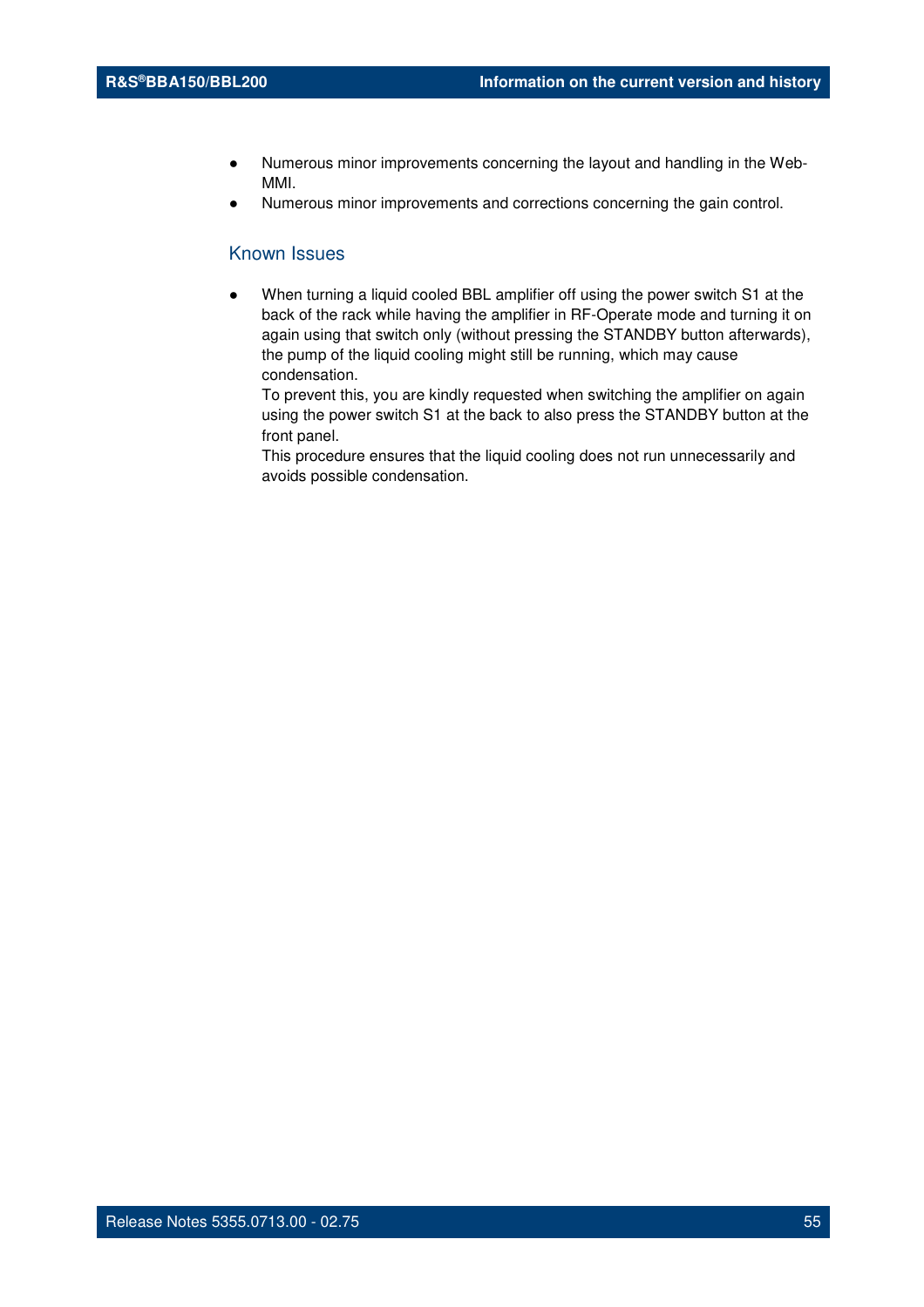- Numerous minor improvements concerning the layout and handling in the Web-MMI.
- Numerous minor improvements and corrections concerning the gain control.

### Known Issues

- When turning a liquid cooled BBL amplifier off using the power switch S1 at the back of the rack while having the amplifier in RF-Operate mode and turning it on again using that switch only (without pressing the STANDBY button afterwards), the pump of the liquid cooling might still be running, which may cause condensation.
  To prevent this, you are kindly requested when switching the amplifier on again using the power switch S1 at the back to also press the STANDBY button at the front panel.
  This procedure ensures that the liquid cooling does not run unnecessarily and avoids possible condensation.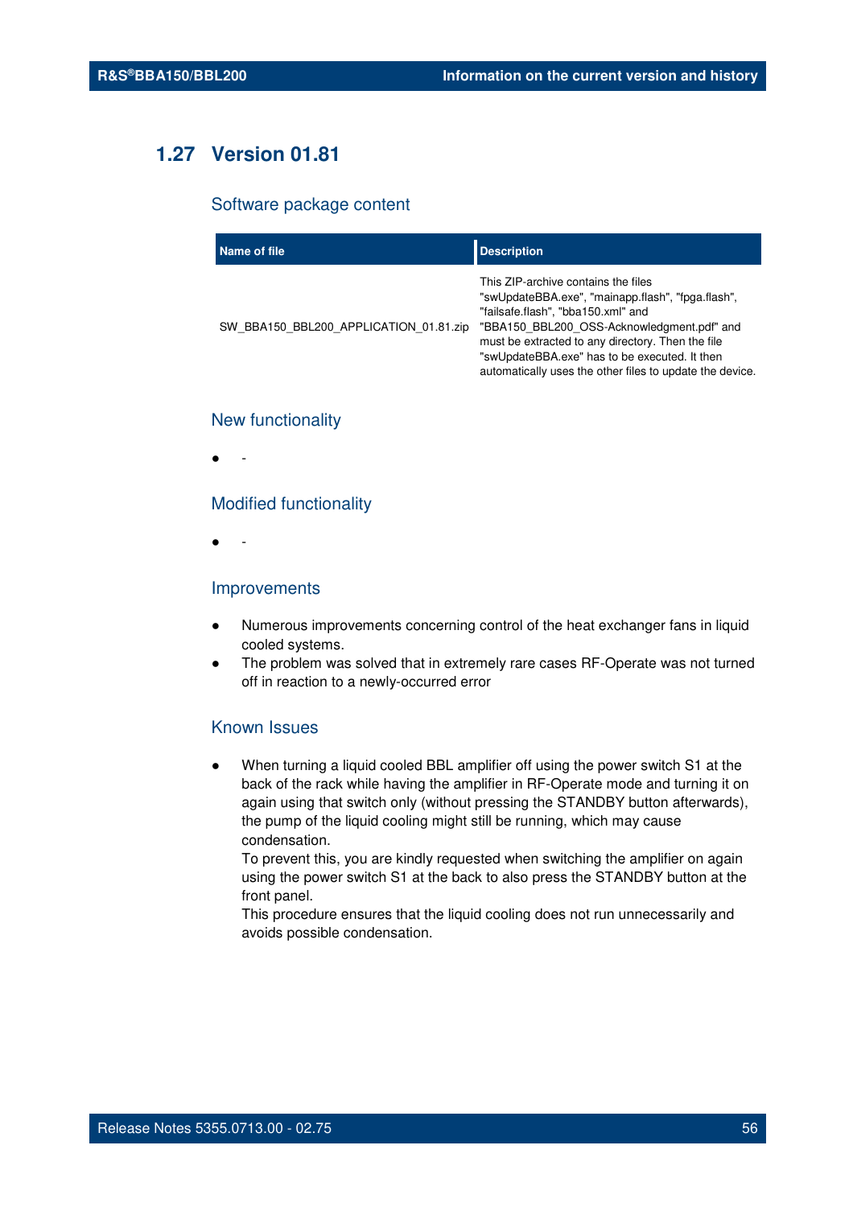## 1.27 Version 01.81

### Software package content

| Name of file | Description |
| --- | --- |
| SW_BBA150_BBL200_APPLICATION_01.81.zip | This ZIP-archive contains the files "swUpdateBBA.exe", "mainapp.flash", "fpga.flash", "failsafe.flash", "bba150.xml" and "BBA150_BBL200_OSS-Acknowledgment.pdf" and must be extracted to any directory. Then the file "swUpdateBBA.exe" has to be executed. It then automatically uses the other files to update the device. |

### New functionality

- -

### Modified functionality

- -

### Improvements

- Numerous improvements concerning control of the heat exchanger fans in liquid cooled systems.
- The problem was solved that in extremely rare cases RF-Operate was not turned off in reaction to a newly-occurred error

### Known Issues

- When turning a liquid cooled BBL amplifier off using the power switch S1 at the back of the rack while having the amplifier in RF-Operate mode and turning it on again using that switch only (without pressing the STANDBY button afterwards), the pump of the liquid cooling might still be running, which may cause condensation.
  To prevent this, you are kindly requested when switching the amplifier on again using the power switch S1 at the back to also press the STANDBY button at the front panel.
  This procedure ensures that the liquid cooling does not run unnecessarily and avoids possible condensation.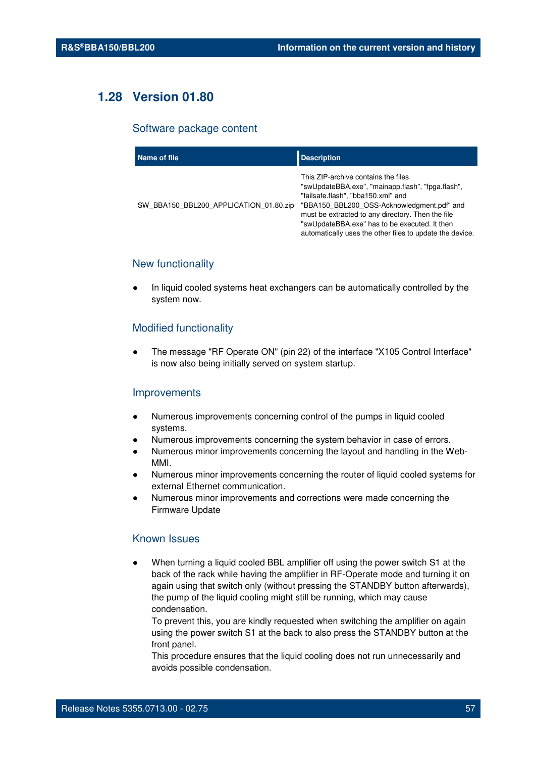## 1.28 Version 01.80

### Software package content

| Name of file | Description |
|---|---|
| SW_BBA150_BBL200_APPLICATION_01.80.zip | This ZIP-archive contains the files "swUpdateBBA.exe", "mainapp.flash", "fpga.flash", "failsafe.flash", "bba150.xml" and "BBA150_BBL200_OSS-Acknowledgment.pdf" and must be extracted to any directory. Then the file "swUpdateBBA.exe" has to be executed. It then automatically uses the other files to update the device. |

### New functionality

- In liquid cooled systems heat exchangers can be automatically controlled by the system now.

### Modified functionality

- The message "RF Operate ON" (pin 22) of the interface "X105 Control Interface" is now also being initially served on system startup.

### Improvements

- Numerous improvements concerning control of the pumps in liquid cooled systems.
- Numerous improvements concerning the system behavior in case of errors.
- Numerous minor improvements concerning the layout and handling in the Web-MMI.
- Numerous minor improvements concerning the router of liquid cooled systems for external Ethernet communication.
- Numerous minor improvements and corrections were made concerning the Firmware Update

### Known Issues

- When turning a liquid cooled BBL amplifier off using the power switch S1 at the back of the rack while having the amplifier in RF-Operate mode and turning it on again using that switch only (without pressing the STANDBY button afterwards), the pump of the liquid cooling might still be running, which may cause condensation.
  To prevent this, you are kindly requested when switching the amplifier on again using the power switch S1 at the back to also press the STANDBY button at the front panel.
  This procedure ensures that the liquid cooling does not run unnecessarily and avoids possible condensation.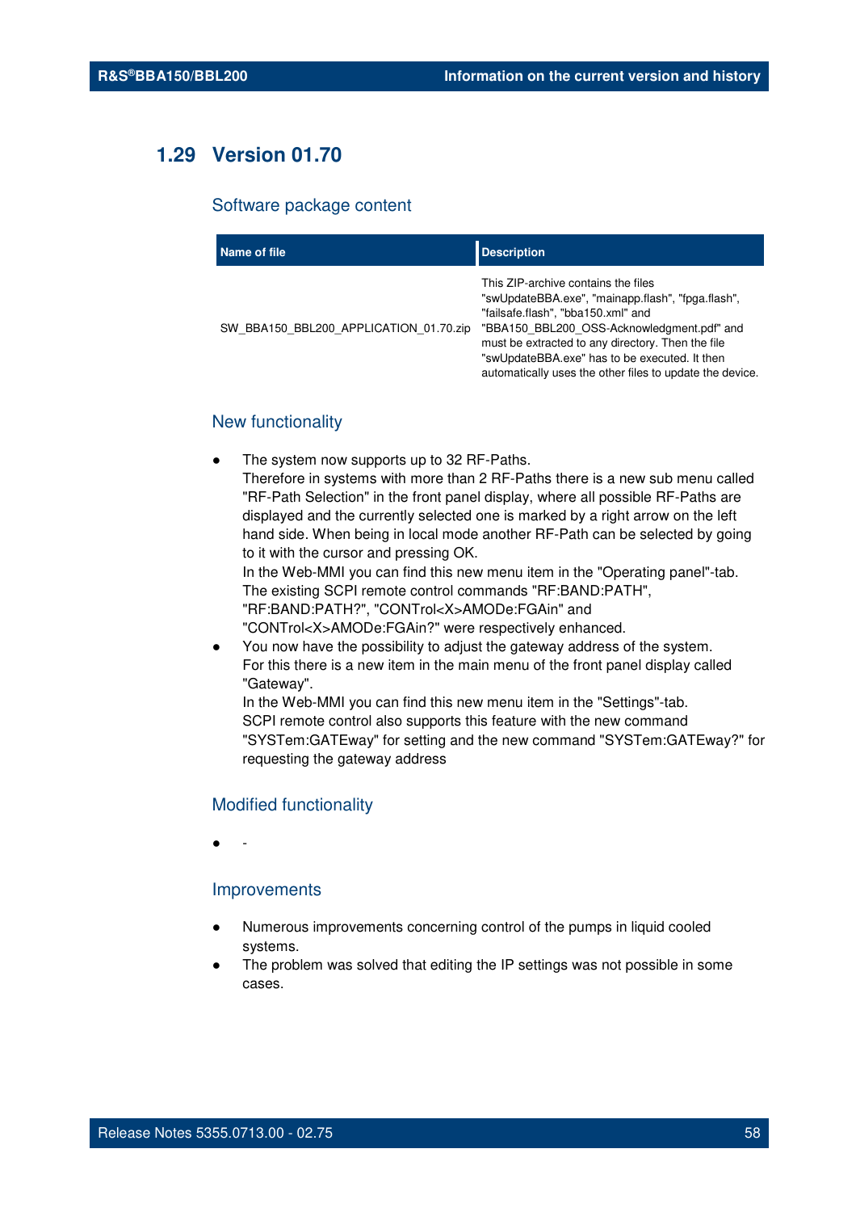## 1.29 Version 01.70

### Software package content

| Name of file | Description |
| --- | --- |
| SW_BBA150_BBL200_APPLICATION_01.70.zip | This ZIP-archive contains the files "swUpdateBBA.exe", "mainapp.flash", "fpga.flash", "failsafe.flash", "bba150.xml" and "BBA150_BBL200_OSS-Acknowledgment.pdf" and must be extracted to any directory. Then the file "swUpdateBBA.exe" has to be executed. It then automatically uses the other files to update the device. |

### New functionality

- The system now supports up to 32 RF-Paths.
  Therefore in systems with more than 2 RF-Paths there is a new sub menu called "RF-Path Selection" in the front panel display, where all possible RF-Paths are displayed and the currently selected one is marked by a right arrow on the left hand side. When being in local mode another RF-Path can be selected by going to it with the cursor and pressing OK.
  In the Web-MMI you can find this new menu item in the "Operating panel"-tab.
  The existing SCPI remote control commands "RF:BAND:PATH", "RF:BAND:PATH?", "CONTrol<X>AMODe:FGAin" and "CONTrol<X>AMODe:FGAin?" were respectively enhanced.
- You now have the possibility to adjust the gateway address of the system.
  For this there is a new item in the main menu of the front panel display called "Gateway".
  In the Web-MMI you can find this new menu item in the "Settings"-tab.
  SCPI remote control also supports this feature with the new command "SYSTem:GATEway" for setting and the new command "SYSTem:GATEway?" for requesting the gateway address

### Modified functionality

- -

### Improvements

- Numerous improvements concerning control of the pumps in liquid cooled systems.
- The problem was solved that editing the IP settings was not possible in some cases.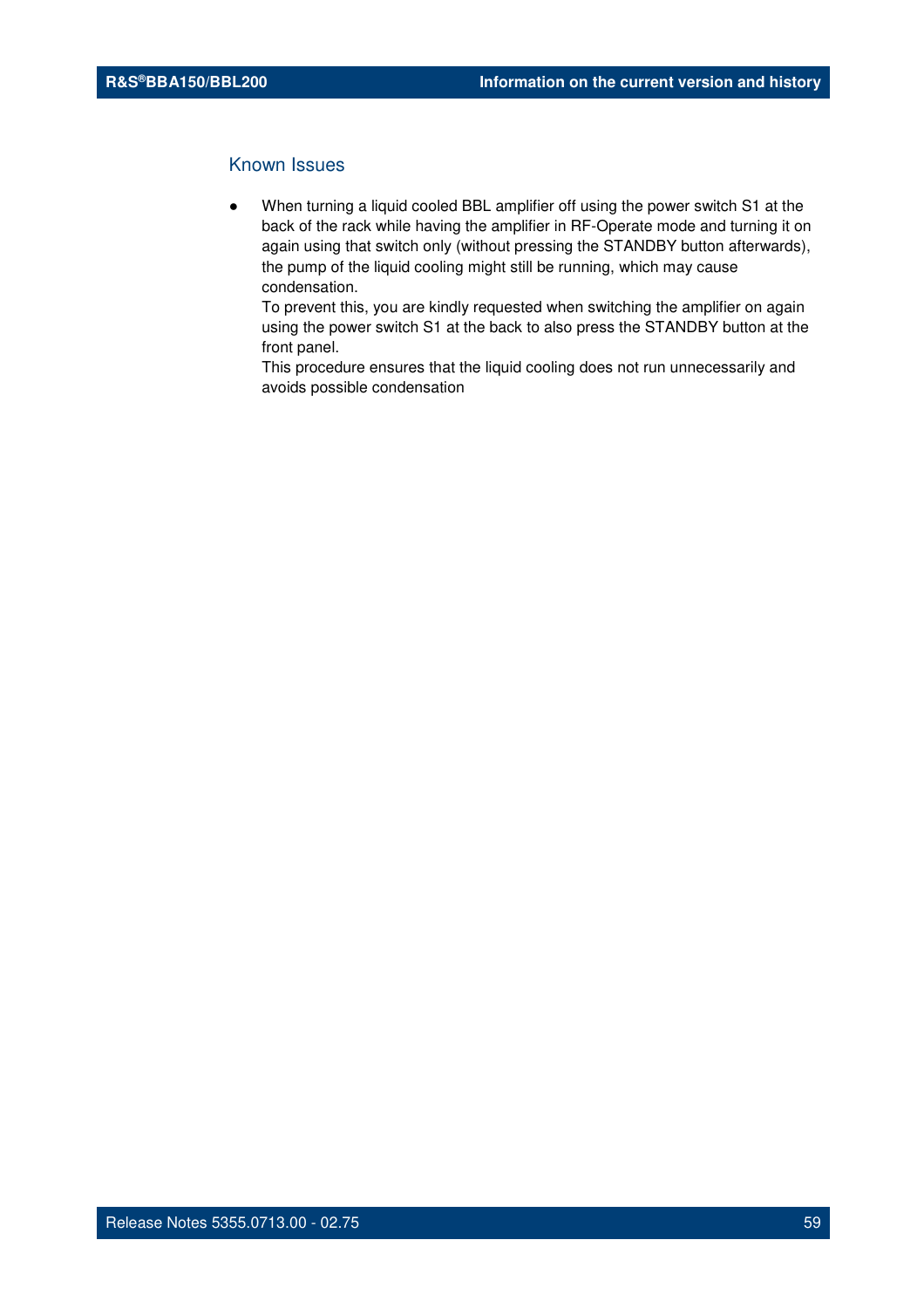## Known Issues

- When turning a liquid cooled BBL amplifier off using the power switch S1 at the back of the rack while having the amplifier in RF-Operate mode and turning it on again using that switch only (without pressing the STANDBY button afterwards), the pump of the liquid cooling might still be running, which may cause condensation.
  To prevent this, you are kindly requested when switching the amplifier on again using the power switch S1 at the back to also press the STANDBY button at the front panel.
  This procedure ensures that the liquid cooling does not run unnecessarily and avoids possible condensation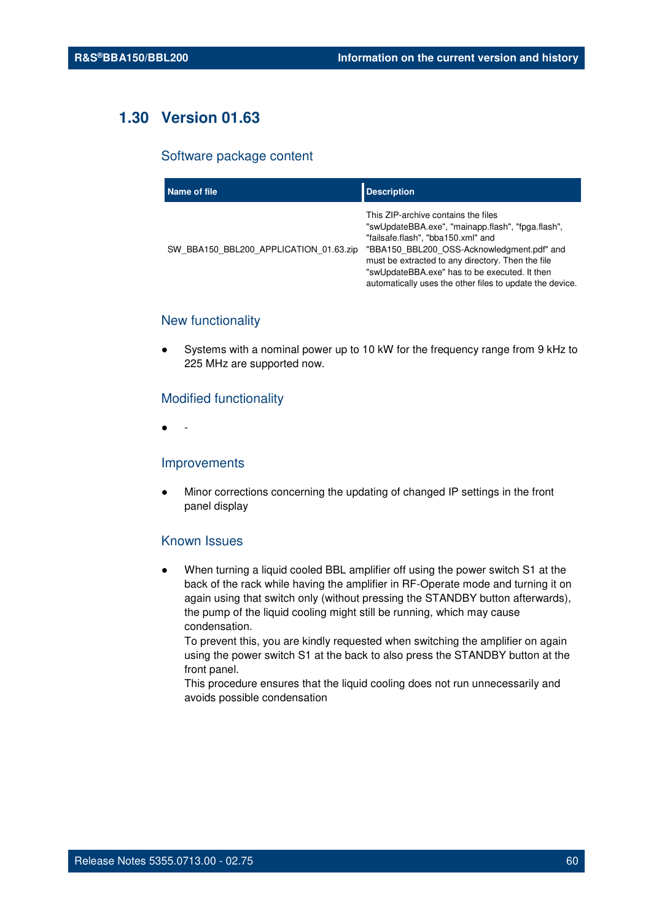## 1.30 Version 01.63

### Software package content

| Name of file | Description |
|---|---|
| SW_BBA150_BBL200_APPLICATION_01.63.zip | This ZIP-archive contains the files "swUpdateBBA.exe", "mainapp.flash", "fpga.flash", "failsafe.flash", "bba150.xml" and "BBA150_BBL200_OSS-Acknowledgment.pdf" and must be extracted to any directory. Then the file "swUpdateBBA.exe" has to be executed. It then automatically uses the other files to update the device. |

### New functionality

- Systems with a nominal power up to 10 kW for the frequency range from 9 kHz to 225 MHz are supported now.

### Modified functionality

- -

### Improvements

- Minor corrections concerning the updating of changed IP settings in the front panel display

### Known Issues

- When turning a liquid cooled BBL amplifier off using the power switch S1 at the back of the rack while having the amplifier in RF-Operate mode and turning it on again using that switch only (without pressing the STANDBY button afterwards), the pump of the liquid cooling might still be running, which may cause condensation.  
  To prevent this, you are kindly requested when switching the amplifier on again using the power switch S1 at the back to also press the STANDBY button at the front panel.  
  This procedure ensures that the liquid cooling does not run unnecessarily and avoids possible condensation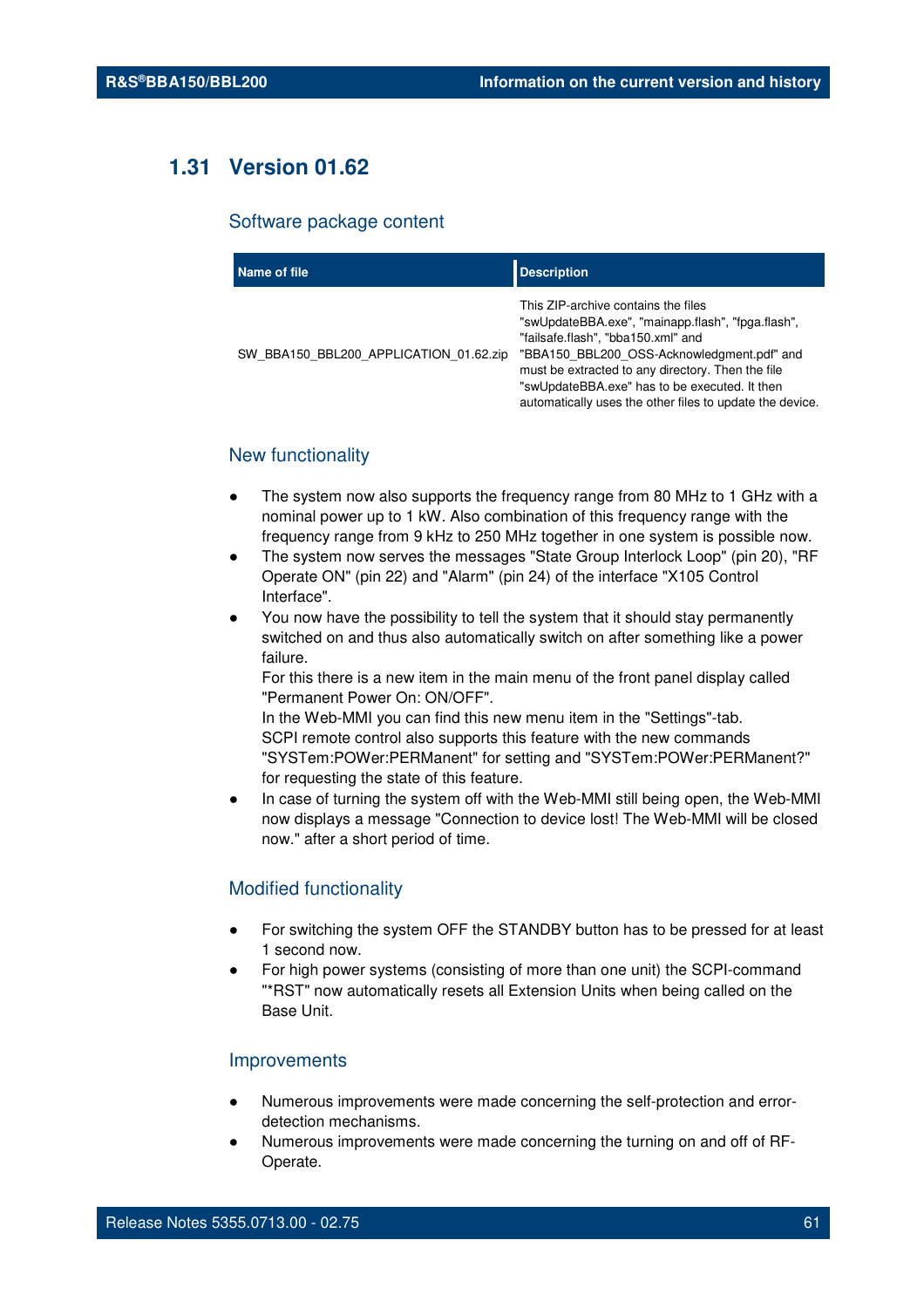## 1.31 Version 01.62

### Software package content

| Name of file | Description |
|---|---|
| SW_BBA150_BBL200_APPLICATION_01.62.zip | This ZIP-archive contains the files "swUpdateBBA.exe", "mainapp.flash", "fpga.flash", "failsafe.flash", "bba150.xml" and "BBA150_BBL200_OSS-Acknowledgment.pdf" and must be extracted to any directory. Then the file "swUpdateBBA.exe" has to be executed. It then automatically uses the other files to update the device. |

### New functionality

- The system now also supports the frequency range from 80 MHz to 1 GHz with a nominal power up to 1 kW. Also combination of this frequency range with the frequency range from 9 kHz to 250 MHz together in one system is possible now.
- The system now serves the messages "State Group Interlock Loop" (pin 20), "RF Operate ON" (pin 22) and "Alarm" (pin 24) of the interface "X105 Control Interface".
- You now have the possibility to tell the system that it should stay permanently switched on and thus also automatically switch on after something like a power failure.
  For this there is a new item in the main menu of the front panel display called "Permanent Power On: ON/OFF".
  In the Web-MMI you can find this new menu item in the "Settings"-tab.
  SCPI remote control also supports this feature with the new commands "SYSTem:POWer:PERManent" for setting and "SYSTem:POWer:PERManent?" for requesting the state of this feature.
- In case of turning the system off with the Web-MMI still being open, the Web-MMI now displays a message "Connection to device lost! The Web-MMI will be closed now." after a short period of time.

### Modified functionality

- For switching the system OFF the STANDBY button has to be pressed for at least 1 second now.
- For high power systems (consisting of more than one unit) the SCPI-command "*RST" now automatically resets all Extension Units when being called on the Base Unit.

### Improvements

- Numerous improvements were made concerning the self-protection and error-detection mechanisms.
- Numerous improvements were made concerning the turning on and off of RF-Operate.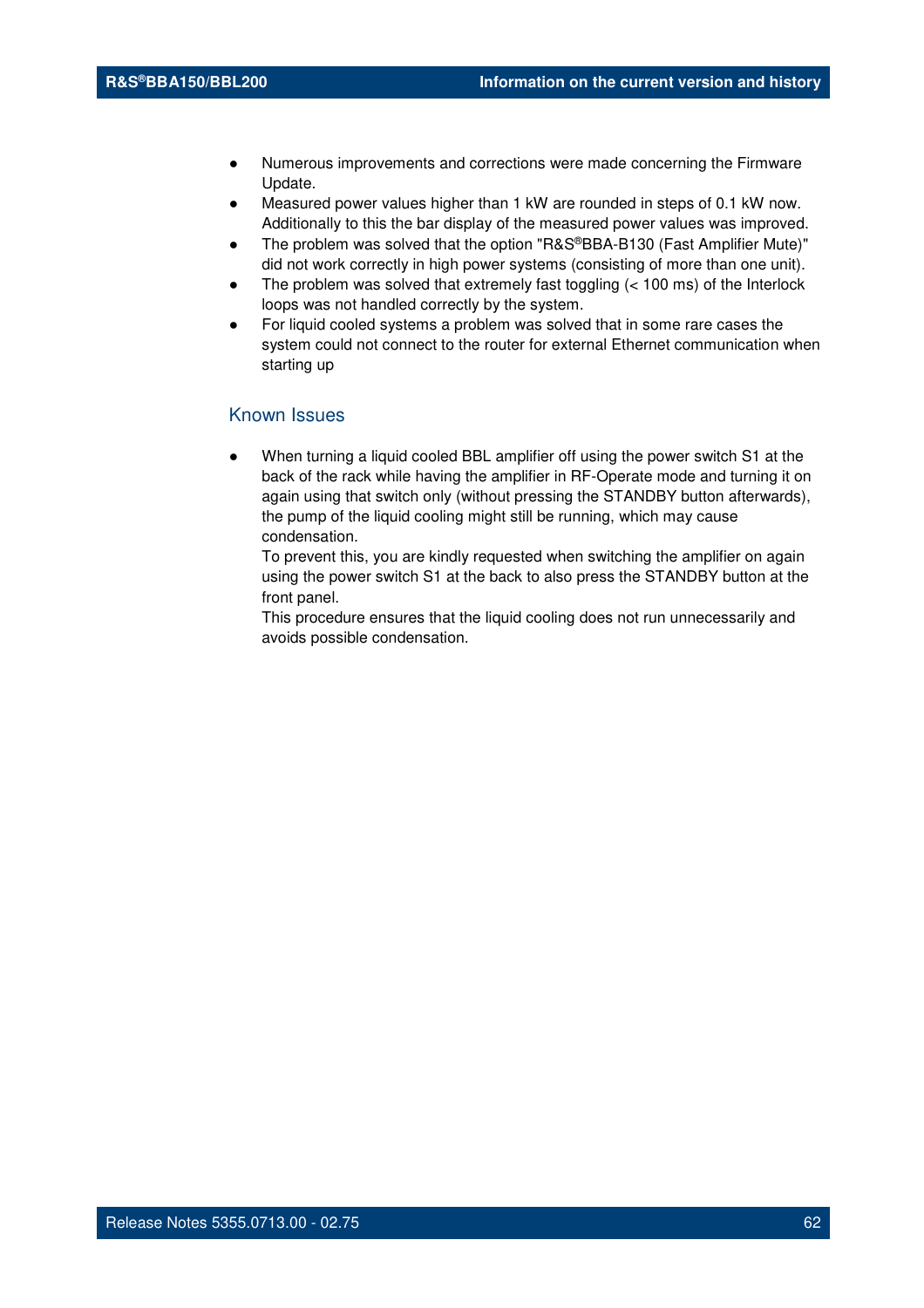- Numerous improvements and corrections were made concerning the Firmware Update.
- Measured power values higher than 1 kW are rounded in steps of 0.1 kW now. Additionally to this the bar display of the measured power values was improved.
- The problem was solved that the option "R&S®BBA-B130 (Fast Amplifier Mute)" did not work correctly in high power systems (consisting of more than one unit).
- The problem was solved that extremely fast toggling (< 100 ms) of the Interlock loops was not handled correctly by the system.
- For liquid cooled systems a problem was solved that in some rare cases the system could not connect to the router for external Ethernet communication when starting up

## Known Issues

- When turning a liquid cooled BBL amplifier off using the power switch S1 at the back of the rack while having the amplifier in RF-Operate mode and turning it on again using that switch only (without pressing the STANDBY button afterwards), the pump of the liquid cooling might still be running, which may cause condensation.
  To prevent this, you are kindly requested when switching the amplifier on again using the power switch S1 at the back to also press the STANDBY button at the front panel.
  This procedure ensures that the liquid cooling does not run unnecessarily and avoids possible condensation.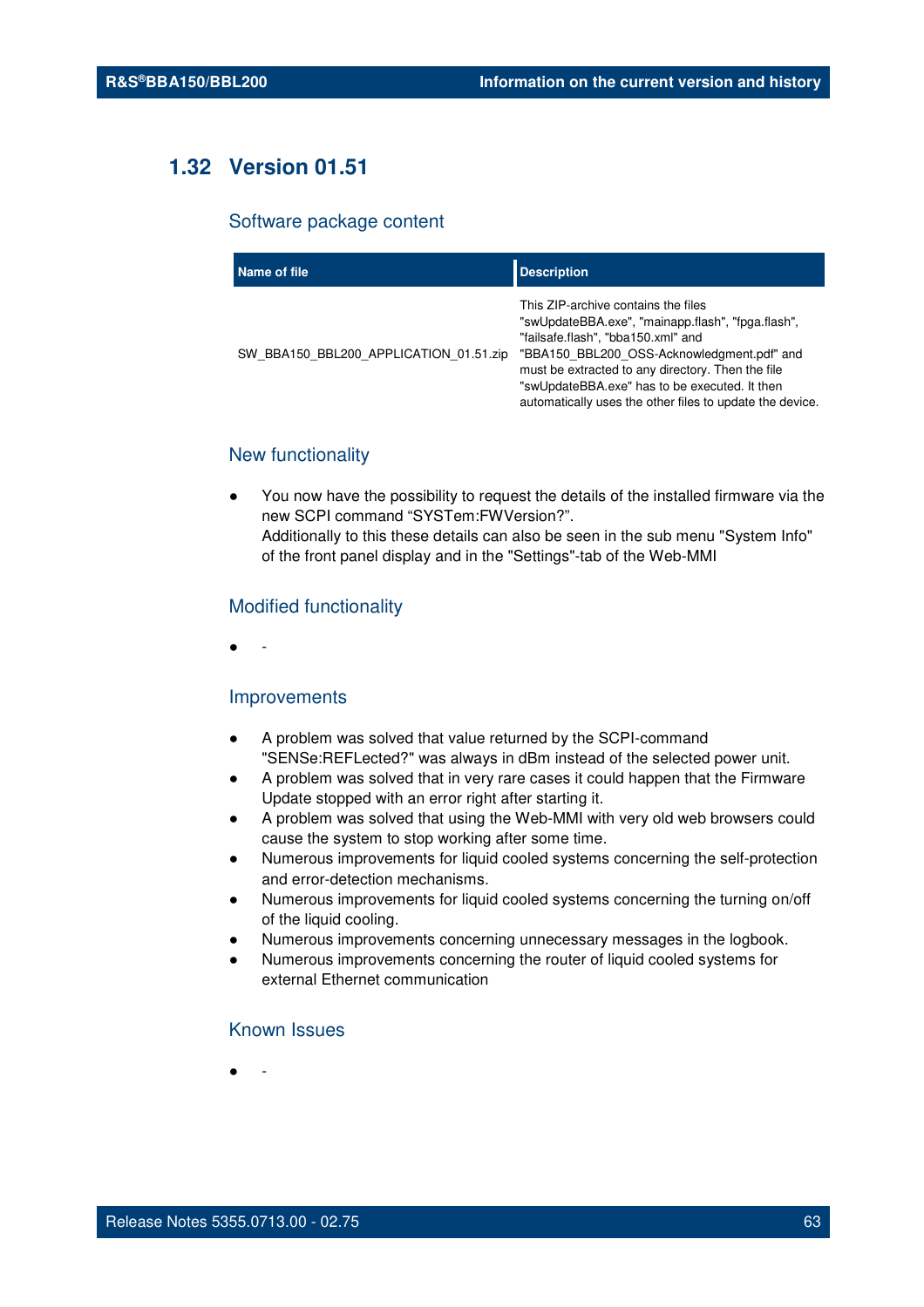## 1.32 Version 01.51

### Software package content

| Name of file | Description |
| --- | --- |
| SW_BBA150_BBL200_APPLICATION_01.51.zip | This ZIP-archive contains the files "swUpdateBBA.exe", "mainapp.flash", "fpga.flash", "failsafe.flash", "bba150.xml" and "BBA150_BBL200_OSS-Acknowledgment.pdf" and must be extracted to any directory. Then the file "swUpdateBBA.exe" has to be executed. It then automatically uses the other files to update the device. |

### New functionality

- You now have the possibility to request the details of the installed firmware via the new SCPI command “SYSTem:FWVersion?”.
  Additionally to this these details can also be seen in the sub menu "System Info" of the front panel display and in the "Settings"-tab of the Web-MMI

### Modified functionality

- \-

### Improvements

- A problem was solved that value returned by the SCPI-command "SENSe:REFLected?" was always in dBm instead of the selected power unit.
- A problem was solved that in very rare cases it could happen that the Firmware Update stopped with an error right after starting it.
- A problem was solved that using the Web-MMI with very old web browsers could cause the system to stop working after some time.
- Numerous improvements for liquid cooled systems concerning the self-protection and error-detection mechanisms.
- Numerous improvements for liquid cooled systems concerning the turning on/off of the liquid cooling.
- Numerous improvements concerning unnecessary messages in the logbook.
- Numerous improvements concerning the router of liquid cooled systems for external Ethernet communication

### Known Issues

- \-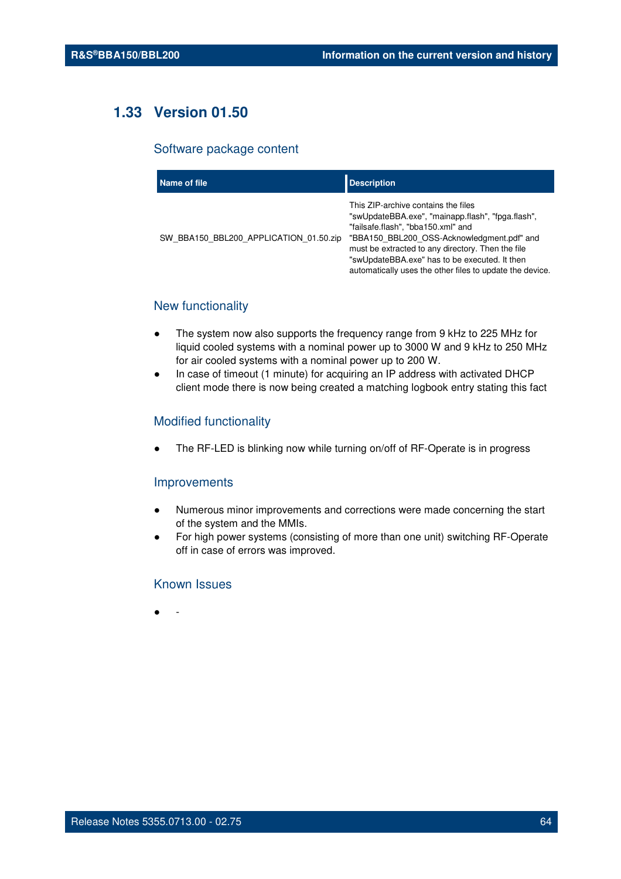## 1.33 Version 01.50

### Software package content

| Name of file | Description |
|---|---|
| SW_BBA150_BBL200_APPLICATION_01.50.zip | This ZIP-archive contains the files "swUpdateBBA.exe", "mainapp.flash", "fpga.flash", "failsafe.flash", "bba150.xml" and "BBA150_BBL200_OSS-Acknowledgment.pdf" and must be extracted to any directory. Then the file "swUpdateBBA.exe" has to be executed. It then automatically uses the other files to update the device. |

### New functionality

- The system now also supports the frequency range from 9 kHz to 225 MHz for liquid cooled systems with a nominal power up to 3000 W and 9 kHz to 250 MHz for air cooled systems with a nominal power up to 200 W.
- In case of timeout (1 minute) for acquiring an IP address with activated DHCP client mode there is now being created a matching logbook entry stating this fact

### Modified functionality

- The RF-LED is blinking now while turning on/off of RF-Operate is in progress

### Improvements

- Numerous minor improvements and corrections were made concerning the start of the system and the MMIs.
- For high power systems (consisting of more than one unit) switching RF-Operate off in case of errors was improved.

### Known Issues

- -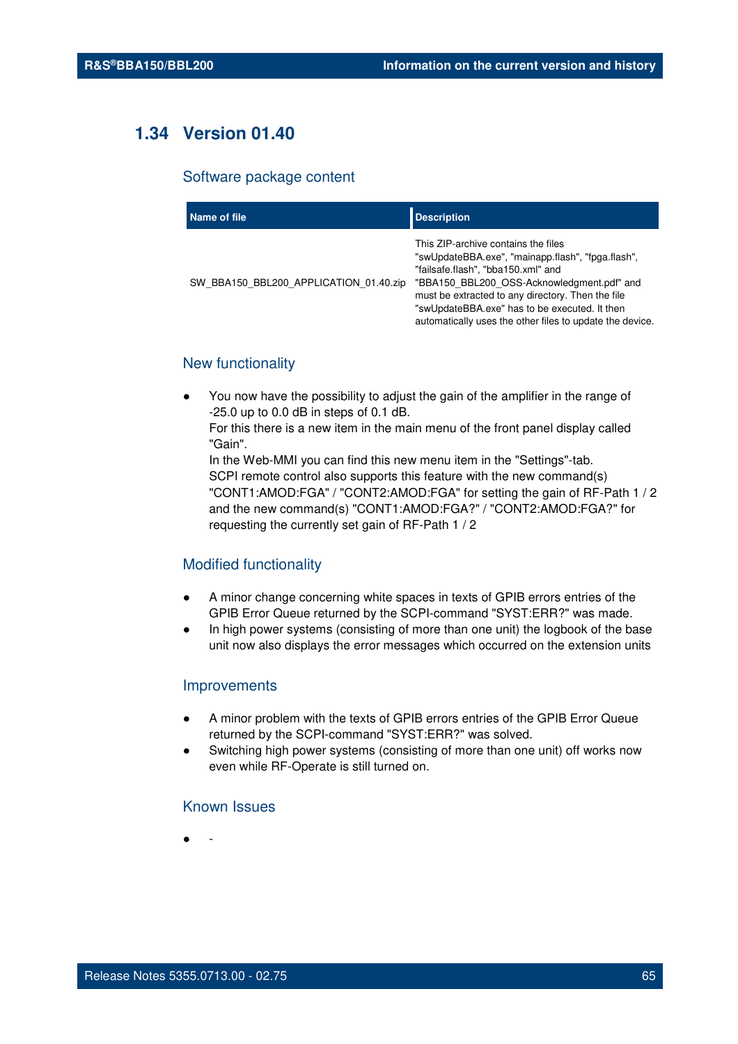## 1.34 Version 01.40

### Software package content

| Name of file | Description |
|---|---|
| SW_BBA150_BBL200_APPLICATION_01.40.zip | This ZIP-archive contains the files "swUpdateBBA.exe", "mainapp.flash", "fpga.flash", "failsafe.flash", "bba150.xml" and "BBA150_BBL200_OSS-Acknowledgment.pdf" and must be extracted to any directory. Then the file "swUpdateBBA.exe" has to be executed. It then automatically uses the other files to update the device. |

### New functionality

- You now have the possibility to adjust the gain of the amplifier in the range of -25.0 up to 0.0 dB in steps of 0.1 dB.
  For this there is a new item in the main menu of the front panel display called "Gain".
  In the Web-MMI you can find this new menu item in the "Settings"-tab.
  SCPI remote control also supports this feature with the new command(s) "CONT1:AMOD:FGA" / "CONT2:AMOD:FGA" for setting the gain of RF-Path 1 / 2 and the new command(s) "CONT1:AMOD:FGA?" / "CONT2:AMOD:FGA?" for requesting the currently set gain of RF-Path 1 / 2

### Modified functionality

- A minor change concerning white spaces in texts of GPIB errors entries of the GPIB Error Queue returned by the SCPI-command "SYST:ERR?" was made.
- In high power systems (consisting of more than one unit) the logbook of the base unit now also displays the error messages which occurred on the extension units

### Improvements

- A minor problem with the texts of GPIB errors entries of the GPIB Error Queue returned by the SCPI-command "SYST:ERR?" was solved.
- Switching high power systems (consisting of more than one unit) off works now even while RF-Operate is still turned on.

### Known Issues

- -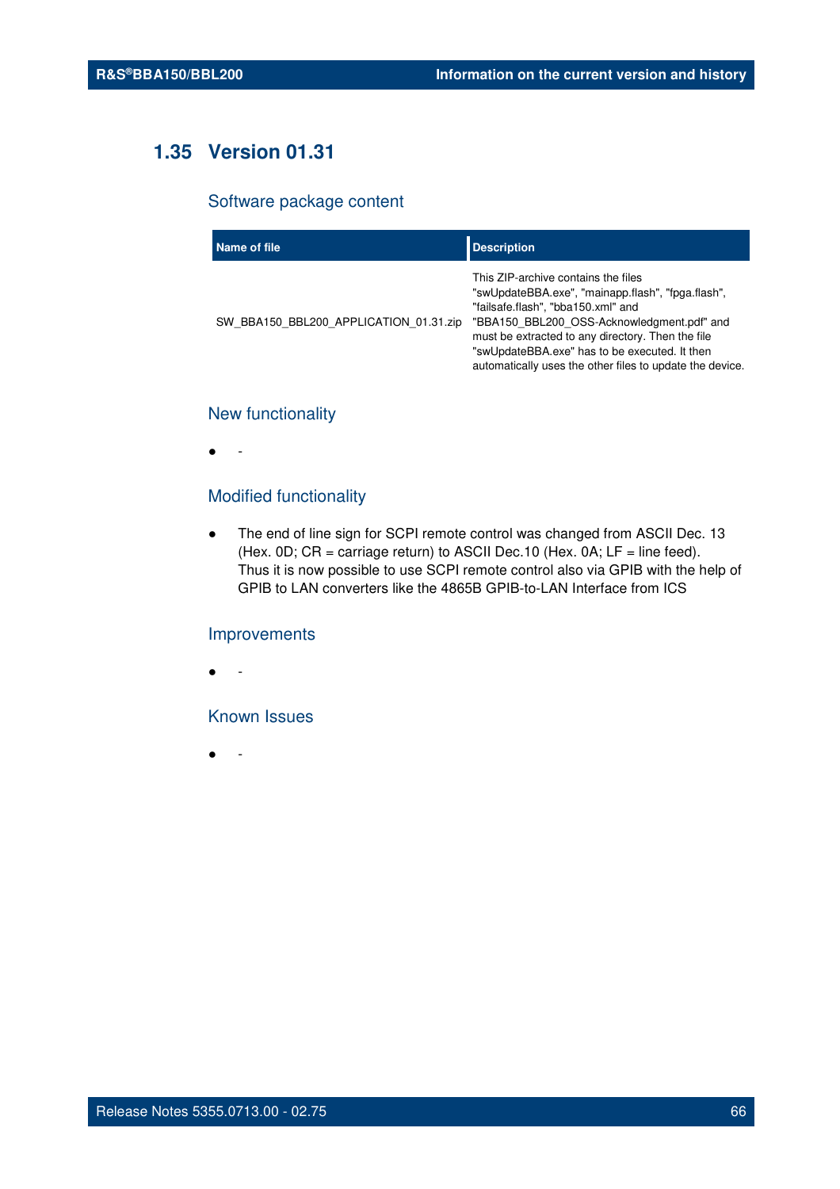## 1.35 Version 01.31

### Software package content

| Name of file | Description |
|---|---|
| SW_BBA150_BBL200_APPLICATION_01.31.zip | This ZIP-archive contains the files "swUpdateBBA.exe", "mainapp.flash", "fpga.flash", "failsafe.flash", "bba150.xml" and "BBA150_BBL200_OSS-Acknowledgment.pdf" and must be extracted to any directory. Then the file "swUpdateBBA.exe" has to be executed. It then automatically uses the other files to update the device. |

### New functionality

- -

### Modified functionality

- The end of line sign for SCPI remote control was changed from ASCII Dec. 13 (Hex. 0D; CR = carriage return) to ASCII Dec.10 (Hex. 0A; LF = line feed). Thus it is now possible to use SCPI remote control also via GPIB with the help of GPIB to LAN converters like the 4865B GPIB-to-LAN Interface from ICS

### Improvements

- -

### Known Issues

- -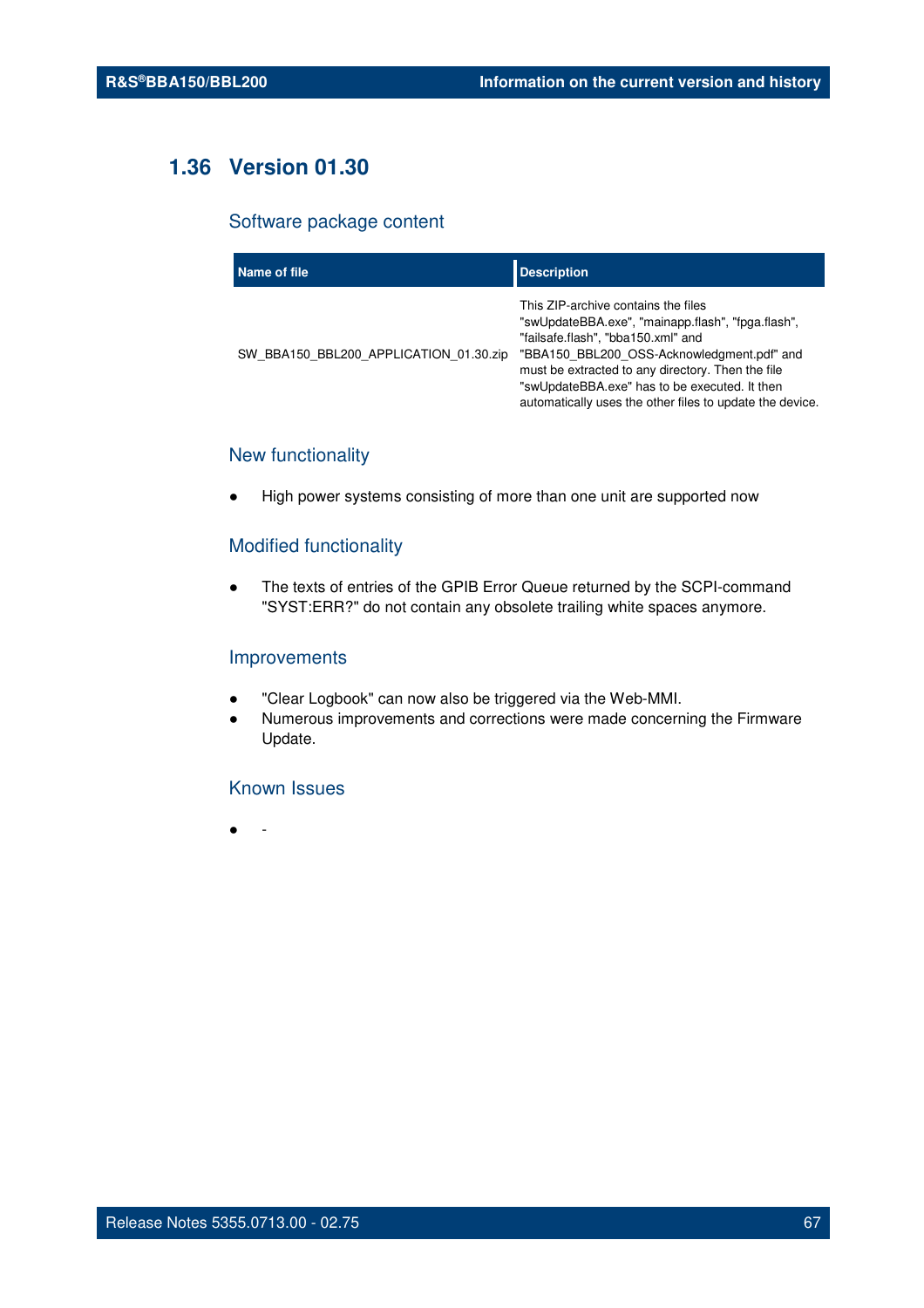## 1.36 Version 01.30

### Software package content

| Name of file | Description |
| --- | --- |
| SW_BBA150_BBL200_APPLICATION_01.30.zip | This ZIP-archive contains the files "swUpdateBBA.exe", "mainapp.flash", "fpga.flash", "failsafe.flash", "bba150.xml" and "BBA150_BBL200_OSS-Acknowledgment.pdf" and must be extracted to any directory. Then the file "swUpdateBBA.exe" has to be executed. It then automatically uses the other files to update the device. |

### New functionality

- High power systems consisting of more than one unit are supported now

### Modified functionality

- The texts of entries of the GPIB Error Queue returned by the SCPI-command "SYST:ERR?" do not contain any obsolete trailing white spaces anymore.

### Improvements

- "Clear Logbook" can now also be triggered via the Web-MMI.
- Numerous improvements and corrections were made concerning the Firmware Update.

### Known Issues

- -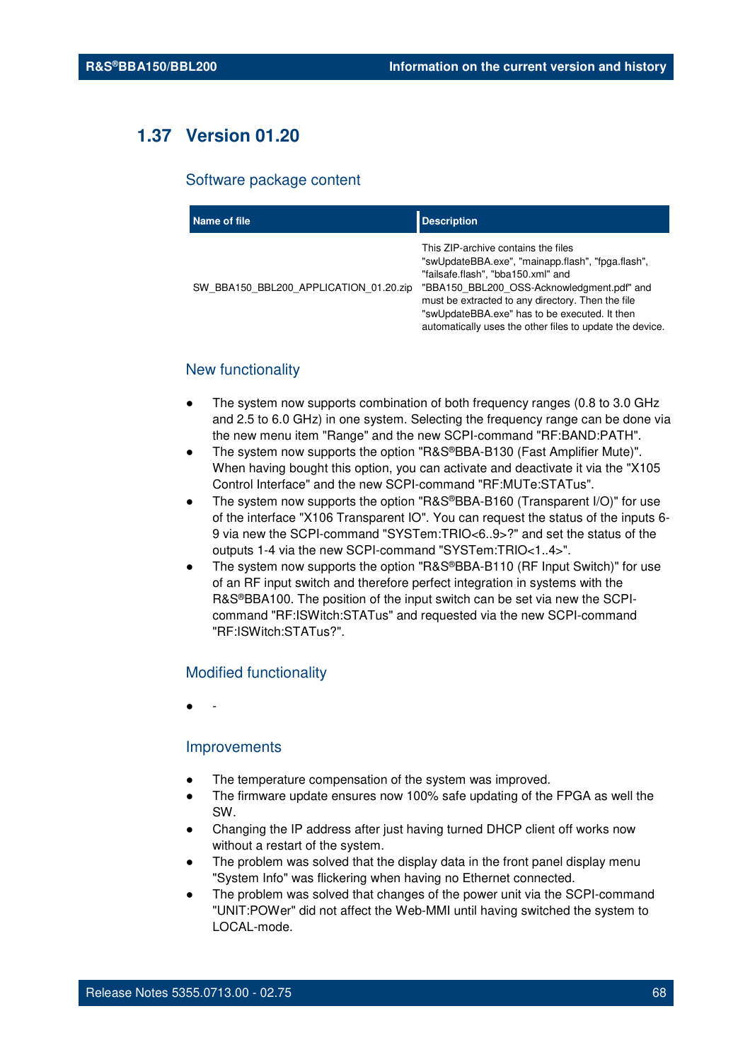## 1.37 Version 01.20

### Software package content

| Name of file | Description |
|---|---|
| SW_BBA150_BBL200_APPLICATION_01.20.zip | This ZIP-archive contains the files "swUpdateBBA.exe", "mainapp.flash", "fpga.flash", "failsafe.flash", "bba150.xml" and "BBA150_BBL200_OSS-Acknowledgment.pdf" and must be extracted to any directory. Then the file "swUpdateBBA.exe" has to be executed. It then automatically uses the other files to update the device. |

### New functionality

- The system now supports combination of both frequency ranges (0.8 to 3.0 GHz and 2.5 to 6.0 GHz) in one system. Selecting the frequency range can be done via the new menu item "Range" and the new SCPI-command "RF:BAND:PATH".
- The system now supports the option "R&S®BBA-B130 (Fast Amplifier Mute)". When having bought this option, you can activate and deactivate it via the "X105 Control Interface" and the new SCPI-command "RF:MUTe:STATus".
- The system now supports the option "R&S®BBA-B160 (Transparent I/O)" for use of the interface "X106 Transparent IO". You can request the status of the inputs 6-9 via new the SCPI-command "SYSTem:TRIO<6..9>?" and set the status of the outputs 1-4 via the new SCPI-command "SYSTem:TRIO<1..4>".
- The system now supports the option "R&S®BBA-B110 (RF Input Switch)" for use of an RF input switch and therefore perfect integration in systems with the R&S®BBA100. The position of the input switch can be set via new the SCPI-command "RF:ISWitch:STATus" and requested via the new SCPI-command "RF:ISWitch:STATus?".

### Modified functionality

- -

### Improvements

- The temperature compensation of the system was improved.
- The firmware update ensures now 100% safe updating of the FPGA as well the SW.
- Changing the IP address after just having turned DHCP client off works now without a restart of the system.
- The problem was solved that the display data in the front panel display menu "System Info" was flickering when having no Ethernet connected.
- The problem was solved that changes of the power unit via the SCPI-command "UNIT:POWer" did not affect the Web-MMI until having switched the system to LOCAL-mode.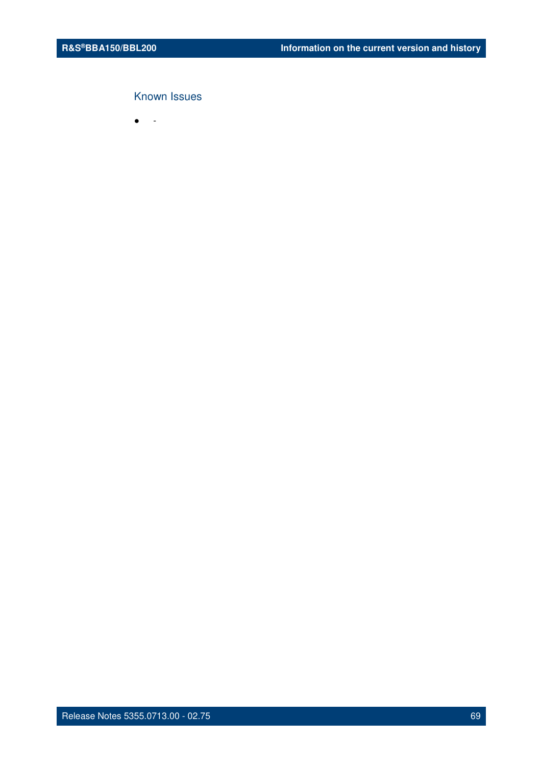### Known Issues

- -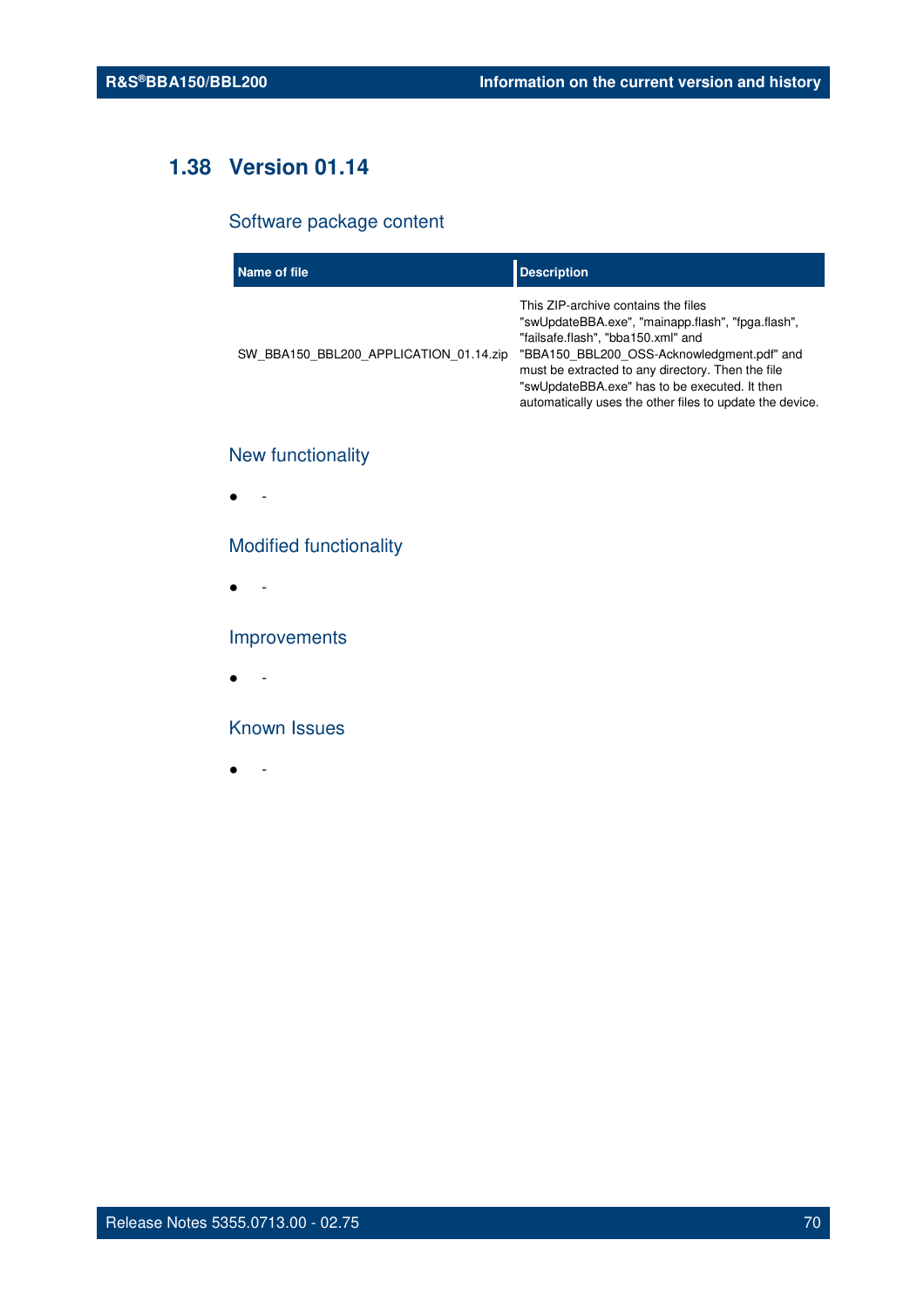## 1.38 Version 01.14

### Software package content

| Name of file | Description |
| --- | --- |
| SW_BBA150_BBL200_APPLICATION_01.14.zip | This ZIP-archive contains the files "swUpdateBBA.exe", "mainapp.flash", "fpga.flash", "failsafe.flash", "bba150.xml" and "BBA150_BBL200_OSS-Acknowledgment.pdf" and must be extracted to any directory. Then the file "swUpdateBBA.exe" has to be executed. It then automatically uses the other files to update the device. |

### New functionality

- -

### Modified functionality

- -

### Improvements

- -

### Known Issues

- -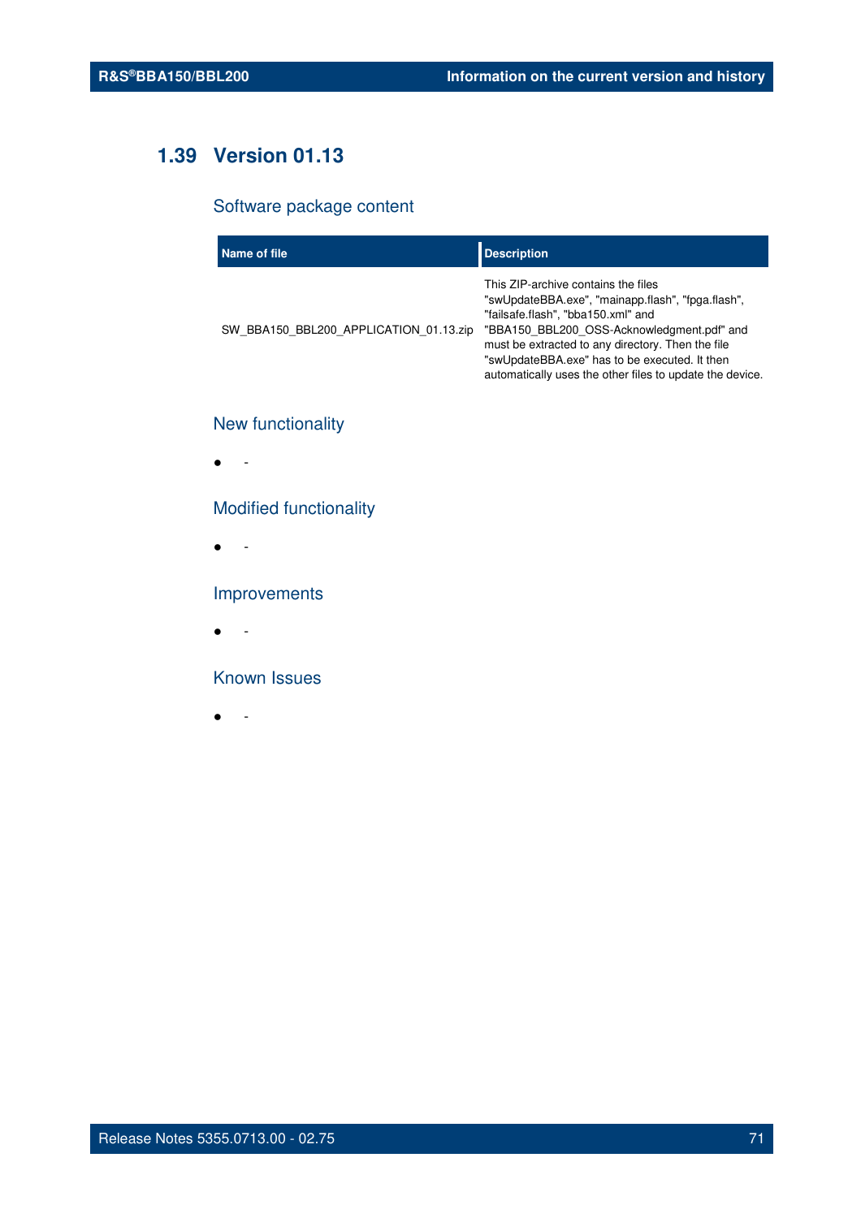## 1.39 Version 01.13

### Software package content

| Name of file | Description |
| --- | --- |
| SW_BBA150_BBL200_APPLICATION_01.13.zip | This ZIP-archive contains the files "swUpdateBBA.exe", "mainapp.flash", "fpga.flash", "failsafe.flash", "bba150.xml" and "BBA150_BBL200_OSS-Acknowledgment.pdf" and must be extracted to any directory. Then the file "swUpdateBBA.exe" has to be executed. It then automatically uses the other files to update the device. |

### New functionality

- -

### Modified functionality

- -

### Improvements

- -

### Known Issues

- -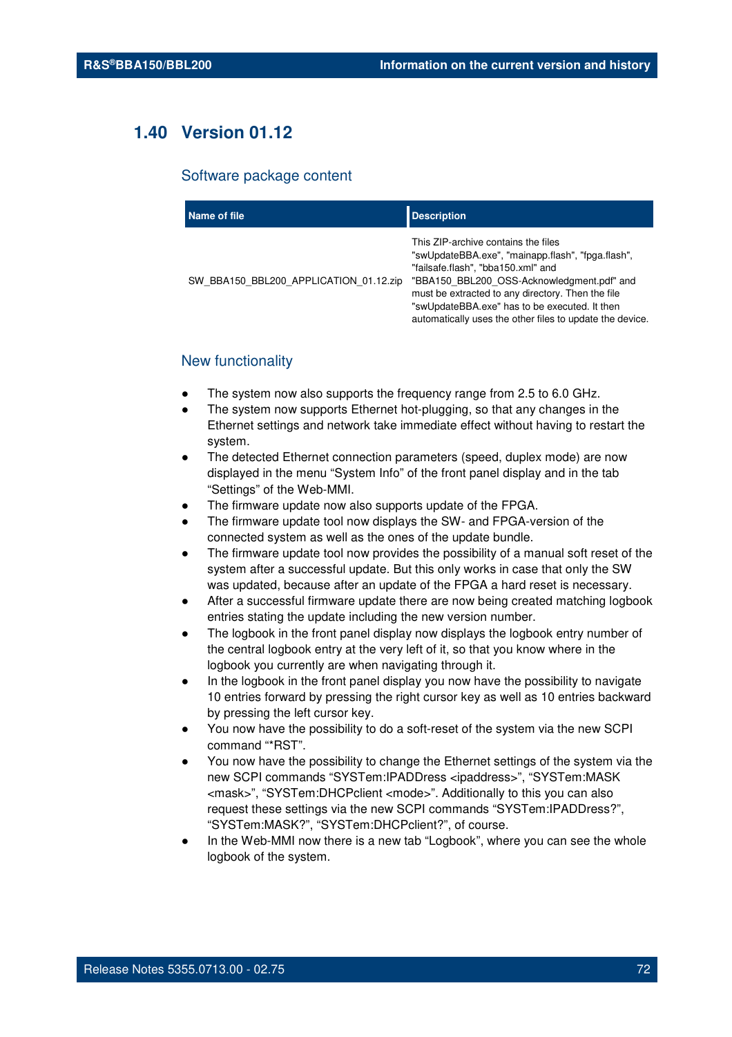## 1.40 Version 01.12

### Software package content

| Name of file | Description |
|---|---|
| SW_BBA150_BBL200_APPLICATION_01.12.zip | This ZIP-archive contains the files "swUpdateBBA.exe", "mainapp.flash", "fpga.flash", "failsafe.flash", "bba150.xml" and "BBA150_BBL200_OSS-Acknowledgment.pdf" and must be extracted to any directory. Then the file "swUpdateBBA.exe" has to be executed. It then automatically uses the other files to update the device. |

### New functionality

- The system now also supports the frequency range from 2.5 to 6.0 GHz.
- The system now supports Ethernet hot-plugging, so that any changes in the Ethernet settings and network take immediate effect without having to restart the system.
- The detected Ethernet connection parameters (speed, duplex mode) are now displayed in the menu “System Info” of the front panel display and in the tab “Settings” of the Web-MMI.
- The firmware update now also supports update of the FPGA.
- The firmware update tool now displays the SW- and FPGA-version of the connected system as well as the ones of the update bundle.
- The firmware update tool now provides the possibility of a manual soft reset of the system after a successful update. But this only works in case that only the SW was updated, because after an update of the FPGA a hard reset is necessary.
- After a successful firmware update there are now being created matching logbook entries stating the update including the new version number.
- The logbook in the front panel display now displays the logbook entry number of the central logbook entry at the very left of it, so that you know where in the logbook you currently are when navigating through it.
- In the logbook in the front panel display you now have the possibility to navigate 10 entries forward by pressing the right cursor key as well as 10 entries backward by pressing the left cursor key.
- You now have the possibility to do a soft-reset of the system via the new SCPI command “*RST”.
- You now have the possibility to change the Ethernet settings of the system via the new SCPI commands “SYSTem:IPADDress <ipaddress>”, “SYSTem:MASK <mask>”, “SYSTem:DHCPclient <mode>”. Additionally to this you can also request these settings via the new SCPI commands “SYSTem:IPADDress?”, “SYSTem:MASK?”, “SYSTem:DHCPclient?”, of course.
- In the Web-MMI now there is a new tab “Logbook”, where you can see the whole logbook of the system.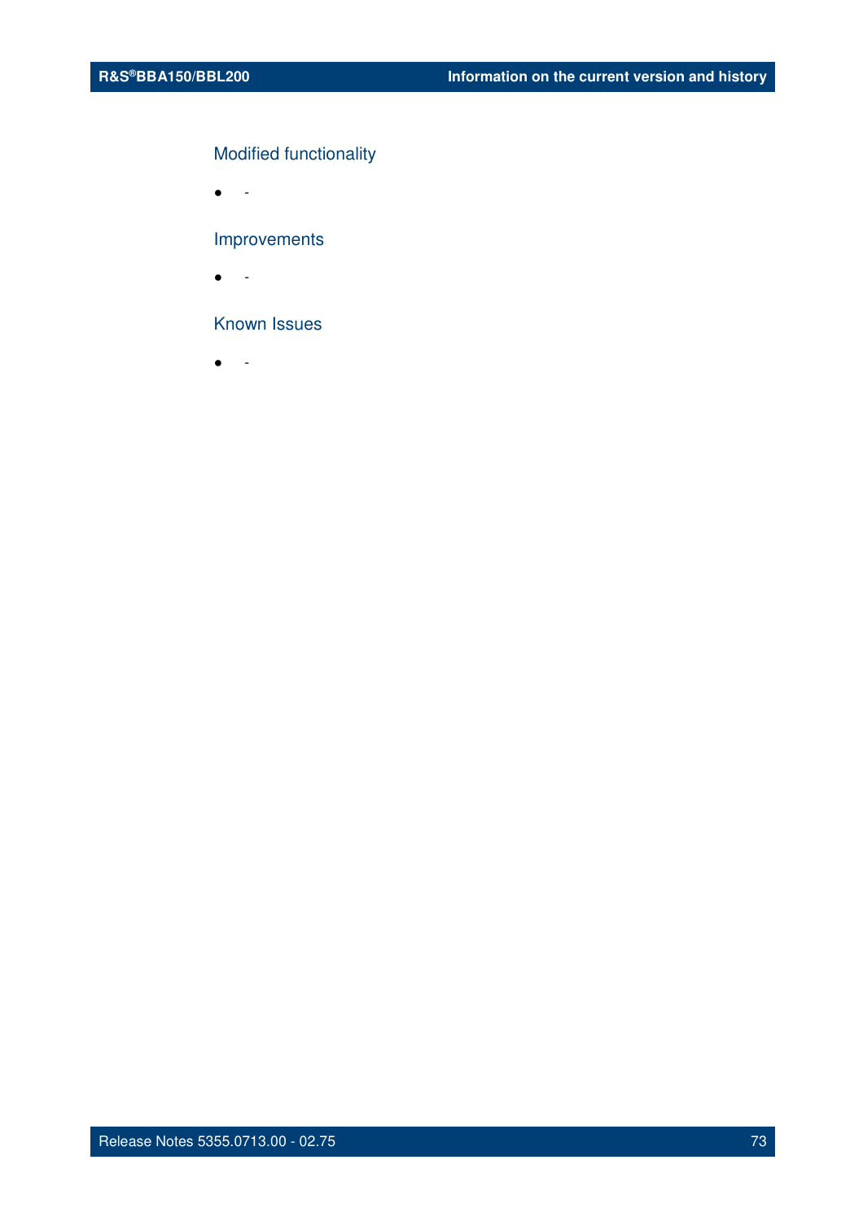### Modified functionality

- -

### Improvements

- -

### Known Issues

- -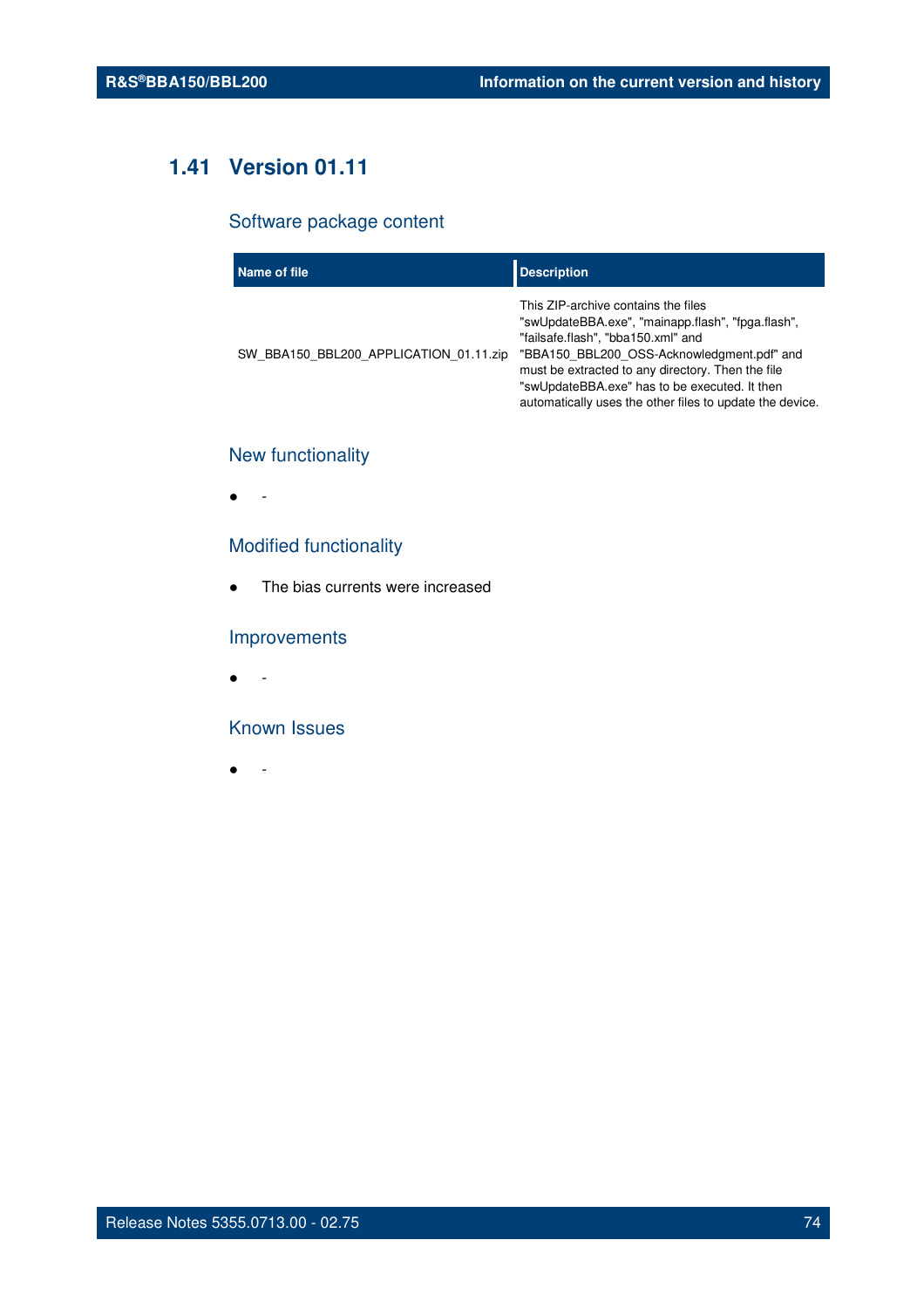## 1.41 Version 01.11

### Software package content

| Name of file | Description |
| --- | --- |
| SW_BBA150_BBL200_APPLICATION_01.11.zip | This ZIP-archive contains the files "swUpdateBBA.exe", "mainapp.flash", "fpga.flash", "failsafe.flash", "bba150.xml" and "BBA150_BBL200_OSS-Acknowledgment.pdf" and must be extracted to any directory. Then the file "swUpdateBBA.exe" has to be executed. It then automatically uses the other files to update the device. |

### New functionality

- -

### Modified functionality

- The bias currents were increased

### Improvements

- -

### Known Issues

- -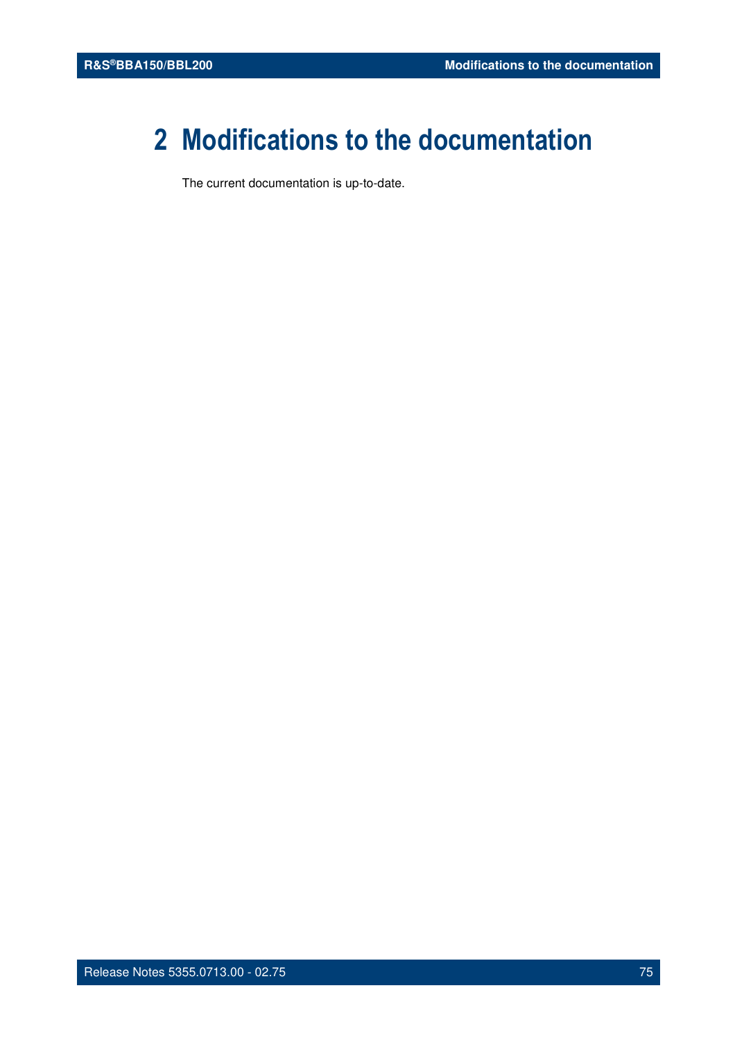# 2 Modifications to the documentation

The current documentation is up-to-date.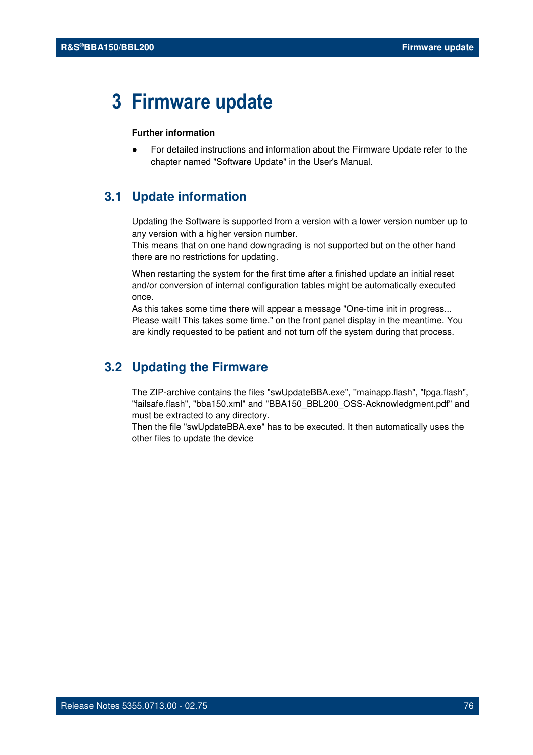# 3 Firmware update

**Further information**

- For detailed instructions and information about the Firmware Update refer to the chapter named "Software Update" in the User's Manual.

## 3.1 Update information

Updating the Software is supported from a version with a lower version number up to any version with a higher version number.
This means that on one hand downgrading is not supported but on the other hand there are no restrictions for updating.

When restarting the system for the first time after a finished update an initial reset and/or conversion of internal configuration tables might be automatically executed once.
As this takes some time there will appear a message "One-time init in progress... Please wait! This takes some time." on the front panel display in the meantime. You are kindly requested to be patient and not turn off the system during that process.

## 3.2 Updating the Firmware

The ZIP-archive contains the files "swUpdateBBA.exe", "mainapp.flash", "fpga.flash", "failsafe.flash", "bba150.xml" and "BBA150_BBL200_OSS-Acknowledgment.pdf" and must be extracted to any directory.
Then the file "swUpdateBBA.exe" has to be executed. It then automatically uses the other files to update the device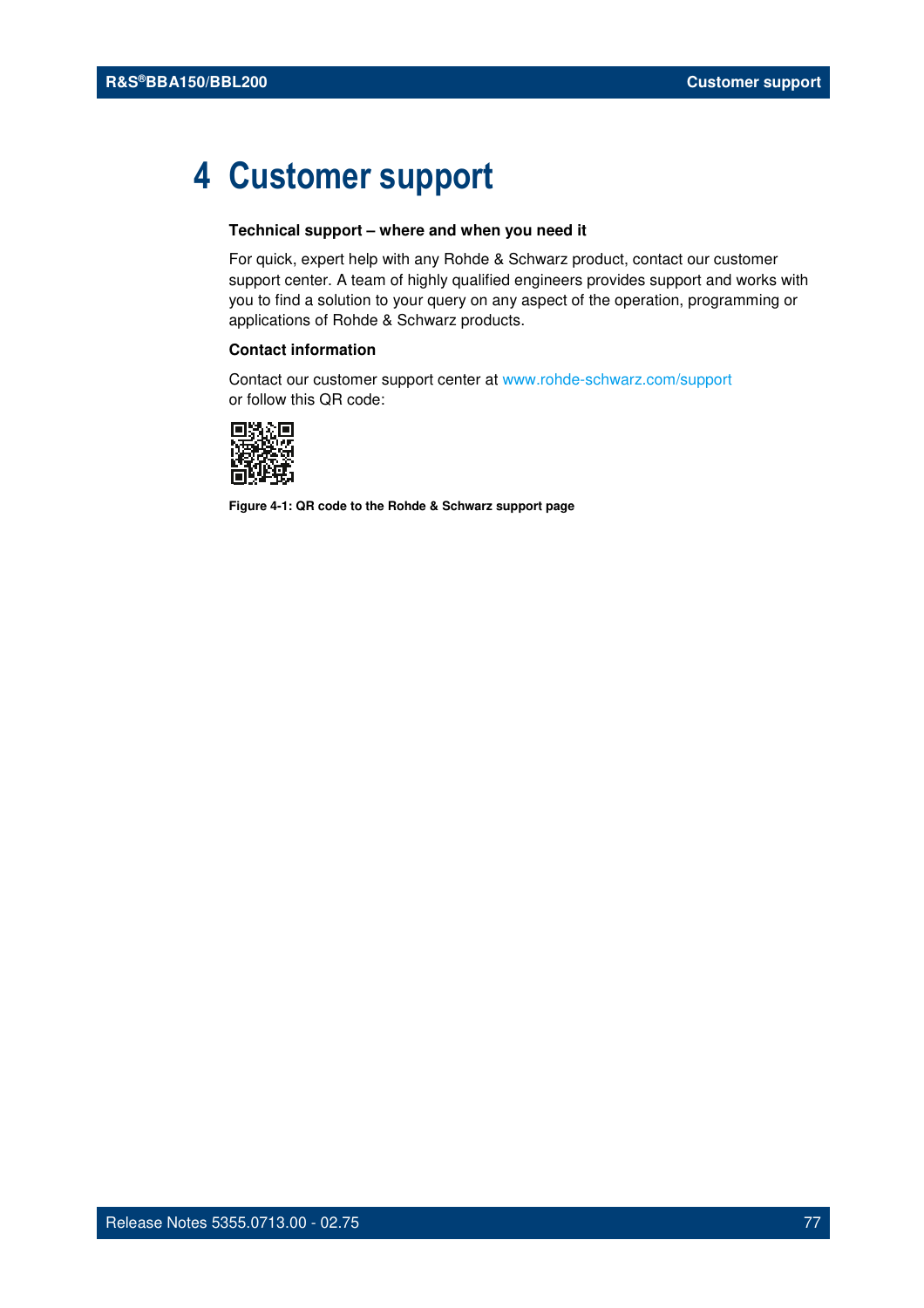# 4 Customer support

**Technical support – where and when you need it**

For quick, expert help with any Rohde & Schwarz product, contact our customer support center. A team of highly qualified engineers provides support and works with you to find a solution to your query on any aspect of the operation, programming or applications of Rohde & Schwarz products.

**Contact information**

Contact our customer support center at www.rohde-schwarz.com/support or follow this QR code:

**Figure 4-1: QR code to the Rohde & Schwarz support page**